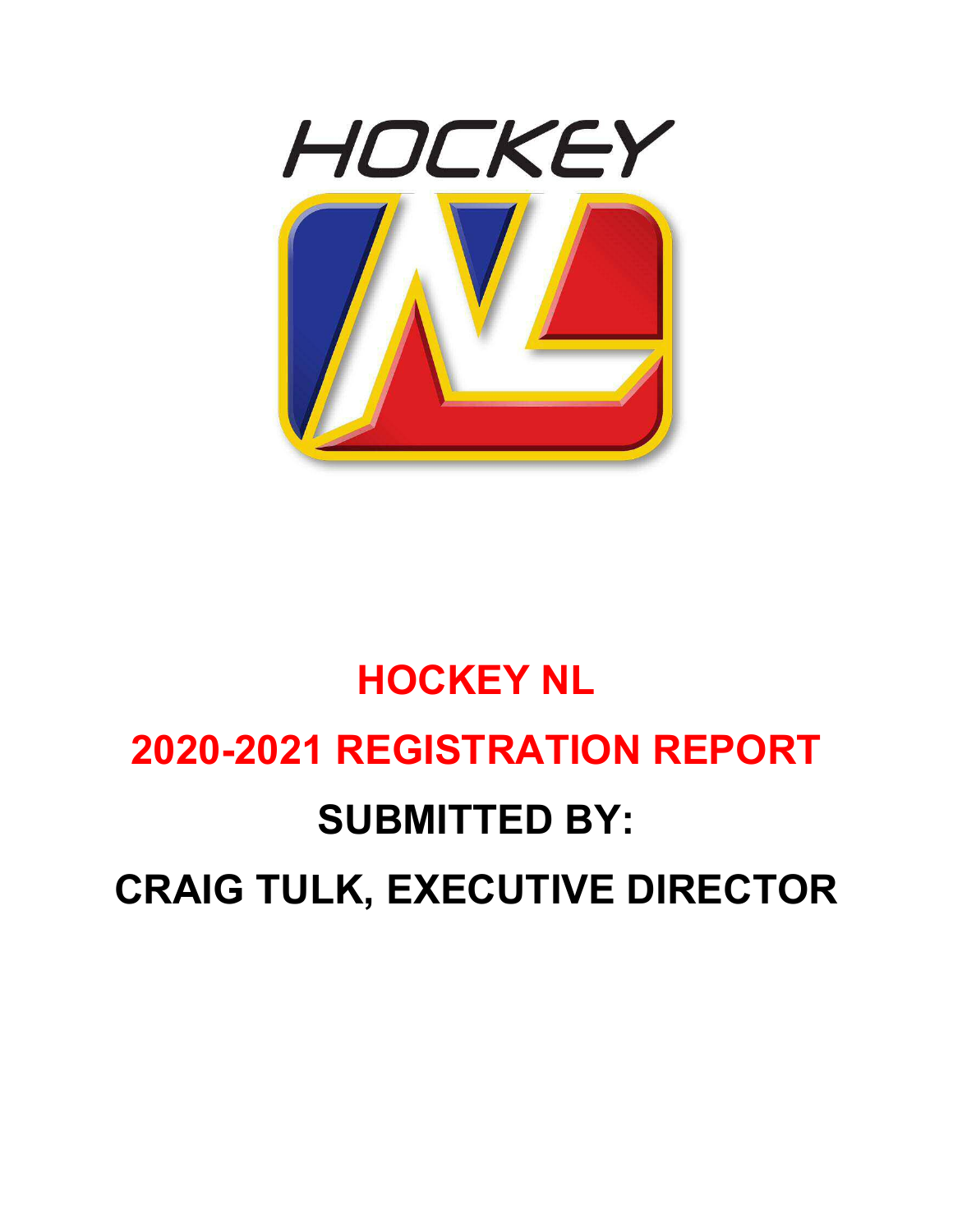# HOCKEY NL

# 2020-2021 REGISTRATION REPORT

## SUBMITTED BY:

## CRAIG TULK, EXECUTIVE DIRECTOR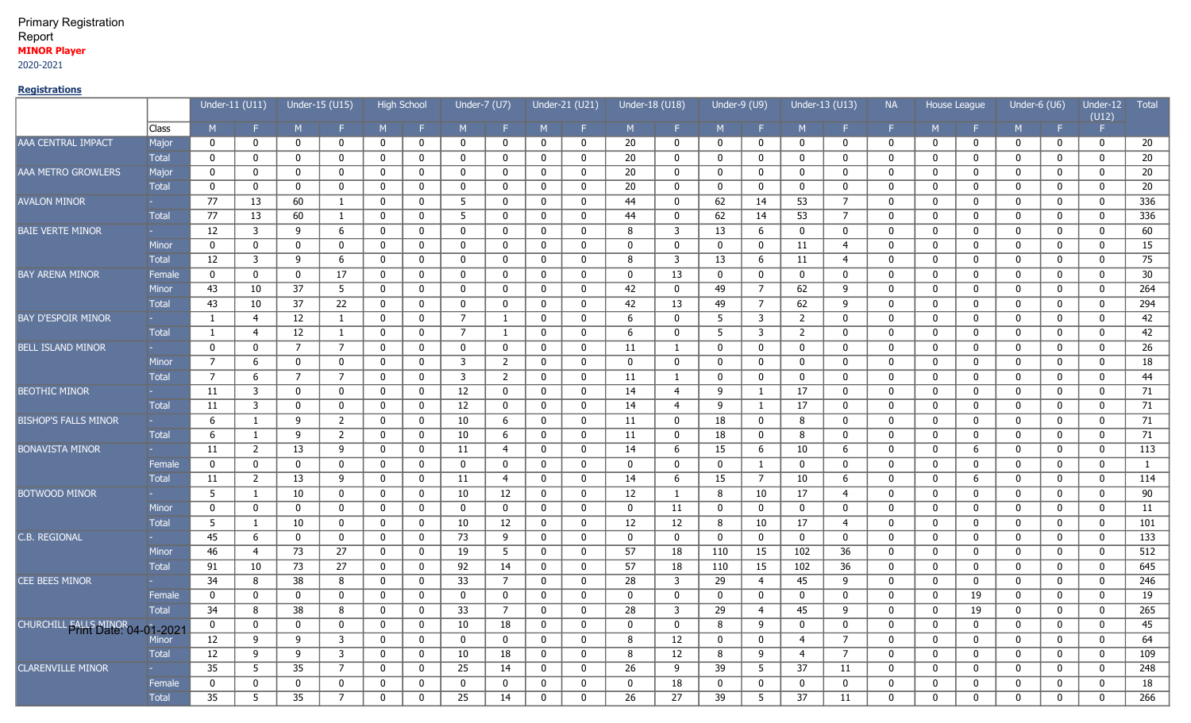Primary Registration Report

**MINOR Player**

2020-2021

**Registrations**

| | | Under-11 (U11) | | Under-15 (U15) | | High School | | Under-7 (U7) | | Under-21 (U21) | | Under-18 (U18) | | Under-9 (U9) | | Under-13 (U13) | | NA | House League | | Under-6 (U6) | | Under-12 (U12) | Total |
|---|---|---|---|---|---|---|---|---|---|---|---|---|---|---|---|---|---|---|---|---|---|---|---|---|
| | Class | M | F | M | F | M | F | M | F | M | F | M | F | M | F | M | F | F | M | F | M | F | F | |
| AAA CENTRAL IMPACT | Major | 0 | 0 | 0 | 0 | 0 | 0 | 0 | 0 | 0 | 0 | 20 | 0 | 0 | 0 | 0 | 0 | 0 | 0 | 0 | 0 | 0 | 0 | 20 |
| | Total | 0 | 0 | 0 | 0 | 0 | 0 | 0 | 0 | 0 | 0 | 20 | 0 | 0 | 0 | 0 | 0 | 0 | 0 | 0 | 0 | 0 | 0 | 20 |
| AAA METRO GROWLERS | Major | 0 | 0 | 0 | 0 | 0 | 0 | 0 | 0 | 0 | 0 | 20 | 0 | 0 | 0 | 0 | 0 | 0 | 0 | 0 | 0 | 0 | 0 | 20 |
| | Total | 0 | 0 | 0 | 0 | 0 | 0 | 0 | 0 | 0 | 0 | 20 | 0 | 0 | 0 | 0 | 0 | 0 | 0 | 0 | 0 | 0 | 0 | 20 |
| AVALON MINOR | - | 77 | 13 | 60 | 1 | 0 | 0 | 5 | 0 | 0 | 0 | 44 | 0 | 62 | 14 | 53 | 7 | 0 | 0 | 0 | 0 | 0 | 0 | 336 |
| | Total | 77 | 13 | 60 | 1 | 0 | 0 | 5 | 0 | 0 | 0 | 44 | 0 | 62 | 14 | 53 | 7 | 0 | 0 | 0 | 0 | 0 | 0 | 336 |
| BAIE VERTE MINOR | - | 12 | 3 | 9 | 6 | 0 | 0 | 0 | 0 | 0 | 0 | 8 | 3 | 13 | 6 | 0 | 0 | 0 | 0 | 0 | 0 | 0 | 0 | 60 |
| | Minor | 0 | 0 | 0 | 0 | 0 | 0 | 0 | 0 | 0 | 0 | 0 | 0 | 0 | 0 | 11 | 4 | 0 | 0 | 0 | 0 | 0 | 0 | 15 |
| | Total | 12 | 3 | 9 | 6 | 0 | 0 | 0 | 0 | 0 | 0 | 8 | 3 | 13 | 6 | 11 | 4 | 0 | 0 | 0 | 0 | 0 | 0 | 75 |
| BAY ARENA MINOR | Female | 0 | 0 | 0 | 17 | 0 | 0 | 0 | 0 | 0 | 0 | 0 | 13 | 0 | 0 | 0 | 0 | 0 | 0 | 0 | 0 | 0 | 0 | 30 |
| | Minor | 43 | 10 | 37 | 5 | 0 | 0 | 0 | 0 | 0 | 0 | 42 | 0 | 49 | 7 | 62 | 9 | 0 | 0 | 0 | 0 | 0 | 0 | 264 |
| | Total | 43 | 10 | 37 | 22 | 0 | 0 | 0 | 0 | 0 | 0 | 42 | 13 | 49 | 7 | 62 | 9 | 0 | 0 | 0 | 0 | 0 | 0 | 294 |
| BAY D'ESPOIR MINOR | - | 1 | 4 | 12 | 1 | 0 | 0 | 7 | 1 | 0 | 0 | 6 | 0 | 5 | 3 | 2 | 0 | 0 | 0 | 0 | 0 | 0 | 0 | 42 |
| | Total | 1 | 4 | 12 | 1 | 0 | 0 | 7 | 1 | 0 | 0 | 6 | 0 | 5 | 3 | 2 | 0 | 0 | 0 | 0 | 0 | 0 | 0 | 42 |
| BELL ISLAND MINOR | - | 0 | 0 | 7 | 7 | 0 | 0 | 0 | 0 | 0 | 0 | 11 | 1 | 0 | 0 | 0 | 0 | 0 | 0 | 0 | 0 | 0 | 0 | 26 |
| | Minor | 7 | 6 | 0 | 0 | 0 | 0 | 3 | 2 | 0 | 0 | 0 | 0 | 0 | 0 | 0 | 0 | 0 | 0 | 0 | 0 | 0 | 0 | 18 |
| | Total | 7 | 6 | 7 | 7 | 0 | 0 | 3 | 2 | 0 | 0 | 11 | 1 | 0 | 0 | 0 | 0 | 0 | 0 | 0 | 0 | 0 | 0 | 44 |
| BEOTHIC MINOR | - | 11 | 3 | 0 | 0 | 0 | 0 | 12 | 0 | 0 | 0 | 14 | 4 | 9 | 1 | 17 | 0 | 0 | 0 | 0 | 0 | 0 | 0 | 71 |
| | Total | 11 | 3 | 0 | 0 | 0 | 0 | 12 | 0 | 0 | 0 | 14 | 4 | 9 | 1 | 17 | 0 | 0 | 0 | 0 | 0 | 0 | 0 | 71 |
| BISHOP'S FALLS MINOR | - | 6 | 1 | 9 | 2 | 0 | 0 | 10 | 6 | 0 | 0 | 11 | 0 | 18 | 0 | 8 | 0 | 0 | 0 | 0 | 0 | 0 | 0 | 71 |
| | Total | 6 | 1 | 9 | 2 | 0 | 0 | 10 | 6 | 0 | 0 | 11 | 0 | 18 | 0 | 8 | 0 | 0 | 0 | 0 | 0 | 0 | 0 | 71 |
| BONAVISTA MINOR | - | 11 | 2 | 13 | 9 | 0 | 0 | 11 | 4 | 0 | 0 | 14 | 6 | 15 | 6 | 10 | 6 | 0 | 0 | 6 | 0 | 0 | 0 | 113 |
| | Female | 0 | 0 | 0 | 0 | 0 | 0 | 0 | 0 | 0 | 0 | 0 | 0 | 0 | 1 | 0 | 0 | 0 | 0 | 0 | 0 | 0 | 0 | 1 |
| | Total | 11 | 2 | 13 | 9 | 0 | 0 | 11 | 4 | 0 | 0 | 14 | 6 | 15 | 7 | 10 | 6 | 0 | 0 | 6 | 0 | 0 | 0 | 114 |
| BOTWOOD MINOR | - | 5 | 1 | 10 | 0 | 0 | 0 | 10 | 12 | 0 | 0 | 12 | 1 | 8 | 10 | 17 | 4 | 0 | 0 | 0 | 0 | 0 | 0 | 90 |
| | Minor | 0 | 0 | 0 | 0 | 0 | 0 | 0 | 0 | 0 | 0 | 0 | 11 | 0 | 0 | 0 | 0 | 0 | 0 | 0 | 0 | 0 | 0 | 11 |
| | Total | 5 | 1 | 10 | 0 | 0 | 0 | 10 | 12 | 0 | 0 | 12 | 12 | 8 | 10 | 17 | 4 | 0 | 0 | 0 | 0 | 0 | 0 | 101 |
| C.B. REGIONAL | - | 45 | 6 | 0 | 0 | 0 | 0 | 73 | 9 | 0 | 0 | 0 | 0 | 0 | 0 | 0 | 0 | 0 | 0 | 0 | 0 | 0 | 0 | 133 |
| | Minor | 46 | 4 | 73 | 27 | 0 | 0 | 19 | 5 | 0 | 0 | 57 | 18 | 110 | 15 | 102 | 36 | 0 | 0 | 0 | 0 | 0 | 0 | 512 |
| | Total | 91 | 10 | 73 | 27 | 0 | 0 | 92 | 14 | 0 | 0 | 57 | 18 | 110 | 15 | 102 | 36 | 0 | 0 | 0 | 0 | 0 | 0 | 645 |
| CEE BEES MINOR | - | 34 | 8 | 38 | 8 | 0 | 0 | 33 | 7 | 0 | 0 | 28 | 3 | 29 | 4 | 45 | 9 | 0 | 0 | 0 | 0 | 0 | 0 | 246 |
| | Female | 0 | 0 | 0 | 0 | 0 | 0 | 0 | 0 | 0 | 0 | 0 | 0 | 0 | 0 | 0 | 0 | 0 | 0 | 19 | 0 | 0 | 0 | 19 |
| | Total | 34 | 8 | 38 | 8 | 0 | 0 | 33 | 7 | 0 | 0 | 28 | 3 | 29 | 4 | 45 | 9 | 0 | 0 | 19 | 0 | 0 | 0 | 265 |
| CHURCHILL FALLS MINOR | - | 0 | 0 | 0 | 0 | 0 | 0 | 10 | 18 | 0 | 0 | 0 | 0 | 8 | 9 | 0 | 0 | 0 | 0 | 0 | 0 | 0 | 0 | 45 |
| | Minor | 12 | 9 | 9 | 3 | 0 | 0 | 0 | 0 | 0 | 0 | 8 | 12 | 0 | 0 | 4 | 7 | 0 | 0 | 0 | 0 | 0 | 0 | 64 |
| | Total | 12 | 9 | 9 | 3 | 0 | 0 | 10 | 18 | 0 | 0 | 8 | 12 | 8 | 9 | 4 | 7 | 0 | 0 | 0 | 0 | 0 | 0 | 109 |
| CLARENVILLE MINOR | - | 35 | 5 | 35 | 7 | 0 | 0 | 25 | 14 | 0 | 0 | 26 | 9 | 39 | 5 | 37 | 11 | 0 | 0 | 0 | 0 | 0 | 0 | 248 |
| | Female | 0 | 0 | 0 | 0 | 0 | 0 | 0 | 0 | 0 | 0 | 0 | 18 | 0 | 0 | 0 | 0 | 0 | 0 | 0 | 0 | 0 | 0 | 18 |
| | Total | 35 | 5 | 35 | 7 | 0 | 0 | 25 | 14 | 0 | 0 | 26 | 27 | 39 | 5 | 37 | 11 | 0 | 0 | 0 | 0 | 0 | 0 | 266 |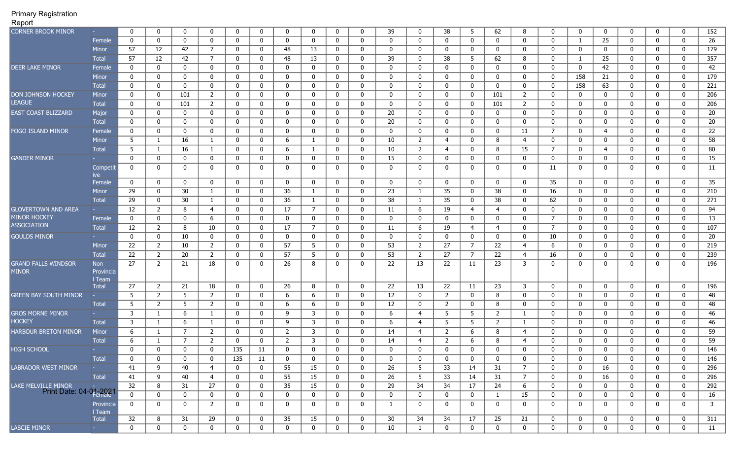Primary Registration Report

| | | | | | | | | | | | | | | | | | | | | | | | | | |
|---|---|---|---|---|---|---|---|---|---|---|---|---|---|---|---|---|---|---|---|---|---|---|---|---|---|
| CORNER BROOK MINOR | - | 0 | 0 | 0 | 0 | 0 | 0 | 0 | 0 | 0 | 0 | 39 | 0 | 38 | 5 | 62 | 8 | 0 | 0 | 0 | 0 | 0 | 0 | 152 |
| | Female | 0 | 0 | 0 | 0 | 0 | 0 | 0 | 0 | 0 | 0 | 0 | 0 | 0 | 0 | 0 | 0 | 0 | 1 | 25 | 0 | 0 | 0 | 26 |
| | Minor | 57 | 12 | 42 | 7 | 0 | 0 | 48 | 13 | 0 | 0 | 0 | 0 | 0 | 0 | 0 | 0 | 0 | 0 | 0 | 0 | 0 | 0 | 179 |
| | Total | 57 | 12 | 42 | 7 | 0 | 0 | 48 | 13 | 0 | 0 | 39 | 0 | 38 | 5 | 62 | 8 | 0 | 1 | 25 | 0 | 0 | 0 | 357 |
| DEER LAKE MINOR | Female | 0 | 0 | 0 | 0 | 0 | 0 | 0 | 0 | 0 | 0 | 0 | 0 | 0 | 0 | 0 | 0 | 0 | 0 | 42 | 0 | 0 | 0 | 42 |
| | Minor | 0 | 0 | 0 | 0 | 0 | 0 | 0 | 0 | 0 | 0 | 0 | 0 | 0 | 0 | 0 | 0 | 0 | 158 | 21 | 0 | 0 | 0 | 179 |
| | Total | 0 | 0 | 0 | 0 | 0 | 0 | 0 | 0 | 0 | 0 | 0 | 0 | 0 | 0 | 0 | 0 | 0 | 158 | 63 | 0 | 0 | 0 | 221 |
| DON JOHNSON HOCKEY LEAGUE | Minor | 0 | 0 | 101 | 2 | 0 | 0 | 0 | 0 | 0 | 0 | 0 | 0 | 0 | 0 | 101 | 2 | 0 | 0 | 0 | 0 | 0 | 0 | 206 |
| | Total | 0 | 0 | 101 | 2 | 0 | 0 | 0 | 0 | 0 | 0 | 0 | 0 | 0 | 0 | 101 | 2 | 0 | 0 | 0 | 0 | 0 | 0 | 206 |
| EAST COAST BLIZZARD | Major | 0 | 0 | 0 | 0 | 0 | 0 | 0 | 0 | 0 | 0 | 20 | 0 | 0 | 0 | 0 | 0 | 0 | 0 | 0 | 0 | 0 | 0 | 20 |
| | Total | 0 | 0 | 0 | 0 | 0 | 0 | 0 | 0 | 0 | 0 | 20 | 0 | 0 | 0 | 0 | 0 | 0 | 0 | 0 | 0 | 0 | 0 | 20 |
| FOGO ISLAND MINOR | Female | 0 | 0 | 0 | 0 | 0 | 0 | 0 | 0 | 0 | 0 | 0 | 0 | 0 | 0 | 0 | 11 | 7 | 0 | 4 | 0 | 0 | 0 | 22 |
| | Minor | 5 | 1 | 16 | 1 | 0 | 0 | 6 | 1 | 0 | 0 | 10 | 2 | 4 | 0 | 8 | 4 | 0 | 0 | 0 | 0 | 0 | 0 | 58 |
| | Total | 5 | 1 | 16 | 1 | 0 | 0 | 6 | 1 | 0 | 0 | 10 | 2 | 4 | 0 | 8 | 15 | 7 | 0 | 4 | 0 | 0 | 0 | 80 |
| GANDER MINOR | - | 0 | 0 | 0 | 0 | 0 | 0 | 0 | 0 | 0 | 0 | 15 | 0 | 0 | 0 | 0 | 0 | 0 | 0 | 0 | 0 | 0 | 0 | 15 |
| | Competitive | 0 | 0 | 0 | 0 | 0 | 0 | 0 | 0 | 0 | 0 | 0 | 0 | 0 | 0 | 0 | 0 | 11 | 0 | 0 | 0 | 0 | 0 | 11 |
| | Female | 0 | 0 | 0 | 0 | 0 | 0 | 0 | 0 | 0 | 0 | 0 | 0 | 0 | 0 | 0 | 0 | 35 | 0 | 0 | 0 | 0 | 0 | 35 |
| | Minor | 29 | 0 | 30 | 1 | 0 | 0 | 36 | 1 | 0 | 0 | 23 | 1 | 35 | 0 | 38 | 0 | 16 | 0 | 0 | 0 | 0 | 0 | 210 |
| | Total | 29 | 0 | 30 | 1 | 0 | 0 | 36 | 1 | 0 | 0 | 38 | 1 | 35 | 0 | 38 | 0 | 62 | 0 | 0 | 0 | 0 | 0 | 271 |
| GLOVERTOWN AND AREA MINOR HOCKEY ASSOCIATION | - | 12 | 2 | 8 | 4 | 0 | 0 | 17 | 7 | 0 | 0 | 11 | 6 | 19 | 4 | 4 | 0 | 0 | 0 | 0 | 0 | 0 | 0 | 94 |
| | Female | 0 | 0 | 0 | 6 | 0 | 0 | 0 | 0 | 0 | 0 | 0 | 0 | 0 | 0 | 0 | 0 | 7 | 0 | 0 | 0 | 0 | 0 | 13 |
| | Total | 12 | 2 | 8 | 10 | 0 | 0 | 17 | 7 | 0 | 0 | 11 | 6 | 19 | 4 | 4 | 0 | 7 | 0 | 0 | 0 | 0 | 0 | 107 |
| GOULDS MINOR | - | 0 | 0 | 10 | 0 | 0 | 0 | 0 | 0 | 0 | 0 | 0 | 0 | 0 | 0 | 0 | 0 | 10 | 0 | 0 | 0 | 0 | 0 | 20 |
| | Minor | 22 | 2 | 10 | 2 | 0 | 0 | 57 | 5 | 0 | 0 | 53 | 2 | 27 | 7 | 22 | 4 | 6 | 0 | 0 | 0 | 0 | 0 | 219 |
| | Total | 22 | 2 | 20 | 2 | 0 | 0 | 57 | 5 | 0 | 0 | 53 | 2 | 27 | 7 | 22 | 4 | 16 | 0 | 0 | 0 | 0 | 0 | 239 |
| GRAND FALLS WINDSOR MINOR | Non Provincial Team | 27 | 2 | 21 | 18 | 0 | 0 | 26 | 8 | 0 | 0 | 22 | 13 | 22 | 11 | 23 | 3 | 0 | 0 | 0 | 0 | 0 | 0 | 196 |
| | Total | 27 | 2 | 21 | 18 | 0 | 0 | 26 | 8 | 0 | 0 | 22 | 13 | 22 | 11 | 23 | 3 | 0 | 0 | 0 | 0 | 0 | 0 | 196 |
| GREEN BAY SOUTH MINOR | - | 5 | 2 | 5 | 2 | 0 | 0 | 6 | 6 | 0 | 0 | 12 | 0 | 2 | 0 | 8 | 0 | 0 | 0 | 0 | 0 | 0 | 0 | 48 |
| | Total | 5 | 2 | 5 | 2 | 0 | 0 | 6 | 6 | 0 | 0 | 12 | 0 | 2 | 0 | 8 | 0 | 0 | 0 | 0 | 0 | 0 | 0 | 48 |
| GROS MORNE MINOR HOCKEY | - | 3 | 1 | 6 | 1 | 0 | 0 | 9 | 3 | 0 | 0 | 6 | 4 | 5 | 5 | 2 | 1 | 0 | 0 | 0 | 0 | 0 | 0 | 46 |
| | Total | 3 | 1 | 6 | 1 | 0 | 0 | 9 | 3 | 0 | 0 | 6 | 4 | 5 | 5 | 2 | 1 | 0 | 0 | 0 | 0 | 0 | 0 | 46 |
| HARBOUR BRETON MINOR | Minor | 6 | 1 | 7 | 2 | 0 | 0 | 2 | 3 | 0 | 0 | 14 | 4 | 2 | 6 | 8 | 4 | 0 | 0 | 0 | 0 | 0 | 0 | 59 |
| | Total | 6 | 1 | 7 | 2 | 0 | 0 | 2 | 3 | 0 | 0 | 14 | 4 | 2 | 6 | 8 | 4 | 0 | 0 | 0 | 0 | 0 | 0 | 59 |
| HIGH SCHOOL | - | 0 | 0 | 0 | 0 | 135 | 11 | 0 | 0 | 0 | 0 | 0 | 0 | 0 | 0 | 0 | 0 | 0 | 0 | 0 | 0 | 0 | 0 | 146 |
| | Total | 0 | 0 | 0 | 0 | 135 | 11 | 0 | 0 | 0 | 0 | 0 | 0 | 0 | 0 | 0 | 0 | 0 | 0 | 0 | 0 | 0 | 0 | 146 |
| LABRADOR WEST MINOR | - | 41 | 9 | 40 | 4 | 0 | 0 | 55 | 15 | 0 | 0 | 26 | 5 | 33 | 14 | 31 | 7 | 0 | 0 | 16 | 0 | 0 | 0 | 296 |
| | Total | 41 | 9 | 40 | 4 | 0 | 0 | 55 | 15 | 0 | 0 | 26 | 5 | 33 | 14 | 31 | 7 | 0 | 0 | 16 | 0 | 0 | 0 | 296 |
| LAKE MELVILLE MINOR | - | 32 | 8 | 31 | 27 | 0 | 0 | 35 | 15 | 0 | 0 | 29 | 34 | 34 | 17 | 24 | 6 | 0 | 0 | 0 | 0 | 0 | 0 | 292 |
| | Female | 0 | 0 | 0 | 0 | 0 | 0 | 0 | 0 | 0 | 0 | 0 | 0 | 0 | 0 | 1 | 15 | 0 | 0 | 0 | 0 | 0 | 0 | 16 |
| | Provincial Team | 0 | 0 | 0 | 2 | 0 | 0 | 0 | 0 | 0 | 0 | 1 | 0 | 0 | 0 | 0 | 0 | 0 | 0 | 0 | 0 | 0 | 0 | 3 |
| | Total | 32 | 8 | 31 | 29 | 0 | 0 | 35 | 15 | 0 | 0 | 30 | 34 | 34 | 17 | 25 | 21 | 0 | 0 | 0 | 0 | 0 | 0 | 311 |
| LASCIE MINOR | - | 0 | 0 | 0 | 0 | 0 | 0 | 0 | 0 | 0 | 0 | 10 | 1 | 0 | 0 | 0 | 0 | 0 | 0 | 0 | 0 | 0 | 0 | 11 |

Print Date: 04-01-2021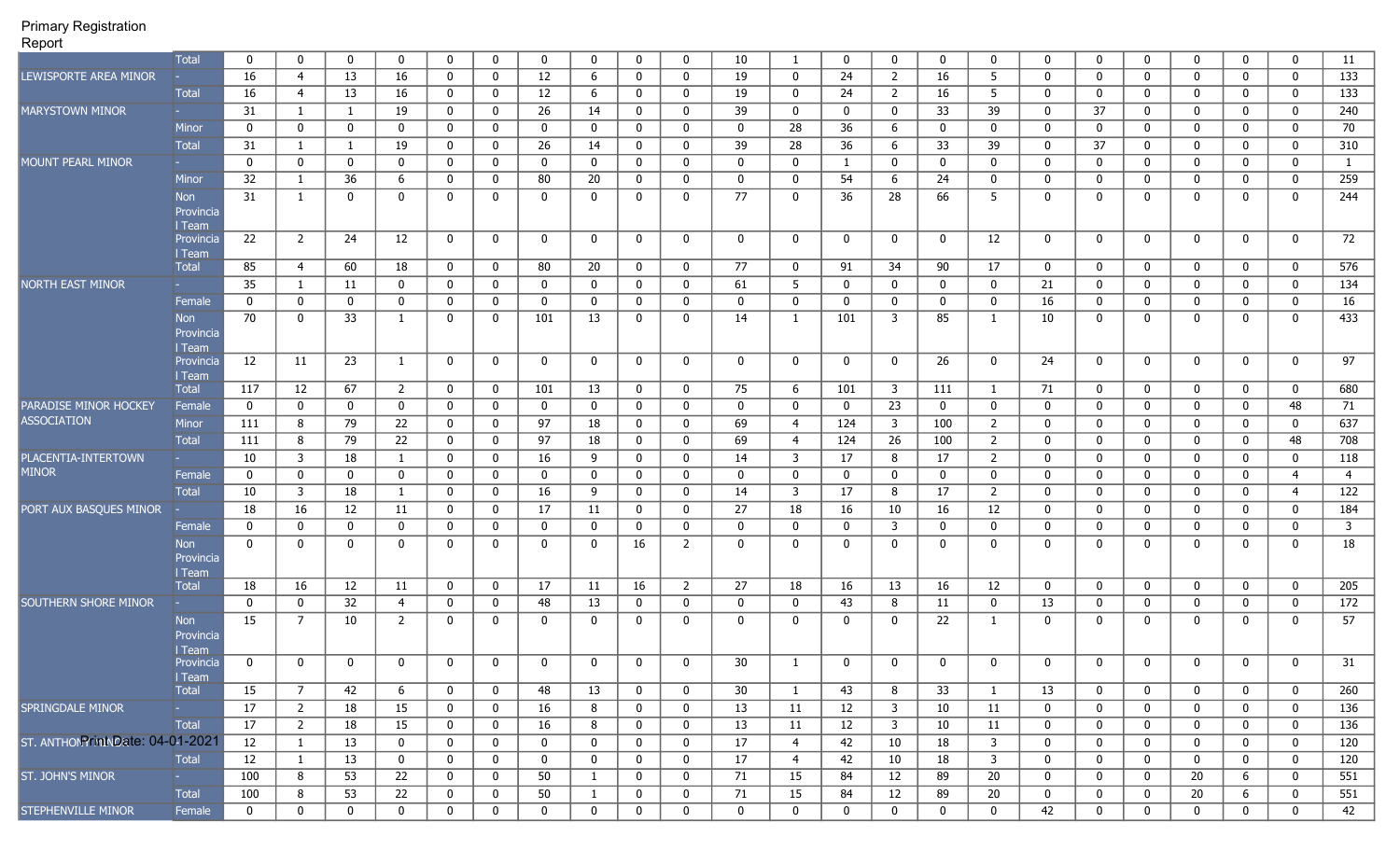Primary Registration Report

| | | | | | | | | | | | | | | | | | | | | | | | | | |
|---|---|---|---|---|---|---|---|---|---|---|---|---|---|---|---|---|---|---|---|---|---|---|---|---|---|
| | Total | 0 | 0 | 0 | 0 | 0 | 0 | 0 | 0 | 0 | 0 | 10 | 1 | 0 | 0 | 0 | 0 | 0 | 0 | 0 | 0 | 0 | 0 | 11 |
| LEWISPORTE AREA MINOR | - | 16 | 4 | 13 | 16 | 0 | 0 | 12 | 6 | 0 | 0 | 19 | 0 | 24 | 2 | 16 | 5 | 0 | 0 | 0 | 0 | 0 | 0 | 133 |
| | Total | 16 | 4 | 13 | 16 | 0 | 0 | 12 | 6 | 0 | 0 | 19 | 0 | 24 | 2 | 16 | 5 | 0 | 0 | 0 | 0 | 0 | 0 | 133 |
| MARYSTOWN MINOR | - | 31 | 1 | 1 | 19 | 0 | 0 | 26 | 14 | 0 | 0 | 39 | 0 | 0 | 0 | 33 | 39 | 0 | 37 | 0 | 0 | 0 | 0 | 240 |
| | Minor | 0 | 0 | 0 | 0 | 0 | 0 | 0 | 0 | 0 | 0 | 0 | 28 | 36 | 6 | 0 | 0 | 0 | 0 | 0 | 0 | 0 | 0 | 70 |
| | Total | 31 | 1 | 1 | 19 | 0 | 0 | 26 | 14 | 0 | 0 | 39 | 28 | 36 | 6 | 33 | 39 | 0 | 37 | 0 | 0 | 0 | 0 | 310 |
| MOUNT PEARL MINOR | - | 0 | 0 | 0 | 0 | 0 | 0 | 0 | 0 | 0 | 0 | 0 | 0 | 1 | 0 | 0 | 0 | 0 | 0 | 0 | 0 | 0 | 0 | 1 |
| | Minor | 32 | 1 | 36 | 6 | 0 | 0 | 80 | 20 | 0 | 0 | 0 | 0 | 54 | 6 | 24 | 0 | 0 | 0 | 0 | 0 | 0 | 0 | 259 |
| | Non Provincial Team | 31 | 1 | 0 | 0 | 0 | 0 | 0 | 0 | 0 | 0 | 77 | 0 | 36 | 28 | 66 | 5 | 0 | 0 | 0 | 0 | 0 | 0 | 244 |
| | Provincial Team | 22 | 2 | 24 | 12 | 0 | 0 | 0 | 0 | 0 | 0 | 0 | 0 | 0 | 0 | 0 | 12 | 0 | 0 | 0 | 0 | 0 | 0 | 72 |
| | Total | 85 | 4 | 60 | 18 | 0 | 0 | 80 | 20 | 0 | 0 | 77 | 0 | 91 | 34 | 90 | 17 | 0 | 0 | 0 | 0 | 0 | 0 | 576 |
| NORTH EAST MINOR | - | 35 | 1 | 11 | 0 | 0 | 0 | 0 | 0 | 0 | 0 | 61 | 5 | 0 | 0 | 0 | 0 | 21 | 0 | 0 | 0 | 0 | 0 | 134 |
| | Female | 0 | 0 | 0 | 0 | 0 | 0 | 0 | 0 | 0 | 0 | 0 | 0 | 0 | 0 | 0 | 0 | 16 | 0 | 0 | 0 | 0 | 0 | 16 |
| | Non Provincial Team | 70 | 0 | 33 | 1 | 0 | 0 | 101 | 13 | 0 | 0 | 14 | 1 | 101 | 3 | 85 | 1 | 10 | 0 | 0 | 0 | 0 | 0 | 433 |
| | Provincial Team | 12 | 11 | 23 | 1 | 0 | 0 | 0 | 0 | 0 | 0 | 0 | 0 | 0 | 0 | 26 | 0 | 24 | 0 | 0 | 0 | 0 | 0 | 97 |
| | Total | 117 | 12 | 67 | 2 | 0 | 0 | 101 | 13 | 0 | 0 | 75 | 6 | 101 | 3 | 111 | 1 | 71 | 0 | 0 | 0 | 0 | 0 | 680 |
| PARADISE MINOR HOCKEY ASSOCIATION | Female | 0 | 0 | 0 | 0 | 0 | 0 | 0 | 0 | 0 | 0 | 0 | 0 | 0 | 23 | 0 | 0 | 0 | 0 | 0 | 0 | 0 | 48 | 71 |
| | Minor | 111 | 8 | 79 | 22 | 0 | 0 | 97 | 18 | 0 | 0 | 69 | 4 | 124 | 3 | 100 | 2 | 0 | 0 | 0 | 0 | 0 | 0 | 637 |
| | Total | 111 | 8 | 79 | 22 | 0 | 0 | 97 | 18 | 0 | 0 | 69 | 4 | 124 | 26 | 100 | 2 | 0 | 0 | 0 | 0 | 0 | 48 | 708 |
| PLACENTIA-INTERTOWN MINOR | - | 10 | 3 | 18 | 1 | 0 | 0 | 16 | 9 | 0 | 0 | 14 | 3 | 17 | 8 | 17 | 2 | 0 | 0 | 0 | 0 | 0 | 0 | 118 |
| | Female | 0 | 0 | 0 | 0 | 0 | 0 | 0 | 0 | 0 | 0 | 0 | 0 | 0 | 0 | 0 | 0 | 0 | 0 | 0 | 0 | 0 | 4 | 4 |
| | Total | 10 | 3 | 18 | 1 | 0 | 0 | 16 | 9 | 0 | 0 | 14 | 3 | 17 | 8 | 17 | 2 | 0 | 0 | 0 | 0 | 0 | 4 | 122 |
| PORT AUX BASQUES MINOR | - | 18 | 16 | 12 | 11 | 0 | 0 | 17 | 11 | 0 | 0 | 27 | 18 | 16 | 10 | 16 | 12 | 0 | 0 | 0 | 0 | 0 | 0 | 184 |
| | Female | 0 | 0 | 0 | 0 | 0 | 0 | 0 | 0 | 0 | 0 | 0 | 0 | 0 | 3 | 0 | 0 | 0 | 0 | 0 | 0 | 0 | 0 | 3 |
| | Non Provincial Team | 0 | 0 | 0 | 0 | 0 | 0 | 0 | 0 | 16 | 2 | 0 | 0 | 0 | 0 | 0 | 0 | 0 | 0 | 0 | 0 | 0 | 0 | 18 |
| | Total | 18 | 16 | 12 | 11 | 0 | 0 | 17 | 11 | 16 | 2 | 27 | 18 | 16 | 13 | 16 | 12 | 0 | 0 | 0 | 0 | 0 | 0 | 205 |
| SOUTHERN SHORE MINOR | - | 0 | 0 | 32 | 4 | 0 | 0 | 48 | 13 | 0 | 0 | 0 | 0 | 43 | 8 | 11 | 0 | 13 | 0 | 0 | 0 | 0 | 0 | 172 |
| | Non Provincial Team | 15 | 7 | 10 | 2 | 0 | 0 | 0 | 0 | 0 | 0 | 0 | 0 | 0 | 0 | 22 | 1 | 0 | 0 | 0 | 0 | 0 | 0 | 57 |
| | Provincial Team | 0 | 0 | 0 | 0 | 0 | 0 | 0 | 0 | 0 | 0 | 30 | 1 | 0 | 0 | 0 | 0 | 0 | 0 | 0 | 0 | 0 | 0 | 31 |
| | Total | 15 | 7 | 42 | 6 | 0 | 0 | 48 | 13 | 0 | 0 | 30 | 1 | 43 | 8 | 33 | 1 | 13 | 0 | 0 | 0 | 0 | 0 | 260 |
| SPRINGDALE MINOR | - | 17 | 2 | 18 | 15 | 0 | 0 | 16 | 8 | 0 | 0 | 13 | 11 | 12 | 3 | 10 | 11 | 0 | 0 | 0 | 0 | 0 | 0 | 136 |
| | Total | 17 | 2 | 18 | 15 | 0 | 0 | 16 | 8 | 0 | 0 | 13 | 11 | 12 | 3 | 10 | 11 | 0 | 0 | 0 | 0 | 0 | 0 | 136 |
| ST. ANTHONY MINOR | - | 12 | 1 | 13 | 0 | 0 | 0 | 0 | 0 | 0 | 0 | 17 | 4 | 42 | 10 | 18 | 3 | 0 | 0 | 0 | 0 | 0 | 0 | 120 |
| | Total | 12 | 1 | 13 | 0 | 0 | 0 | 0 | 0 | 0 | 0 | 17 | 4 | 42 | 10 | 18 | 3 | 0 | 0 | 0 | 0 | 0 | 0 | 120 |
| ST. JOHN'S MINOR | - | 100 | 8 | 53 | 22 | 0 | 0 | 50 | 1 | 0 | 0 | 71 | 15 | 84 | 12 | 89 | 20 | 0 | 0 | 0 | 20 | 6 | 0 | 551 |
| | Total | 100 | 8 | 53 | 22 | 0 | 0 | 50 | 1 | 0 | 0 | 71 | 15 | 84 | 12 | 89 | 20 | 0 | 0 | 0 | 20 | 6 | 0 | 551 |
| STEPHENVILLE MINOR | Female | 0 | 0 | 0 | 0 | 0 | 0 | 0 | 0 | 0 | 0 | 0 | 0 | 0 | 0 | 0 | 0 | 42 | 0 | 0 | 0 | 0 | 0 | 42 |

Print Date: 04-01-2021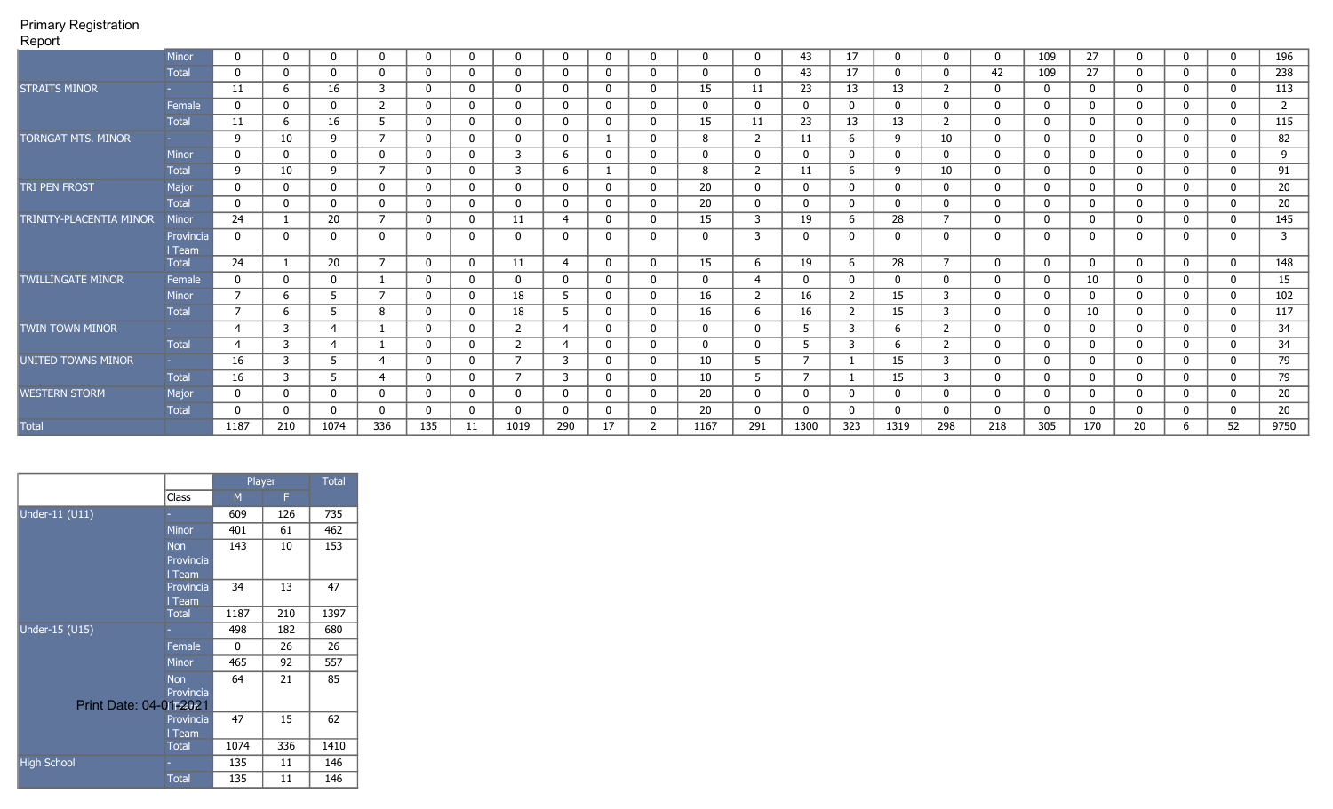Primary Registration Report

| | | | | | | | | | | | | | | | | | | | | | | | | |
|---|---|---|---|---|---|---|---|---|---|---|---|---|---|---|---|---|---|---|---|---|---|---|---|---|
| | Minor | 0 | 0 | 0 | 0 | 0 | 0 | 0 | 0 | 0 | 0 | 0 | 0 | 43 | 17 | 0 | 0 | 0 | 109 | 27 | 0 | 0 | 0 | 196 |
| | Total | 0 | 0 | 0 | 0 | 0 | 0 | 0 | 0 | 0 | 0 | 0 | 0 | 43 | 17 | 0 | 0 | 42 | 109 | 27 | 0 | 0 | 0 | 238 |
| STRAITS MINOR | - | 11 | 6 | 16 | 3 | 0 | 0 | 0 | 0 | 0 | 0 | 15 | 11 | 23 | 13 | 13 | 2 | 0 | 0 | 0 | 0 | 0 | 0 | 113 |
| | Female | 0 | 0 | 0 | 2 | 0 | 0 | 0 | 0 | 0 | 0 | 0 | 0 | 0 | 0 | 0 | 0 | 0 | 0 | 0 | 0 | 0 | 0 | 2 |
| | Total | 11 | 6 | 16 | 5 | 0 | 0 | 0 | 0 | 0 | 0 | 15 | 11 | 23 | 13 | 13 | 2 | 0 | 0 | 0 | 0 | 0 | 0 | 115 |
| TORNGAT MTS. MINOR | - | 9 | 10 | 9 | 7 | 0 | 0 | 0 | 0 | 1 | 0 | 8 | 2 | 11 | 6 | 9 | 10 | 0 | 0 | 0 | 0 | 0 | 0 | 82 |
| | Minor | 0 | 0 | 0 | 0 | 0 | 0 | 3 | 6 | 0 | 0 | 0 | 0 | 0 | 0 | 0 | 0 | 0 | 0 | 0 | 0 | 0 | 0 | 9 |
| | Total | 9 | 10 | 9 | 7 | 0 | 0 | 3 | 6 | 1 | 0 | 8 | 2 | 11 | 6 | 9 | 10 | 0 | 0 | 0 | 0 | 0 | 0 | 91 |
| TRI PEN FROST | Major | 0 | 0 | 0 | 0 | 0 | 0 | 0 | 0 | 0 | 0 | 20 | 0 | 0 | 0 | 0 | 0 | 0 | 0 | 0 | 0 | 0 | 0 | 20 |
| | Total | 0 | 0 | 0 | 0 | 0 | 0 | 0 | 0 | 0 | 0 | 20 | 0 | 0 | 0 | 0 | 0 | 0 | 0 | 0 | 0 | 0 | 0 | 20 |
| TRINITY-PLACENTIA MINOR | Minor | 24 | 1 | 20 | 7 | 0 | 0 | 11 | 4 | 0 | 0 | 15 | 3 | 19 | 6 | 28 | 7 | 0 | 0 | 0 | 0 | 0 | 0 | 145 |
| | Provincial Team | 0 | 0 | 0 | 0 | 0 | 0 | 0 | 0 | 0 | 0 | 0 | 3 | 0 | 0 | 0 | 0 | 0 | 0 | 0 | 0 | 0 | 0 | 3 |
| | Total | 24 | 1 | 20 | 7 | 0 | 0 | 11 | 4 | 0 | 0 | 15 | 6 | 19 | 6 | 28 | 7 | 0 | 0 | 0 | 0 | 0 | 0 | 148 |
| TWILLINGATE MINOR | Female | 0 | 0 | 0 | 1 | 0 | 0 | 0 | 0 | 0 | 0 | 0 | 4 | 0 | 0 | 0 | 0 | 0 | 0 | 10 | 0 | 0 | 0 | 15 |
| | Minor | 7 | 6 | 5 | 7 | 0 | 0 | 18 | 5 | 0 | 0 | 16 | 2 | 16 | 2 | 15 | 3 | 0 | 0 | 0 | 0 | 0 | 0 | 102 |
| | Total | 7 | 6 | 5 | 8 | 0 | 0 | 18 | 5 | 0 | 0 | 16 | 6 | 16 | 2 | 15 | 3 | 0 | 0 | 10 | 0 | 0 | 0 | 117 |
| TWIN TOWN MINOR | - | 4 | 3 | 4 | 1 | 0 | 0 | 2 | 4 | 0 | 0 | 0 | 0 | 5 | 3 | 6 | 2 | 0 | 0 | 0 | 0 | 0 | 0 | 34 |
| | Total | 4 | 3 | 4 | 1 | 0 | 0 | 2 | 4 | 0 | 0 | 0 | 0 | 5 | 3 | 6 | 2 | 0 | 0 | 0 | 0 | 0 | 0 | 34 |
| UNITED TOWNS MINOR | - | 16 | 3 | 5 | 4 | 0 | 0 | 7 | 3 | 0 | 0 | 10 | 5 | 7 | 1 | 15 | 3 | 0 | 0 | 0 | 0 | 0 | 0 | 79 |
| | Total | 16 | 3 | 5 | 4 | 0 | 0 | 7 | 3 | 0 | 0 | 10 | 5 | 7 | 1 | 15 | 3 | 0 | 0 | 0 | 0 | 0 | 0 | 79 |
| WESTERN STORM | Major | 0 | 0 | 0 | 0 | 0 | 0 | 0 | 0 | 0 | 0 | 20 | 0 | 0 | 0 | 0 | 0 | 0 | 0 | 0 | 0 | 0 | 0 | 20 |
| | Total | 0 | 0 | 0 | 0 | 0 | 0 | 0 | 0 | 0 | 0 | 20 | 0 | 0 | 0 | 0 | 0 | 0 | 0 | 0 | 0 | 0 | 0 | 20 |
| Total | | 1187 | 210 | 1074 | 336 | 135 | 11 | 1019 | 290 | 17 | 2 | 1167 | 291 | 1300 | 323 | 1319 | 298 | 218 | 305 | 170 | 20 | 6 | 52 | 9750 |

| | | Player | | Total |
|---|---|---|---|---|
| | Class | M | F | |
| Under-11 (U11) | - | 609 | 126 | 735 |
| | Minor | 401 | 61 | 462 |
| | Non Provincial Team | 143 | 10 | 153 |
| | Provincial Team | 34 | 13 | 47 |
| | Total | 1187 | 210 | 1397 |
| Under-15 (U15) | - | 498 | 182 | 680 |
| | Female | 0 | 26 | 26 |
| | Minor | 465 | 92 | 557 |
| | Non Provincial Team | 64 | 21 | 85 |
| | Provincial Team | 47 | 15 | 62 |
| | Total | 1074 | 336 | 1410 |
| High School | - | 135 | 11 | 146 |
| | Total | 135 | 11 | 146 |

Print Date: 04-01-2021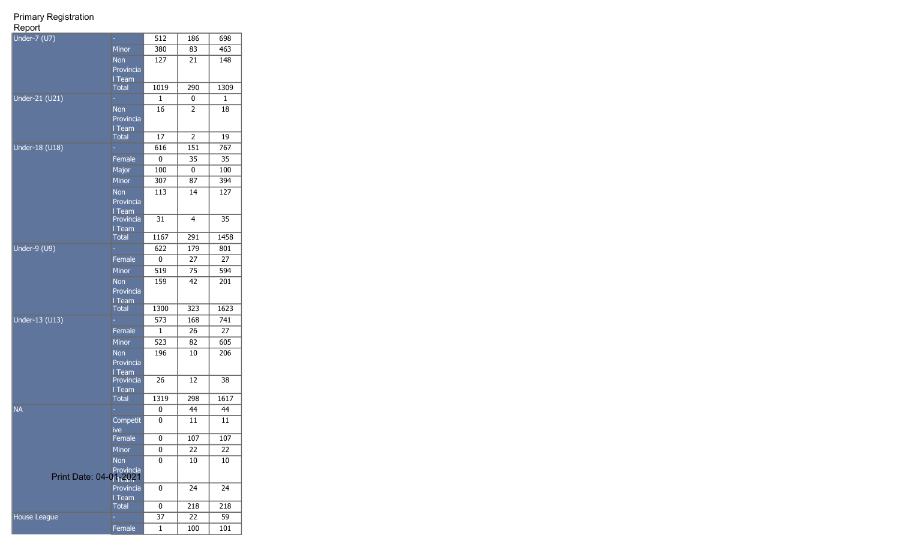Primary Registration Report

| | | | | |
|---|---|---|---|---|
| Under-7 (U7) | - | 512 | 186 | 698 |
| | Minor | 380 | 83 | 463 |
| | Non Provincial Team | 127 | 21 | 148 |
| | Total | 1019 | 290 | 1309 |
| Under-21 (U21) | - | 1 | 0 | 1 |
| | Non Provincial Team | 16 | 2 | 18 |
| | Total | 17 | 2 | 19 |
| Under-18 (U18) | - | 616 | 151 | 767 |
| | Female | 0 | 35 | 35 |
| | Major | 100 | 0 | 100 |
| | Minor | 307 | 87 | 394 |
| | Non Provincial Team | 113 | 14 | 127 |
| | Provincial Team | 31 | 4 | 35 |
| | Total | 1167 | 291 | 1458 |
| Under-9 (U9) | - | 622 | 179 | 801 |
| | Female | 0 | 27 | 27 |
| | Minor | 519 | 75 | 594 |
| | Non Provincial Team | 159 | 42 | 201 |
| | Total | 1300 | 323 | 1623 |
| Under-13 (U13) | - | 573 | 168 | 741 |
| | Female | 1 | 26 | 27 |
| | Minor | 523 | 82 | 605 |
| | Non Provincial Team | 196 | 10 | 206 |
| | Provincial Team | 26 | 12 | 38 |
| | Total | 1319 | 298 | 1617 |
| NA | - | 0 | 44 | 44 |
| | Competitive | 0 | 11 | 11 |
| | Female | 0 | 107 | 107 |
| | Minor | 0 | 22 | 22 |
| | Non Provincial Team | 0 | 10 | 10 |
| | Provincial Team | 0 | 24 | 24 |
| | Total | 0 | 218 | 218 |
| House League | - | 37 | 22 | 59 |
| | Female | 1 | 100 | 101 |

Print Date: 04-01-2021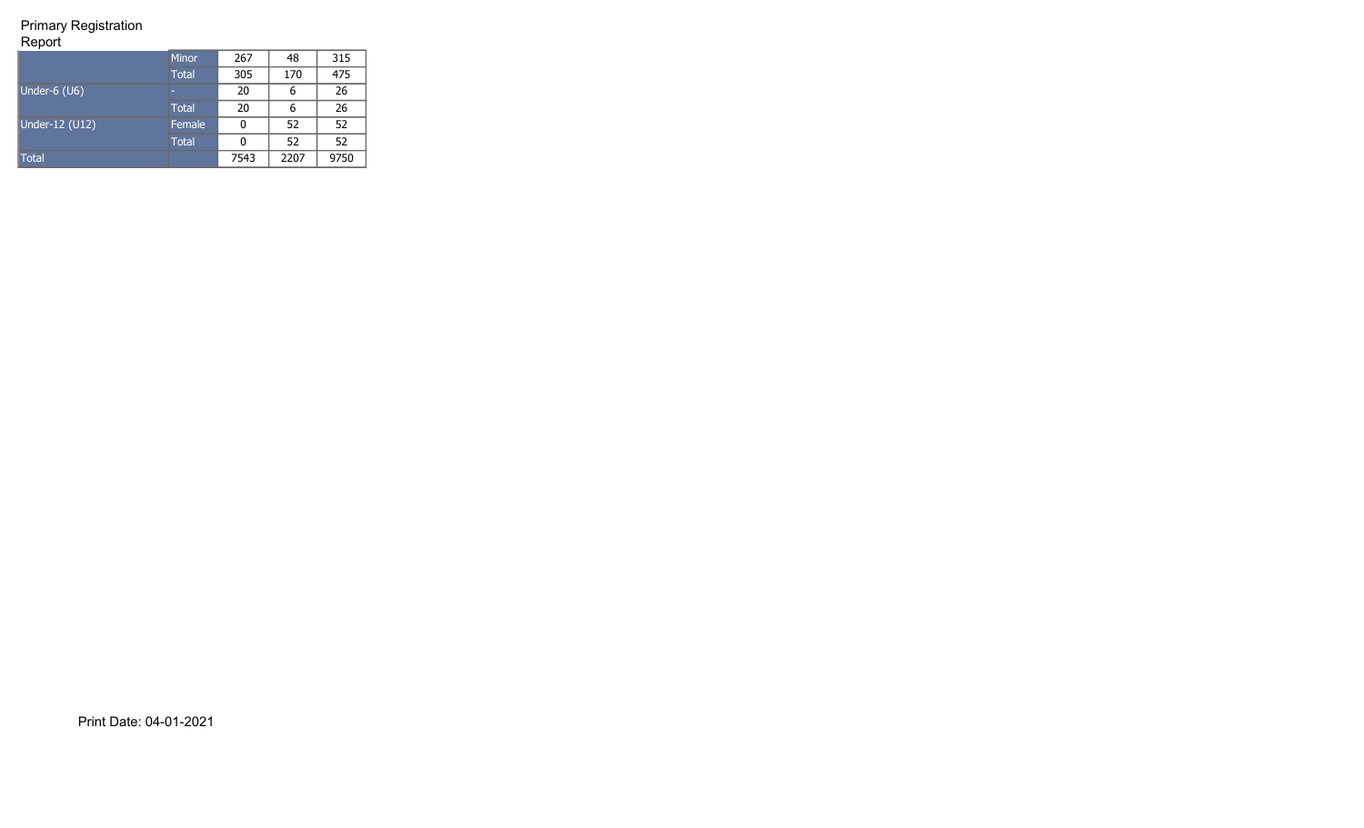Primary Registration Report

| | | | | |
|---|---|---|---|---|
| | Minor | 267 | 48 | 315 |
| | Total | 305 | 170 | 475 |
| Under-6 (U6) | - | 20 | 6 | 26 |
| | Total | 20 | 6 | 26 |
| Under-12 (U12) | Female | 0 | 52 | 52 |
| | Total | 0 | 52 | 52 |
| Total | | 7543 | 2207 | 9750 |

Print Date: 04-01-2021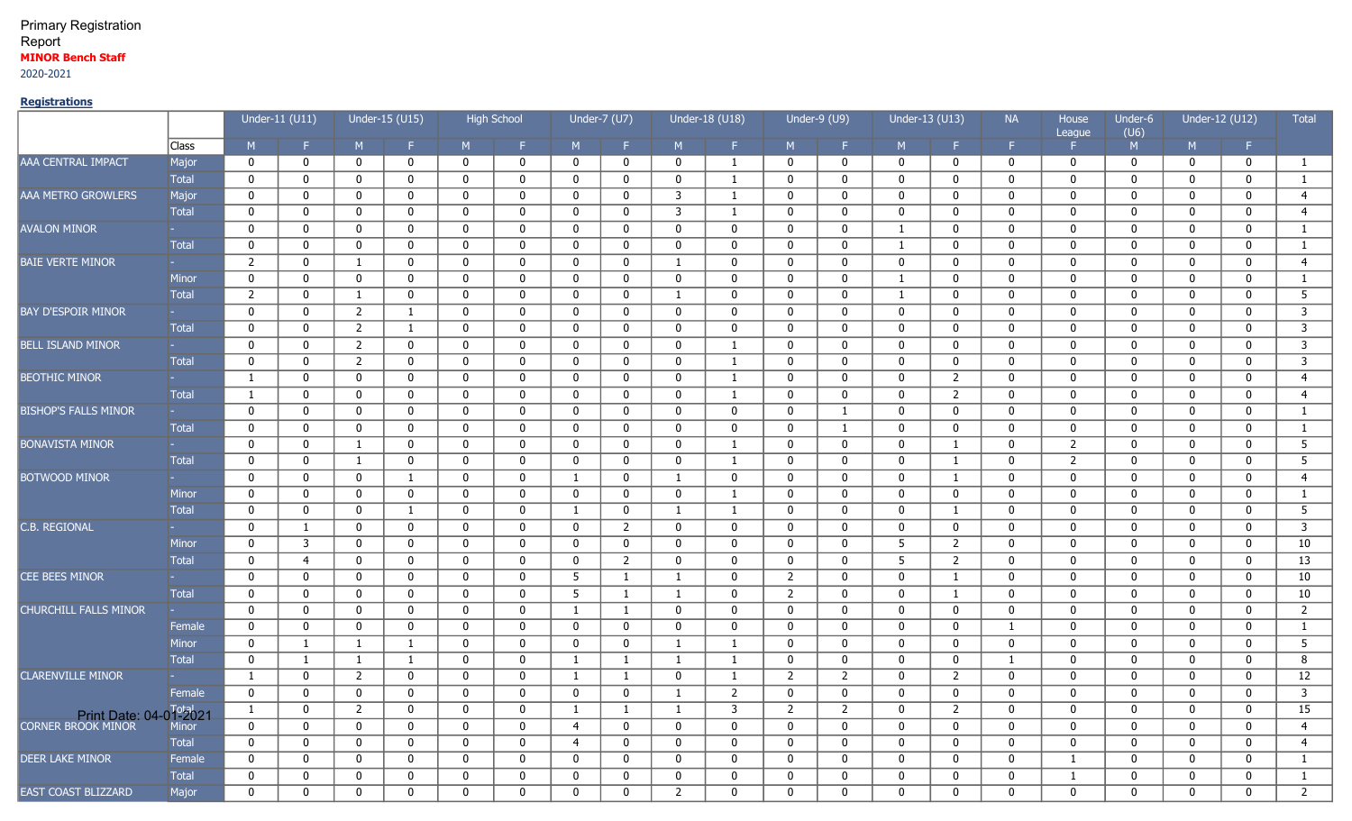Primary Registration Report

**MINOR Bench Staff**

2020-2021

**Registrations**

| | | Under-11 (U11) | | Under-15 (U15) | | High School | | Under-7 (U7) | | Under-18 (U18) | | Under-9 (U9) | | Under-13 (U13) | | NA | House League | Under-6 (U6) | Under-12 (U12) | | Total |
|---|---|---|---|---|---|---|---|---|---|---|---|---|---|---|---|---|---|---|---|---|---|
| | Class | M | F | M | F | M | F | M | F | M | F | M | F | M | F | F | F | M | M | F | |
| AAA CENTRAL IMPACT | Major | 0 | 0 | 0 | 0 | 0 | 0 | 0 | 0 | 0 | 1 | 0 | 0 | 0 | 0 | 0 | 0 | 0 | 0 | 0 | 1 |
| | Total | 0 | 0 | 0 | 0 | 0 | 0 | 0 | 0 | 0 | 1 | 0 | 0 | 0 | 0 | 0 | 0 | 0 | 0 | 0 | 1 |
| AAA METRO GROWLERS | Major | 0 | 0 | 0 | 0 | 0 | 0 | 0 | 0 | 3 | 1 | 0 | 0 | 0 | 0 | 0 | 0 | 0 | 0 | 0 | 4 |
| | Total | 0 | 0 | 0 | 0 | 0 | 0 | 0 | 0 | 3 | 1 | 0 | 0 | 0 | 0 | 0 | 0 | 0 | 0 | 0 | 4 |
| AVALON MINOR | - | 0 | 0 | 0 | 0 | 0 | 0 | 0 | 0 | 0 | 0 | 0 | 0 | 1 | 0 | 0 | 0 | 0 | 0 | 0 | 1 |
| | Total | 0 | 0 | 0 | 0 | 0 | 0 | 0 | 0 | 0 | 0 | 0 | 0 | 1 | 0 | 0 | 0 | 0 | 0 | 0 | 1 |
| BAIE VERTE MINOR | - | 2 | 0 | 1 | 0 | 0 | 0 | 0 | 0 | 1 | 0 | 0 | 0 | 0 | 0 | 0 | 0 | 0 | 0 | 0 | 4 |
| | Minor | 0 | 0 | 0 | 0 | 0 | 0 | 0 | 0 | 0 | 0 | 0 | 0 | 1 | 0 | 0 | 0 | 0 | 0 | 0 | 1 |
| | Total | 2 | 0 | 1 | 0 | 0 | 0 | 0 | 0 | 1 | 0 | 0 | 0 | 1 | 0 | 0 | 0 | 0 | 0 | 0 | 5 |
| BAY D'ESPOIR MINOR | - | 0 | 0 | 2 | 1 | 0 | 0 | 0 | 0 | 0 | 0 | 0 | 0 | 0 | 0 | 0 | 0 | 0 | 0 | 0 | 3 |
| | Total | 0 | 0 | 2 | 1 | 0 | 0 | 0 | 0 | 0 | 0 | 0 | 0 | 0 | 0 | 0 | 0 | 0 | 0 | 0 | 3 |
| BELL ISLAND MINOR | - | 0 | 0 | 2 | 0 | 0 | 0 | 0 | 0 | 0 | 1 | 0 | 0 | 0 | 0 | 0 | 0 | 0 | 0 | 0 | 3 |
| | Total | 0 | 0 | 2 | 0 | 0 | 0 | 0 | 0 | 0 | 1 | 0 | 0 | 0 | 0 | 0 | 0 | 0 | 0 | 0 | 3 |
| BEOTHIC MINOR | - | 1 | 0 | 0 | 0 | 0 | 0 | 0 | 0 | 0 | 1 | 0 | 0 | 0 | 2 | 0 | 0 | 0 | 0 | 0 | 4 |
| | Total | 1 | 0 | 0 | 0 | 0 | 0 | 0 | 0 | 0 | 1 | 0 | 0 | 0 | 2 | 0 | 0 | 0 | 0 | 0 | 4 |
| BISHOP'S FALLS MINOR | - | 0 | 0 | 0 | 0 | 0 | 0 | 0 | 0 | 0 | 0 | 0 | 1 | 0 | 0 | 0 | 0 | 0 | 0 | 0 | 1 |
| | Total | 0 | 0 | 0 | 0 | 0 | 0 | 0 | 0 | 0 | 0 | 0 | 1 | 0 | 0 | 0 | 0 | 0 | 0 | 0 | 1 |
| BONAVISTA MINOR | - | 0 | 0 | 1 | 0 | 0 | 0 | 0 | 0 | 0 | 1 | 0 | 0 | 0 | 1 | 0 | 2 | 0 | 0 | 0 | 5 |
| | Total | 0 | 0 | 1 | 0 | 0 | 0 | 0 | 0 | 0 | 1 | 0 | 0 | 0 | 1 | 0 | 2 | 0 | 0 | 0 | 5 |
| BOTWOOD MINOR | - | 0 | 0 | 0 | 1 | 0 | 0 | 1 | 0 | 1 | 0 | 0 | 0 | 0 | 1 | 0 | 0 | 0 | 0 | 0 | 4 |
| | Minor | 0 | 0 | 0 | 0 | 0 | 0 | 0 | 0 | 0 | 1 | 0 | 0 | 0 | 0 | 0 | 0 | 0 | 0 | 0 | 1 |
| | Total | 0 | 0 | 0 | 1 | 0 | 0 | 1 | 0 | 1 | 1 | 0 | 0 | 0 | 1 | 0 | 0 | 0 | 0 | 0 | 5 |
| C.B. REGIONAL | - | 0 | 1 | 0 | 0 | 0 | 0 | 0 | 2 | 0 | 0 | 0 | 0 | 0 | 0 | 0 | 0 | 0 | 0 | 0 | 3 |
| | Minor | 0 | 3 | 0 | 0 | 0 | 0 | 0 | 0 | 0 | 0 | 0 | 0 | 5 | 2 | 0 | 0 | 0 | 0 | 0 | 10 |
| | Total | 0 | 4 | 0 | 0 | 0 | 0 | 0 | 2 | 0 | 0 | 0 | 0 | 5 | 2 | 0 | 0 | 0 | 0 | 0 | 13 |
| CEE BEES MINOR | - | 0 | 0 | 0 | 0 | 0 | 0 | 5 | 1 | 1 | 0 | 2 | 0 | 0 | 1 | 0 | 0 | 0 | 0 | 0 | 10 |
| | Total | 0 | 0 | 0 | 0 | 0 | 0 | 5 | 1 | 1 | 0 | 2 | 0 | 0 | 1 | 0 | 0 | 0 | 0 | 0 | 10 |
| CHURCHILL FALLS MINOR | - | 0 | 0 | 0 | 0 | 0 | 0 | 1 | 1 | 0 | 0 | 0 | 0 | 0 | 0 | 0 | 0 | 0 | 0 | 0 | 2 |
| | Female | 0 | 0 | 0 | 0 | 0 | 0 | 0 | 0 | 0 | 0 | 0 | 0 | 0 | 0 | 1 | 0 | 0 | 0 | 0 | 1 |
| | Minor | 0 | 1 | 1 | 1 | 0 | 0 | 0 | 0 | 1 | 1 | 0 | 0 | 0 | 0 | 0 | 0 | 0 | 0 | 0 | 5 |
| | Total | 0 | 1 | 1 | 1 | 0 | 0 | 1 | 1 | 1 | 1 | 0 | 0 | 0 | 0 | 1 | 0 | 0 | 0 | 0 | 8 |
| CLARENVILLE MINOR | - | 1 | 0 | 2 | 0 | 0 | 0 | 1 | 1 | 0 | 1 | 2 | 2 | 0 | 2 | 0 | 0 | 0 | 0 | 0 | 12 |
| | Female | 0 | 0 | 0 | 0 | 0 | 0 | 0 | 0 | 1 | 2 | 0 | 0 | 0 | 0 | 0 | 0 | 0 | 0 | 0 | 3 |
| | Total | 1 | 0 | 2 | 0 | 0 | 0 | 1 | 1 | 1 | 3 | 2 | 2 | 0 | 2 | 0 | 0 | 0 | 0 | 0 | 15 |
| CORNER BROOK MINOR | Minor | 0 | 0 | 0 | 0 | 0 | 0 | 4 | 0 | 0 | 0 | 0 | 0 | 0 | 0 | 0 | 0 | 0 | 0 | 0 | 4 |
| | Total | 0 | 0 | 0 | 0 | 0 | 0 | 4 | 0 | 0 | 0 | 0 | 0 | 0 | 0 | 0 | 0 | 0 | 0 | 0 | 4 |
| DEER LAKE MINOR | Female | 0 | 0 | 0 | 0 | 0 | 0 | 0 | 0 | 0 | 0 | 0 | 0 | 0 | 0 | 0 | 1 | 0 | 0 | 0 | 1 |
| | Total | 0 | 0 | 0 | 0 | 0 | 0 | 0 | 0 | 0 | 0 | 0 | 0 | 0 | 0 | 0 | 1 | 0 | 0 | 0 | 1 |
| EAST COAST BLIZZARD | Major | 0 | 0 | 0 | 0 | 0 | 0 | 0 | 0 | 2 | 0 | 0 | 0 | 0 | 0 | 0 | 0 | 0 | 0 | 0 | 2 |

Print Date: 04-01-2021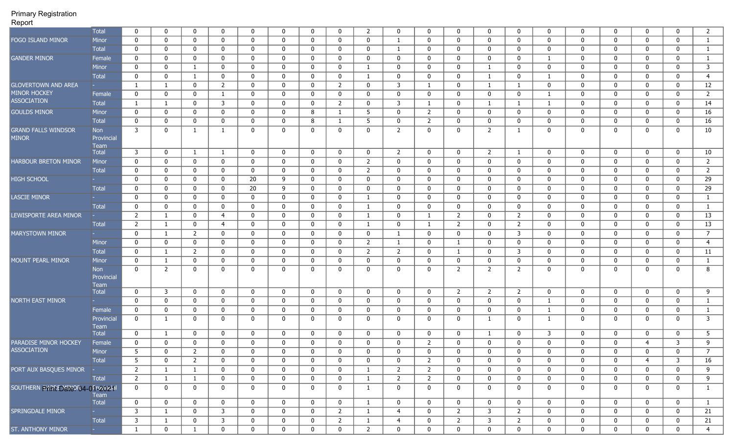Primary Registration Report

| | | | | | | | | | | | | | | | | | | | | | |
|---|---|---|---|---|---|---|---|---|---|---|---|---|---|---|---|---|---|---|---|---|---|
| | Total | 0 | 0 | 0 | 0 | 0 | 0 | 0 | 0 | 2 | 0 | 0 | 0 | 0 | 0 | 0 | 0 | 0 | 0 | 0 | 2 |
| FOGO ISLAND MINOR | Minor | 0 | 0 | 0 | 0 | 0 | 0 | 0 | 0 | 0 | 1 | 0 | 0 | 0 | 0 | 0 | 0 | 0 | 0 | 0 | 1 |
| | Total | 0 | 0 | 0 | 0 | 0 | 0 | 0 | 0 | 0 | 1 | 0 | 0 | 0 | 0 | 0 | 0 | 0 | 0 | 0 | 1 |
| GANDER MINOR | Female | 0 | 0 | 0 | 0 | 0 | 0 | 0 | 0 | 0 | 0 | 0 | 0 | 0 | 0 | 1 | 0 | 0 | 0 | 0 | 1 |
| | Minor | 0 | 0 | 1 | 0 | 0 | 0 | 0 | 0 | 1 | 0 | 0 | 0 | 1 | 0 | 0 | 0 | 0 | 0 | 0 | 3 |
| | Total | 0 | 0 | 1 | 0 | 0 | 0 | 0 | 0 | 1 | 0 | 0 | 0 | 1 | 0 | 1 | 0 | 0 | 0 | 0 | 4 |
| GLOVERTOWN AND AREA MINOR HOCKEY ASSOCIATION | - | 1 | 1 | 0 | 2 | 0 | 0 | 0 | 2 | 0 | 3 | 1 | 0 | 1 | 1 | 0 | 0 | 0 | 0 | 0 | 12 |
| | Female | 0 | 0 | 0 | 1 | 0 | 0 | 0 | 0 | 0 | 0 | 0 | 0 | 0 | 0 | 1 | 0 | 0 | 0 | 0 | 2 |
| | Total | 1 | 1 | 0 | 3 | 0 | 0 | 0 | 2 | 0 | 3 | 1 | 0 | 1 | 1 | 1 | 0 | 0 | 0 | 0 | 14 |
| GOULDS MINOR | Minor | 0 | 0 | 0 | 0 | 0 | 0 | 8 | 1 | 5 | 0 | 2 | 0 | 0 | 0 | 0 | 0 | 0 | 0 | 0 | 16 |
| | Total | 0 | 0 | 0 | 0 | 0 | 0 | 8 | 1 | 5 | 0 | 2 | 0 | 0 | 0 | 0 | 0 | 0 | 0 | 0 | 16 |
| GRAND FALLS WINDSOR MINOR | Non Provincial Team | 3 | 0 | 1 | 1 | 0 | 0 | 0 | 0 | 0 | 2 | 0 | 0 | 2 | 1 | 0 | 0 | 0 | 0 | 0 | 10 |
| | Total | 3 | 0 | 1 | 1 | 0 | 0 | 0 | 0 | 0 | 2 | 0 | 0 | 2 | 1 | 0 | 0 | 0 | 0 | 0 | 10 |
| HARBOUR BRETON MINOR | Minor | 0 | 0 | 0 | 0 | 0 | 0 | 0 | 0 | 2 | 0 | 0 | 0 | 0 | 0 | 0 | 0 | 0 | 0 | 0 | 2 |
| | Total | 0 | 0 | 0 | 0 | 0 | 0 | 0 | 0 | 2 | 0 | 0 | 0 | 0 | 0 | 0 | 0 | 0 | 0 | 0 | 2 |
| HIGH SCHOOL | - | 0 | 0 | 0 | 0 | 20 | 9 | 0 | 0 | 0 | 0 | 0 | 0 | 0 | 0 | 0 | 0 | 0 | 0 | 0 | 29 |
| | Total | 0 | 0 | 0 | 0 | 20 | 9 | 0 | 0 | 0 | 0 | 0 | 0 | 0 | 0 | 0 | 0 | 0 | 0 | 0 | 29 |
| LASCIE MINOR | - | 0 | 0 | 0 | 0 | 0 | 0 | 0 | 0 | 1 | 0 | 0 | 0 | 0 | 0 | 0 | 0 | 0 | 0 | 0 | 1 |
| | Total | 0 | 0 | 0 | 0 | 0 | 0 | 0 | 0 | 1 | 0 | 0 | 0 | 0 | 0 | 0 | 0 | 0 | 0 | 0 | 1 |
| LEWISPORTE AREA MINOR | - | 2 | 1 | 0 | 4 | 0 | 0 | 0 | 0 | 1 | 0 | 1 | 2 | 0 | 2 | 0 | 0 | 0 | 0 | 0 | 13 |
| | Total | 2 | 1 | 0 | 4 | 0 | 0 | 0 | 0 | 1 | 0 | 1 | 2 | 0 | 2 | 0 | 0 | 0 | 0 | 0 | 13 |
| MARYSTOWN MINOR | - | 0 | 1 | 2 | 0 | 0 | 0 | 0 | 0 | 0 | 1 | 0 | 0 | 0 | 3 | 0 | 0 | 0 | 0 | 0 | 7 |
| | Minor | 0 | 0 | 0 | 0 | 0 | 0 | 0 | 0 | 2 | 1 | 0 | 1 | 0 | 0 | 0 | 0 | 0 | 0 | 0 | 4 |
| | Total | 0 | 1 | 2 | 0 | 0 | 0 | 0 | 0 | 2 | 2 | 0 | 1 | 0 | 3 | 0 | 0 | 0 | 0 | 0 | 11 |
| MOUNT PEARL MINOR | Minor | 0 | 1 | 0 | 0 | 0 | 0 | 0 | 0 | 0 | 0 | 0 | 0 | 0 | 0 | 0 | 0 | 0 | 0 | 0 | 1 |
| | Non Provincial Team | 0 | 2 | 0 | 0 | 0 | 0 | 0 | 0 | 0 | 0 | 0 | 2 | 2 | 2 | 0 | 0 | 0 | 0 | 0 | 8 |
| | Total | 0 | 3 | 0 | 0 | 0 | 0 | 0 | 0 | 0 | 0 | 0 | 2 | 2 | 2 | 0 | 0 | 0 | 0 | 0 | 9 |
| NORTH EAST MINOR | - | 0 | 0 | 0 | 0 | 0 | 0 | 0 | 0 | 0 | 0 | 0 | 0 | 0 | 0 | 1 | 0 | 0 | 0 | 0 | 1 |
| | Female | 0 | 0 | 0 | 0 | 0 | 0 | 0 | 0 | 0 | 0 | 0 | 0 | 0 | 0 | 1 | 0 | 0 | 0 | 0 | 1 |
| | Provincial Team | 0 | 1 | 0 | 0 | 0 | 0 | 0 | 0 | 0 | 0 | 0 | 0 | 1 | 0 | 1 | 0 | 0 | 0 | 0 | 3 |
| | Total | 0 | 1 | 0 | 0 | 0 | 0 | 0 | 0 | 0 | 0 | 0 | 0 | 1 | 0 | 3 | 0 | 0 | 0 | 0 | 5 |
| PARADISE MINOR HOCKEY ASSOCIATION | Female | 0 | 0 | 0 | 0 | 0 | 0 | 0 | 0 | 0 | 0 | 2 | 0 | 0 | 0 | 0 | 0 | 0 | 4 | 3 | 9 |
| | Minor | 5 | 0 | 2 | 0 | 0 | 0 | 0 | 0 | 0 | 0 | 0 | 0 | 0 | 0 | 0 | 0 | 0 | 0 | 0 | 7 |
| | Total | 5 | 0 | 2 | 0 | 0 | 0 | 0 | 0 | 0 | 0 | 2 | 0 | 0 | 0 | 0 | 0 | 0 | 4 | 3 | 16 |
| PORT AUX BASQUES MINOR | - | 2 | 1 | 1 | 0 | 0 | 0 | 0 | 0 | 1 | 2 | 2 | 0 | 0 | 0 | 0 | 0 | 0 | 0 | 0 | 9 |
| | Total | 2 | 1 | 1 | 0 | 0 | 0 | 0 | 0 | 1 | 2 | 2 | 0 | 0 | 0 | 0 | 0 | 0 | 0 | 0 | 9 |
| SOUTHERN ... | ...l Team | 0 | 0 | 0 | 0 | 0 | 0 | 0 | 0 | 1 | 0 | 0 | 0 | 0 | 0 | 0 | 0 | 0 | 0 | 0 | 1 |
| | Total | 0 | 0 | 0 | 0 | 0 | 0 | 0 | 0 | 1 | 0 | 0 | 0 | 0 | 0 | 0 | 0 | 0 | 0 | 0 | 1 |
| SPRINGDALE MINOR | - | 3 | 1 | 0 | 3 | 0 | 0 | 0 | 2 | 1 | 4 | 0 | 2 | 3 | 2 | 0 | 0 | 0 | 0 | 0 | 21 |
| | Total | 3 | 1 | 0 | 3 | 0 | 0 | 0 | 2 | 1 | 4 | 0 | 2 | 3 | 2 | 0 | 0 | 0 | 0 | 0 | 21 |
| ST. ANTHONY MINOR | - | 1 | 0 | 1 | 0 | 0 | 0 | 0 | 0 | 2 | 0 | 0 | 0 | 0 | 0 | 0 | 0 | 0 | 0 | 0 | 4 |

Print Date: 04-01-2021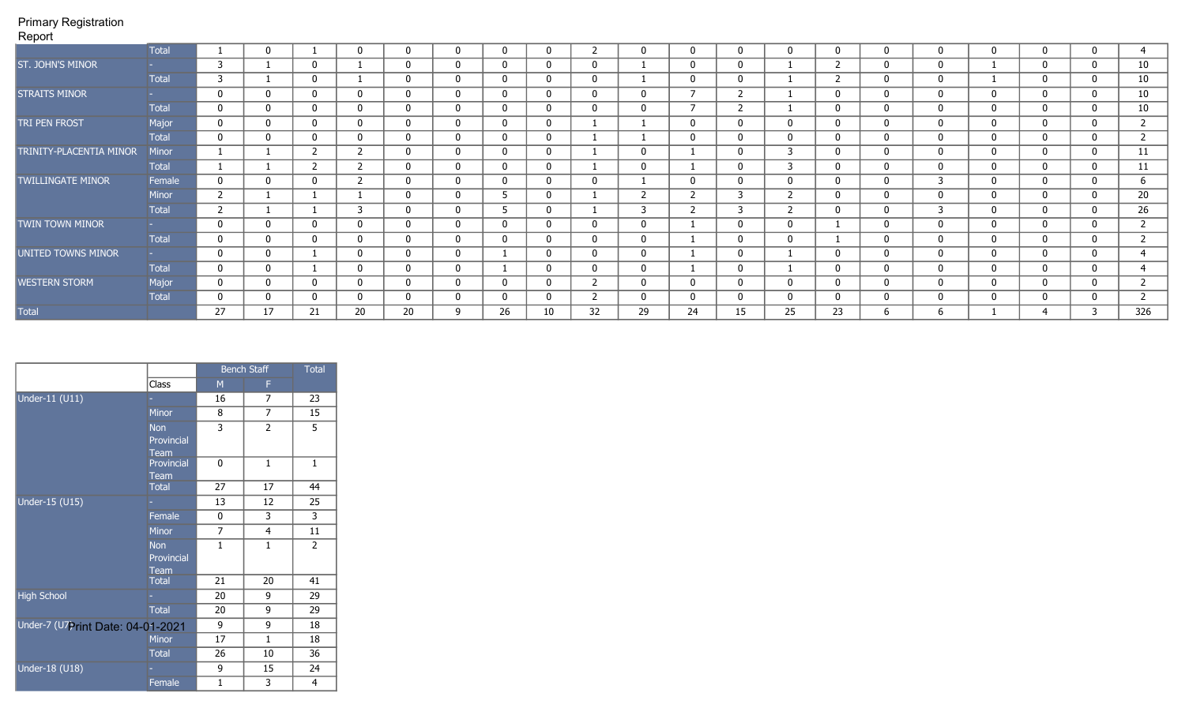Primary Registration Report

| | | | | | | | | | | | | | | | | | | | | | |
|---|---|---|---|---|---|---|---|---|---|---|---|---|---|---|---|---|---|---|---|---|---|
| | Total | 1 | 0 | 1 | 0 | 0 | 0 | 0 | 0 | 2 | 0 | 0 | 0 | 0 | 0 | 0 | 0 | 0 | 0 | 0 | 4 |
| ST. JOHN'S MINOR | - | 3 | 1 | 0 | 1 | 0 | 0 | 0 | 0 | 0 | 1 | 0 | 0 | 1 | 2 | 0 | 0 | 1 | 0 | 0 | 10 |
| | Total | 3 | 1 | 0 | 1 | 0 | 0 | 0 | 0 | 0 | 1 | 0 | 0 | 1 | 2 | 0 | 0 | 1 | 0 | 0 | 10 |
| STRAITS MINOR | - | 0 | 0 | 0 | 0 | 0 | 0 | 0 | 0 | 0 | 0 | 7 | 2 | 1 | 0 | 0 | 0 | 0 | 0 | 0 | 10 |
| | Total | 0 | 0 | 0 | 0 | 0 | 0 | 0 | 0 | 0 | 0 | 7 | 2 | 1 | 0 | 0 | 0 | 0 | 0 | 0 | 10 |
| TRI PEN FROST | Major | 0 | 0 | 0 | 0 | 0 | 0 | 0 | 0 | 1 | 1 | 0 | 0 | 0 | 0 | 0 | 0 | 0 | 0 | 0 | 2 |
| | Total | 0 | 0 | 0 | 0 | 0 | 0 | 0 | 0 | 1 | 1 | 0 | 0 | 0 | 0 | 0 | 0 | 0 | 0 | 0 | 2 |
| TRINITY-PLACENTIA MINOR | Minor | 1 | 1 | 2 | 2 | 0 | 0 | 0 | 0 | 1 | 0 | 1 | 0 | 3 | 0 | 0 | 0 | 0 | 0 | 0 | 11 |
| | Total | 1 | 1 | 2 | 2 | 0 | 0 | 0 | 0 | 1 | 0 | 1 | 0 | 3 | 0 | 0 | 0 | 0 | 0 | 0 | 11 |
| TWILLINGATE MINOR | Female | 0 | 0 | 0 | 2 | 0 | 0 | 0 | 0 | 0 | 1 | 0 | 0 | 0 | 0 | 0 | 3 | 0 | 0 | 0 | 6 |
| | Minor | 2 | 1 | 1 | 1 | 0 | 0 | 5 | 0 | 1 | 2 | 2 | 3 | 2 | 0 | 0 | 0 | 0 | 0 | 0 | 20 |
| | Total | 2 | 1 | 1 | 3 | 0 | 0 | 5 | 0 | 1 | 3 | 2 | 3 | 2 | 0 | 0 | 3 | 0 | 0 | 0 | 26 |
| TWIN TOWN MINOR | - | 0 | 0 | 0 | 0 | 0 | 0 | 0 | 0 | 0 | 0 | 1 | 0 | 0 | 1 | 0 | 0 | 0 | 0 | 0 | 2 |
| | Total | 0 | 0 | 0 | 0 | 0 | 0 | 0 | 0 | 0 | 0 | 1 | 0 | 0 | 1 | 0 | 0 | 0 | 0 | 0 | 2 |
| UNITED TOWNS MINOR | - | 0 | 0 | 1 | 0 | 0 | 0 | 1 | 0 | 0 | 0 | 1 | 0 | 1 | 0 | 0 | 0 | 0 | 0 | 0 | 4 |
| | Total | 0 | 0 | 1 | 0 | 0 | 0 | 1 | 0 | 0 | 0 | 1 | 0 | 1 | 0 | 0 | 0 | 0 | 0 | 0 | 4 |
| WESTERN STORM | Major | 0 | 0 | 0 | 0 | 0 | 0 | 0 | 0 | 2 | 0 | 0 | 0 | 0 | 0 | 0 | 0 | 0 | 0 | 0 | 2 |
| | Total | 0 | 0 | 0 | 0 | 0 | 0 | 0 | 0 | 2 | 0 | 0 | 0 | 0 | 0 | 0 | 0 | 0 | 0 | 0 | 2 |
| Total | | 27 | 17 | 21 | 20 | 20 | 9 | 26 | 10 | 32 | 29 | 24 | 15 | 25 | 23 | 6 | 6 | 1 | 4 | 3 | 326 |

| | | Bench Staff | | Total |
|---|---|---|---|---|
| | Class | M | F | |
| Under-11 (U11) | - | 16 | 7 | 23 |
| | Minor | 8 | 7 | 15 |
| | Non Provincial Team | 3 | 2 | 5 |
| | Provincial Team | 0 | 1 | 1 |
| | Total | 27 | 17 | 44 |
| Under-15 (U15) | - | 13 | 12 | 25 |
| | Female | 0 | 3 | 3 |
| | Minor | 7 | 4 | 11 |
| | Non Provincial Team | 1 | 1 | 2 |
| | Total | 21 | 20 | 41 |
| High School | - | 20 | 9 | 29 |
| | Total | 20 | 9 | 29 |
| Under-7 (U7) | - | 9 | 9 | 18 |
| | Minor | 17 | 1 | 18 |
| | Total | 26 | 10 | 36 |
| Under-18 (U18) | - | 9 | 15 | 24 |
| | Female | 1 | 3 | 4 |

Print Date: 04-01-2021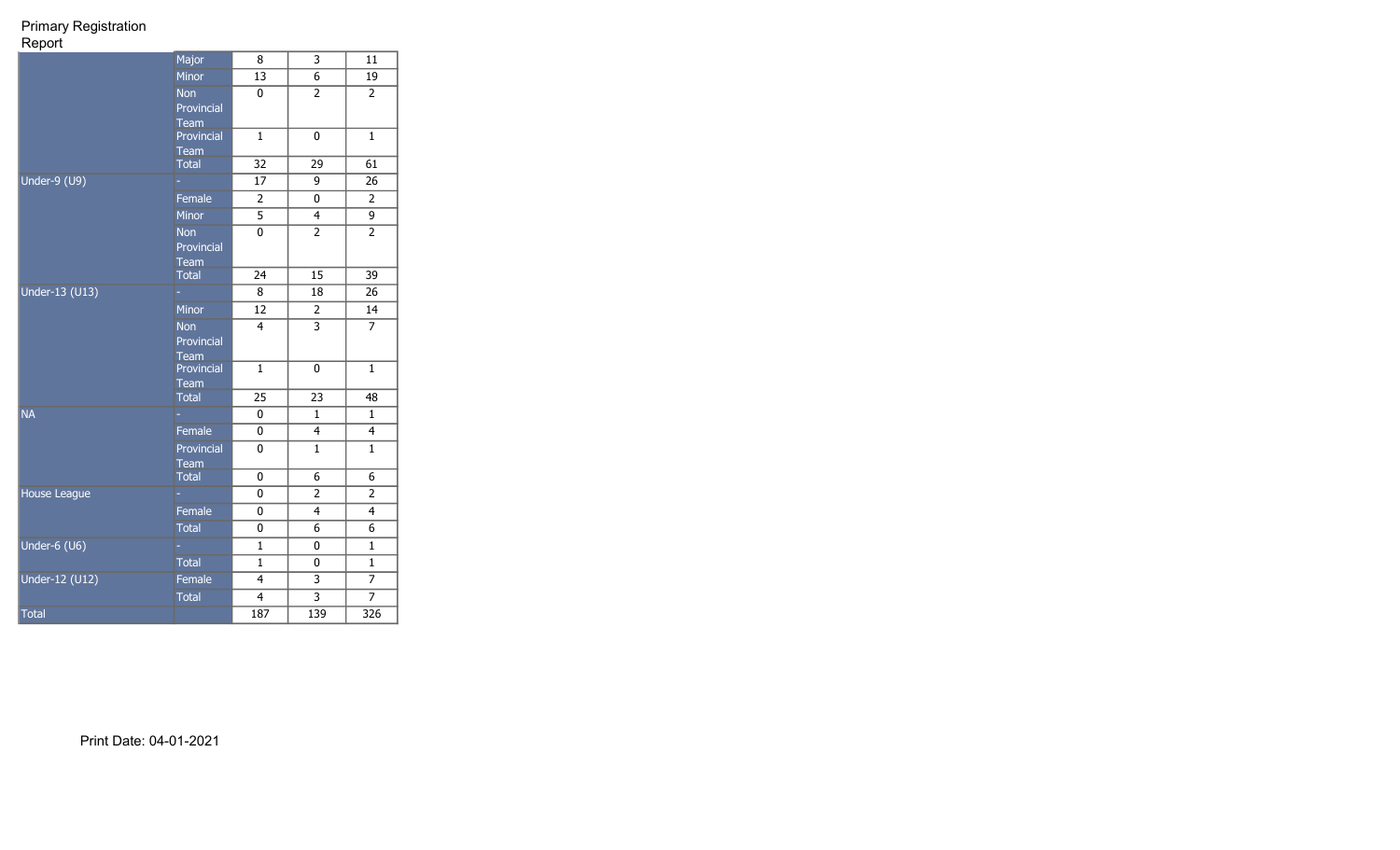Primary Registration Report

| | | | | |
|---|---|---|---|---|
| | Major | 8 | 3 | 11 |
| | Minor | 13 | 6 | 19 |
| | Non Provincial Team | 0 | 2 | 2 |
| | Provincial Team | 1 | 0 | 1 |
| | Total | 32 | 29 | 61 |
| Under-9 (U9) | - | 17 | 9 | 26 |
| | Female | 2 | 0 | 2 |
| | Minor | 5 | 4 | 9 |
| | Non Provincial Team | 0 | 2 | 2 |
| | Total | 24 | 15 | 39 |
| Under-13 (U13) | - | 8 | 18 | 26 |
| | Minor | 12 | 2 | 14 |
| | Non Provincial Team | 4 | 3 | 7 |
| | Provincial Team | 1 | 0 | 1 |
| | Total | 25 | 23 | 48 |
| NA | - | 0 | 1 | 1 |
| | Female | 0 | 4 | 4 |
| | Provincial Team | 0 | 1 | 1 |
| | Total | 0 | 6 | 6 |
| House League | - | 0 | 2 | 2 |
| | Female | 0 | 4 | 4 |
| | Total | 0 | 6 | 6 |
| Under-6 (U6) | - | 1 | 0 | 1 |
| | Total | 1 | 0 | 1 |
| Under-12 (U12) | Female | 4 | 3 | 7 |
| | Total | 4 | 3 | 7 |
| Total | | 187 | 139 | 326 |

Print Date: 04-01-2021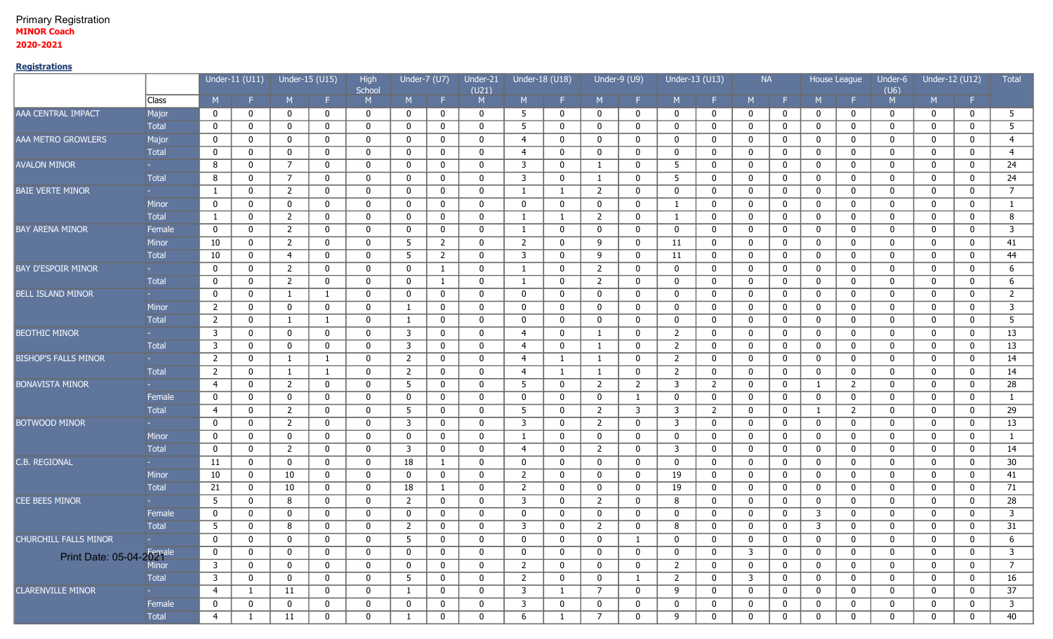Primary Registration

**MINOR Coach**

**2020-2021**

**Registrations**

| | | Under-11 (U11) | | Under-15 (U15) | | High School | Under-7 (U7) | | Under-21 (U21) | Under-18 (U18) | | Under-9 (U9) | | Under-13 (U13) | | NA | | House League | | Under-6 (U6) | Under-12 (U12) | | Total |
|---|---|---|---|---|---|---|---|---|---|---|---|---|---|---|---|---|---|---|---|---|---|---|---|
| | Class | M | F | M | F | M | M | F | M | M | F | M | F | M | F | M | F | M | F | M | M | F | |
| AAA CENTRAL IMPACT | Major | 0 | 0 | 0 | 0 | 0 | 0 | 0 | 0 | 5 | 0 | 0 | 0 | 0 | 0 | 0 | 0 | 0 | 0 | 0 | 0 | 0 | 5 |
| | Total | 0 | 0 | 0 | 0 | 0 | 0 | 0 | 0 | 5 | 0 | 0 | 0 | 0 | 0 | 0 | 0 | 0 | 0 | 0 | 0 | 0 | 5 |
| AAA METRO GROWLERS | Major | 0 | 0 | 0 | 0 | 0 | 0 | 0 | 0 | 4 | 0 | 0 | 0 | 0 | 0 | 0 | 0 | 0 | 0 | 0 | 0 | 0 | 4 |
| | Total | 0 | 0 | 0 | 0 | 0 | 0 | 0 | 0 | 4 | 0 | 0 | 0 | 0 | 0 | 0 | 0 | 0 | 0 | 0 | 0 | 0 | 4 |
| AVALON MINOR | - | 8 | 0 | 7 | 0 | 0 | 0 | 0 | 0 | 3 | 0 | 1 | 0 | 5 | 0 | 0 | 0 | 0 | 0 | 0 | 0 | 0 | 24 |
| | Total | 8 | 0 | 7 | 0 | 0 | 0 | 0 | 0 | 3 | 0 | 1 | 0 | 5 | 0 | 0 | 0 | 0 | 0 | 0 | 0 | 0 | 24 |
| BAIE VERTE MINOR | - | 1 | 0 | 2 | 0 | 0 | 0 | 0 | 0 | 1 | 1 | 2 | 0 | 0 | 0 | 0 | 0 | 0 | 0 | 0 | 0 | 0 | 7 |
| | Minor | 0 | 0 | 0 | 0 | 0 | 0 | 0 | 0 | 0 | 0 | 0 | 0 | 1 | 0 | 0 | 0 | 0 | 0 | 0 | 0 | 0 | 1 |
| | Total | 1 | 0 | 2 | 0 | 0 | 0 | 0 | 0 | 1 | 1 | 2 | 0 | 1 | 0 | 0 | 0 | 0 | 0 | 0 | 0 | 0 | 8 |
| BAY ARENA MINOR | Female | 0 | 0 | 2 | 0 | 0 | 0 | 0 | 0 | 1 | 0 | 0 | 0 | 0 | 0 | 0 | 0 | 0 | 0 | 0 | 0 | 0 | 3 |
| | Minor | 10 | 0 | 2 | 0 | 0 | 5 | 2 | 0 | 2 | 0 | 9 | 0 | 11 | 0 | 0 | 0 | 0 | 0 | 0 | 0 | 0 | 41 |
| | Total | 10 | 0 | 4 | 0 | 0 | 5 | 2 | 0 | 3 | 0 | 9 | 0 | 11 | 0 | 0 | 0 | 0 | 0 | 0 | 0 | 0 | 44 |
| BAY D'ESPOIR MINOR | - | 0 | 0 | 2 | 0 | 0 | 0 | 1 | 0 | 1 | 0 | 2 | 0 | 0 | 0 | 0 | 0 | 0 | 0 | 0 | 0 | 0 | 6 |
| | Total | 0 | 0 | 2 | 0 | 0 | 0 | 1 | 0 | 1 | 0 | 2 | 0 | 0 | 0 | 0 | 0 | 0 | 0 | 0 | 0 | 0 | 6 |
| BELL ISLAND MINOR | - | 0 | 0 | 1 | 1 | 0 | 0 | 0 | 0 | 0 | 0 | 0 | 0 | 0 | 0 | 0 | 0 | 0 | 0 | 0 | 0 | 0 | 2 |
| | Minor | 2 | 0 | 0 | 0 | 0 | 1 | 0 | 0 | 0 | 0 | 0 | 0 | 0 | 0 | 0 | 0 | 0 | 0 | 0 | 0 | 0 | 3 |
| | Total | 2 | 0 | 1 | 1 | 0 | 1 | 0 | 0 | 0 | 0 | 0 | 0 | 0 | 0 | 0 | 0 | 0 | 0 | 0 | 0 | 0 | 5 |
| BEOTHIC MINOR | - | 3 | 0 | 0 | 0 | 0 | 3 | 0 | 0 | 4 | 0 | 1 | 0 | 2 | 0 | 0 | 0 | 0 | 0 | 0 | 0 | 0 | 13 |
| | Total | 3 | 0 | 0 | 0 | 0 | 3 | 0 | 0 | 4 | 0 | 1 | 0 | 2 | 0 | 0 | 0 | 0 | 0 | 0 | 0 | 0 | 13 |
| BISHOP'S FALLS MINOR | - | 2 | 0 | 1 | 1 | 0 | 2 | 0 | 0 | 4 | 1 | 1 | 0 | 2 | 0 | 0 | 0 | 0 | 0 | 0 | 0 | 0 | 14 |
| | Total | 2 | 0 | 1 | 1 | 0 | 2 | 0 | 0 | 4 | 1 | 1 | 0 | 2 | 0 | 0 | 0 | 0 | 0 | 0 | 0 | 0 | 14 |
| BONAVISTA MINOR | - | 4 | 0 | 2 | 0 | 0 | 5 | 0 | 0 | 5 | 0 | 2 | 2 | 3 | 2 | 0 | 0 | 1 | 2 | 0 | 0 | 0 | 28 |
| | Female | 0 | 0 | 0 | 0 | 0 | 0 | 0 | 0 | 0 | 0 | 0 | 1 | 0 | 0 | 0 | 0 | 0 | 0 | 0 | 0 | 0 | 1 |
| | Total | 4 | 0 | 2 | 0 | 0 | 5 | 0 | 0 | 5 | 0 | 2 | 3 | 3 | 2 | 0 | 0 | 1 | 2 | 0 | 0 | 0 | 29 |
| BOTWOOD MINOR | - | 0 | 0 | 2 | 0 | 0 | 3 | 0 | 0 | 3 | 0 | 2 | 0 | 3 | 0 | 0 | 0 | 0 | 0 | 0 | 0 | 0 | 13 |
| | Minor | 0 | 0 | 0 | 0 | 0 | 0 | 0 | 0 | 1 | 0 | 0 | 0 | 0 | 0 | 0 | 0 | 0 | 0 | 0 | 0 | 0 | 1 |
| | Total | 0 | 0 | 2 | 0 | 0 | 3 | 0 | 0 | 4 | 0 | 2 | 0 | 3 | 0 | 0 | 0 | 0 | 0 | 0 | 0 | 0 | 14 |
| C.B. REGIONAL | - | 11 | 0 | 0 | 0 | 0 | 18 | 1 | 0 | 0 | 0 | 0 | 0 | 0 | 0 | 0 | 0 | 0 | 0 | 0 | 0 | 0 | 30 |
| | Minor | 10 | 0 | 10 | 0 | 0 | 0 | 0 | 0 | 2 | 0 | 0 | 0 | 19 | 0 | 0 | 0 | 0 | 0 | 0 | 0 | 0 | 41 |
| | Total | 21 | 0 | 10 | 0 | 0 | 18 | 1 | 0 | 2 | 0 | 0 | 0 | 19 | 0 | 0 | 0 | 0 | 0 | 0 | 0 | 0 | 71 |
| CEE BEES MINOR | - | 5 | 0 | 8 | 0 | 0 | 2 | 0 | 0 | 3 | 0 | 2 | 0 | 8 | 0 | 0 | 0 | 0 | 0 | 0 | 0 | 0 | 28 |
| | Female | 0 | 0 | 0 | 0 | 0 | 0 | 0 | 0 | 0 | 0 | 0 | 0 | 0 | 0 | 0 | 0 | 3 | 0 | 0 | 0 | 0 | 3 |
| | Total | 5 | 0 | 8 | 0 | 0 | 2 | 0 | 0 | 3 | 0 | 2 | 0 | 8 | 0 | 0 | 0 | 3 | 0 | 0 | 0 | 0 | 31 |
| CHURCHILL FALLS MINOR | - | 0 | 0 | 0 | 0 | 0 | 5 | 0 | 0 | 0 | 0 | 0 | 1 | 0 | 0 | 0 | 0 | 0 | 0 | 0 | 0 | 0 | 6 |
| | Female | 0 | 0 | 0 | 0 | 0 | 0 | 0 | 0 | 0 | 0 | 0 | 0 | 0 | 0 | 3 | 0 | 0 | 0 | 0 | 0 | 0 | 3 |
| | Minor | 3 | 0 | 0 | 0 | 0 | 0 | 0 | 0 | 2 | 0 | 0 | 0 | 2 | 0 | 0 | 0 | 0 | 0 | 0 | 0 | 0 | 7 |
| | Total | 3 | 0 | 0 | 0 | 0 | 5 | 0 | 0 | 2 | 0 | 0 | 1 | 2 | 0 | 3 | 0 | 0 | 0 | 0 | 0 | 0 | 16 |
| CLARENVILLE MINOR | - | 4 | 1 | 11 | 0 | 0 | 1 | 0 | 0 | 3 | 1 | 7 | 0 | 9 | 0 | 0 | 0 | 0 | 0 | 0 | 0 | 0 | 37 |
| | Female | 0 | 0 | 0 | 0 | 0 | 0 | 0 | 0 | 3 | 0 | 0 | 0 | 0 | 0 | 0 | 0 | 0 | 0 | 0 | 0 | 0 | 3 |
| | Total | 4 | 1 | 11 | 0 | 0 | 1 | 0 | 0 | 6 | 1 | 7 | 0 | 9 | 0 | 0 | 0 | 0 | 0 | 0 | 0 | 0 | 40 |

Print Date: 05-04-2021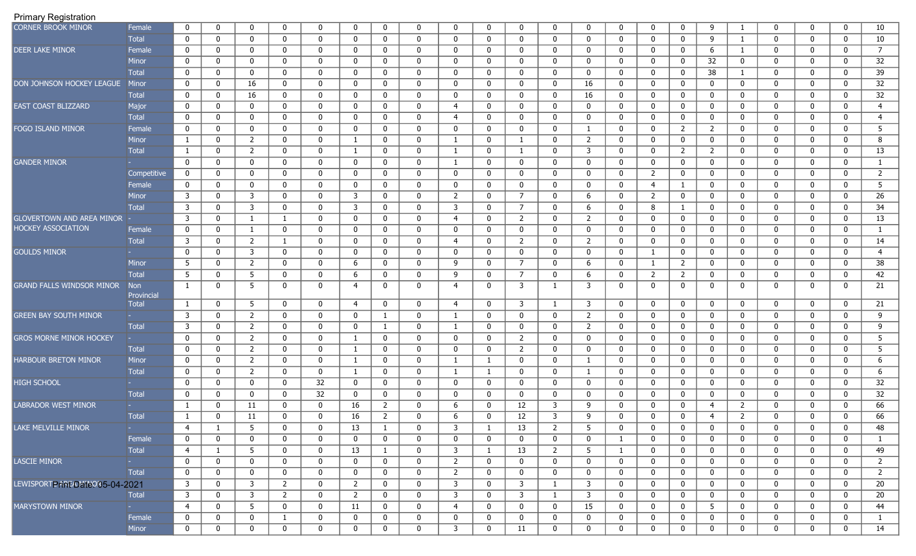Primary Registration

| | | | | | | | | | | | | | | | | | | | | | | | |
|---|---|---|---|---|---|---|---|---|---|---|---|---|---|---|---|---|---|---|---|---|---|---|---|
| CORNER BROOK MINOR | Female | 0 | 0 | 0 | 0 | 0 | 0 | 0 | 0 | 0 | 0 | 0 | 0 | 0 | 0 | 0 | 0 | 9 | 1 | 0 | 0 | 0 | 10 |
| | Total | 0 | 0 | 0 | 0 | 0 | 0 | 0 | 0 | 0 | 0 | 0 | 0 | 0 | 0 | 0 | 0 | 9 | 1 | 0 | 0 | 0 | 10 |
| DEER LAKE MINOR | Female | 0 | 0 | 0 | 0 | 0 | 0 | 0 | 0 | 0 | 0 | 0 | 0 | 0 | 0 | 0 | 0 | 6 | 1 | 0 | 0 | 0 | 7 |
| | Minor | 0 | 0 | 0 | 0 | 0 | 0 | 0 | 0 | 0 | 0 | 0 | 0 | 0 | 0 | 0 | 0 | 32 | 0 | 0 | 0 | 0 | 32 |
| | Total | 0 | 0 | 0 | 0 | 0 | 0 | 0 | 0 | 0 | 0 | 0 | 0 | 0 | 0 | 0 | 0 | 38 | 1 | 0 | 0 | 0 | 39 |
| DON JOHNSON HOCKEY LEAGUE | Minor | 0 | 0 | 16 | 0 | 0 | 0 | 0 | 0 | 0 | 0 | 0 | 0 | 16 | 0 | 0 | 0 | 0 | 0 | 0 | 0 | 0 | 32 |
| | Total | 0 | 0 | 16 | 0 | 0 | 0 | 0 | 0 | 0 | 0 | 0 | 0 | 16 | 0 | 0 | 0 | 0 | 0 | 0 | 0 | 0 | 32 |
| EAST COAST BLIZZARD | Major | 0 | 0 | 0 | 0 | 0 | 0 | 0 | 0 | 4 | 0 | 0 | 0 | 0 | 0 | 0 | 0 | 0 | 0 | 0 | 0 | 0 | 4 |
| | Total | 0 | 0 | 0 | 0 | 0 | 0 | 0 | 0 | 4 | 0 | 0 | 0 | 0 | 0 | 0 | 0 | 0 | 0 | 0 | 0 | 0 | 4 |
| FOGO ISLAND MINOR | Female | 0 | 0 | 0 | 0 | 0 | 0 | 0 | 0 | 0 | 0 | 0 | 0 | 1 | 0 | 0 | 2 | 2 | 0 | 0 | 0 | 0 | 5 |
| | Minor | 1 | 0 | 2 | 0 | 0 | 1 | 0 | 0 | 1 | 0 | 1 | 0 | 2 | 0 | 0 | 0 | 0 | 0 | 0 | 0 | 0 | 8 |
| | Total | 1 | 0 | 2 | 0 | 0 | 1 | 0 | 0 | 1 | 0 | 1 | 0 | 3 | 0 | 0 | 2 | 2 | 0 | 0 | 0 | 0 | 13 |
| GANDER MINOR | - | 0 | 0 | 0 | 0 | 0 | 0 | 0 | 0 | 1 | 0 | 0 | 0 | 0 | 0 | 0 | 0 | 0 | 0 | 0 | 0 | 0 | 1 |
| | Competitive | 0 | 0 | 0 | 0 | 0 | 0 | 0 | 0 | 0 | 0 | 0 | 0 | 0 | 0 | 2 | 0 | 0 | 0 | 0 | 0 | 0 | 2 |
| | Female | 0 | 0 | 0 | 0 | 0 | 0 | 0 | 0 | 0 | 0 | 0 | 0 | 0 | 0 | 4 | 1 | 0 | 0 | 0 | 0 | 0 | 5 |
| | Minor | 3 | 0 | 3 | 0 | 0 | 3 | 0 | 0 | 2 | 0 | 7 | 0 | 6 | 0 | 2 | 0 | 0 | 0 | 0 | 0 | 0 | 26 |
| | Total | 3 | 0 | 3 | 0 | 0 | 3 | 0 | 0 | 3 | 0 | 7 | 0 | 6 | 0 | 8 | 1 | 0 | 0 | 0 | 0 | 0 | 34 |
| GLOVERTOWN AND AREA MINOR HOCKEY ASSOCIATION | - | 3 | 0 | 1 | 1 | 0 | 0 | 0 | 0 | 4 | 0 | 2 | 0 | 2 | 0 | 0 | 0 | 0 | 0 | 0 | 0 | 0 | 13 |
| | Female | 0 | 0 | 1 | 0 | 0 | 0 | 0 | 0 | 0 | 0 | 0 | 0 | 0 | 0 | 0 | 0 | 0 | 0 | 0 | 0 | 0 | 1 |
| | Total | 3 | 0 | 2 | 1 | 0 | 0 | 0 | 0 | 4 | 0 | 2 | 0 | 2 | 0 | 0 | 0 | 0 | 0 | 0 | 0 | 0 | 14 |
| GOULDS MINOR | - | 0 | 0 | 3 | 0 | 0 | 0 | 0 | 0 | 0 | 0 | 0 | 0 | 0 | 0 | 1 | 0 | 0 | 0 | 0 | 0 | 0 | 4 |
| | Minor | 5 | 0 | 2 | 0 | 0 | 6 | 0 | 0 | 9 | 0 | 7 | 0 | 6 | 0 | 1 | 2 | 0 | 0 | 0 | 0 | 0 | 38 |
| | Total | 5 | 0 | 5 | 0 | 0 | 6 | 0 | 0 | 9 | 0 | 7 | 0 | 6 | 0 | 2 | 2 | 0 | 0 | 0 | 0 | 0 | 42 |
| GRAND FALLS WINDSOR MINOR | Non Provincial | 1 | 0 | 5 | 0 | 0 | 4 | 0 | 0 | 4 | 0 | 3 | 1 | 3 | 0 | 0 | 0 | 0 | 0 | 0 | 0 | 0 | 21 |
| | Total | 1 | 0 | 5 | 0 | 0 | 4 | 0 | 0 | 4 | 0 | 3 | 1 | 3 | 0 | 0 | 0 | 0 | 0 | 0 | 0 | 0 | 21 |
| GREEN BAY SOUTH MINOR | - | 3 | 0 | 2 | 0 | 0 | 0 | 1 | 0 | 1 | 0 | 0 | 0 | 2 | 0 | 0 | 0 | 0 | 0 | 0 | 0 | 0 | 9 |
| | Total | 3 | 0 | 2 | 0 | 0 | 0 | 1 | 0 | 1 | 0 | 0 | 0 | 2 | 0 | 0 | 0 | 0 | 0 | 0 | 0 | 0 | 9 |
| GROS MORNE MINOR HOCKEY | - | 0 | 0 | 2 | 0 | 0 | 1 | 0 | 0 | 0 | 0 | 2 | 0 | 0 | 0 | 0 | 0 | 0 | 0 | 0 | 0 | 0 | 5 |
| | Total | 0 | 0 | 2 | 0 | 0 | 1 | 0 | 0 | 0 | 0 | 2 | 0 | 0 | 0 | 0 | 0 | 0 | 0 | 0 | 0 | 0 | 5 |
| HARBOUR BRETON MINOR | Minor | 0 | 0 | 2 | 0 | 0 | 1 | 0 | 0 | 1 | 1 | 0 | 0 | 1 | 0 | 0 | 0 | 0 | 0 | 0 | 0 | 0 | 6 |
| | Total | 0 | 0 | 2 | 0 | 0 | 1 | 0 | 0 | 1 | 1 | 0 | 0 | 1 | 0 | 0 | 0 | 0 | 0 | 0 | 0 | 0 | 6 |
| HIGH SCHOOL | - | 0 | 0 | 0 | 0 | 32 | 0 | 0 | 0 | 0 | 0 | 0 | 0 | 0 | 0 | 0 | 0 | 0 | 0 | 0 | 0 | 0 | 32 |
| | Total | 0 | 0 | 0 | 0 | 32 | 0 | 0 | 0 | 0 | 0 | 0 | 0 | 0 | 0 | 0 | 0 | 0 | 0 | 0 | 0 | 0 | 32 |
| LABRADOR WEST MINOR | - | 1 | 0 | 11 | 0 | 0 | 16 | 2 | 0 | 6 | 0 | 12 | 3 | 9 | 0 | 0 | 0 | 4 | 2 | 0 | 0 | 0 | 66 |
| | Total | 1 | 0 | 11 | 0 | 0 | 16 | 2 | 0 | 6 | 0 | 12 | 3 | 9 | 0 | 0 | 0 | 4 | 2 | 0 | 0 | 0 | 66 |
| LAKE MELVILLE MINOR | - | 4 | 1 | 5 | 0 | 0 | 13 | 1 | 0 | 3 | 1 | 13 | 2 | 5 | 0 | 0 | 0 | 0 | 0 | 0 | 0 | 0 | 48 |
| | Female | 0 | 0 | 0 | 0 | 0 | 0 | 0 | 0 | 0 | 0 | 0 | 0 | 0 | 1 | 0 | 0 | 0 | 0 | 0 | 0 | 0 | 1 |
| | Total | 4 | 1 | 5 | 0 | 0 | 13 | 1 | 0 | 3 | 1 | 13 | 2 | 5 | 1 | 0 | 0 | 0 | 0 | 0 | 0 | 0 | 49 |
| LASCIE MINOR | - | 0 | 0 | 0 | 0 | 0 | 0 | 0 | 0 | 2 | 0 | 0 | 0 | 0 | 0 | 0 | 0 | 0 | 0 | 0 | 0 | 0 | 2 |
| | Total | 0 | 0 | 0 | 0 | 0 | 0 | 0 | 0 | 2 | 0 | 0 | 0 | 0 | 0 | 0 | 0 | 0 | 0 | 0 | 0 | 0 | 2 |
| LEWISPORT AREA MINOR | - | 3 | 0 | 3 | 2 | 0 | 2 | 0 | 0 | 3 | 0 | 3 | 1 | 3 | 0 | 0 | 0 | 0 | 0 | 0 | 0 | 0 | 20 |
| | Total | 3 | 0 | 3 | 2 | 0 | 2 | 0 | 0 | 3 | 0 | 3 | 1 | 3 | 0 | 0 | 0 | 0 | 0 | 0 | 0 | 0 | 20 |
| MARYSTOWN MINOR | - | 4 | 0 | 5 | 0 | 0 | 11 | 0 | 0 | 4 | 0 | 0 | 0 | 15 | 0 | 0 | 0 | 5 | 0 | 0 | 0 | 0 | 44 |
| | Female | 0 | 0 | 0 | 1 | 0 | 0 | 0 | 0 | 0 | 0 | 0 | 0 | 0 | 0 | 0 | 0 | 0 | 0 | 0 | 0 | 0 | 1 |
| | Minor | 0 | 0 | 0 | 0 | 0 | 0 | 0 | 0 | 3 | 0 | 11 | 0 | 0 | 0 | 0 | 0 | 0 | 0 | 0 | 0 | 0 | 14 |

Print Date: 05-04-2021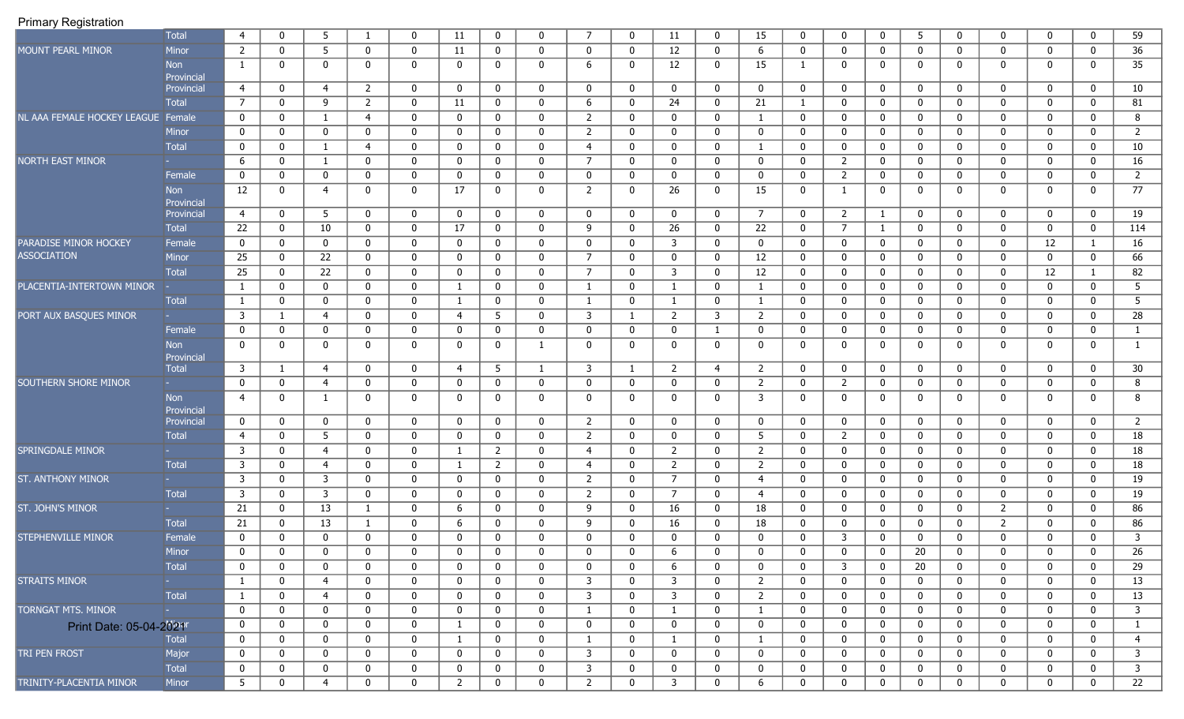Primary Registration

| | | | | | | | | | | | | | | | | | | | | | | |
|---|---|---|---|---|---|---|---|---|---|---|---|---|---|---|---|---|---|---|---|---|---|---|
| | Total | 4 | 0 | 5 | 1 | 0 | 11 | 0 | 0 | 7 | 0 | 11 | 0 | 15 | 0 | 0 | 0 | 5 | 0 | 0 | 0 | 0 | 59 |
| MOUNT PEARL MINOR | Minor | 2 | 0 | 5 | 0 | 0 | 11 | 0 | 0 | 0 | 0 | 12 | 0 | 6 | 0 | 0 | 0 | 0 | 0 | 0 | 0 | 0 | 36 |
| | Non Provincial | 1 | 0 | 0 | 0 | 0 | 0 | 0 | 0 | 6 | 0 | 12 | 0 | 15 | 1 | 0 | 0 | 0 | 0 | 0 | 0 | 0 | 35 |
| | Provincial | 4 | 0 | 4 | 2 | 0 | 0 | 0 | 0 | 0 | 0 | 0 | 0 | 0 | 0 | 0 | 0 | 0 | 0 | 0 | 0 | 0 | 10 |
| | Total | 7 | 0 | 9 | 2 | 0 | 11 | 0 | 0 | 6 | 0 | 24 | 0 | 21 | 1 | 0 | 0 | 0 | 0 | 0 | 0 | 0 | 81 |
| NL AAA FEMALE HOCKEY LEAGUE | Female | 0 | 0 | 1 | 4 | 0 | 0 | 0 | 0 | 2 | 0 | 0 | 0 | 1 | 0 | 0 | 0 | 0 | 0 | 0 | 0 | 0 | 8 |
| | Minor | 0 | 0 | 0 | 0 | 0 | 0 | 0 | 0 | 2 | 0 | 0 | 0 | 0 | 0 | 0 | 0 | 0 | 0 | 0 | 0 | 0 | 2 |
| | Total | 0 | 0 | 1 | 4 | 0 | 0 | 0 | 0 | 4 | 0 | 0 | 0 | 1 | 0 | 0 | 0 | 0 | 0 | 0 | 0 | 0 | 10 |
| NORTH EAST MINOR | - | 6 | 0 | 1 | 0 | 0 | 0 | 0 | 0 | 7 | 0 | 0 | 0 | 0 | 0 | 2 | 0 | 0 | 0 | 0 | 0 | 0 | 16 |
| | Female | 0 | 0 | 0 | 0 | 0 | 0 | 0 | 0 | 0 | 0 | 0 | 0 | 0 | 0 | 2 | 0 | 0 | 0 | 0 | 0 | 0 | 2 |
| | Non Provincial | 12 | 0 | 4 | 0 | 0 | 17 | 0 | 0 | 2 | 0 | 26 | 0 | 15 | 0 | 1 | 0 | 0 | 0 | 0 | 0 | 0 | 77 |
| | Provincial | 4 | 0 | 5 | 0 | 0 | 0 | 0 | 0 | 0 | 0 | 0 | 0 | 7 | 0 | 2 | 1 | 0 | 0 | 0 | 0 | 0 | 19 |
| | Total | 22 | 0 | 10 | 0 | 0 | 17 | 0 | 0 | 9 | 0 | 26 | 0 | 22 | 0 | 7 | 1 | 0 | 0 | 0 | 0 | 0 | 114 |
| PARADISE MINOR HOCKEY ASSOCIATION | Female | 0 | 0 | 0 | 0 | 0 | 0 | 0 | 0 | 0 | 0 | 3 | 0 | 0 | 0 | 0 | 0 | 0 | 0 | 0 | 12 | 1 | 16 |
| | Minor | 25 | 0 | 22 | 0 | 0 | 0 | 0 | 0 | 7 | 0 | 0 | 0 | 12 | 0 | 0 | 0 | 0 | 0 | 0 | 0 | 0 | 66 |
| | Total | 25 | 0 | 22 | 0 | 0 | 0 | 0 | 0 | 7 | 0 | 3 | 0 | 12 | 0 | 0 | 0 | 0 | 0 | 0 | 12 | 1 | 82 |
| PLACENTIA-INTERTOWN MINOR | - | 1 | 0 | 0 | 0 | 0 | 1 | 0 | 0 | 1 | 0 | 1 | 0 | 1 | 0 | 0 | 0 | 0 | 0 | 0 | 0 | 0 | 5 |
| | Total | 1 | 0 | 0 | 0 | 0 | 1 | 0 | 0 | 1 | 0 | 1 | 0 | 1 | 0 | 0 | 0 | 0 | 0 | 0 | 0 | 0 | 5 |
| PORT AUX BASQUES MINOR | - | 3 | 1 | 4 | 0 | 0 | 4 | 5 | 0 | 3 | 1 | 2 | 3 | 2 | 0 | 0 | 0 | 0 | 0 | 0 | 0 | 0 | 28 |
| | Female | 0 | 0 | 0 | 0 | 0 | 0 | 0 | 0 | 0 | 0 | 0 | 1 | 0 | 0 | 0 | 0 | 0 | 0 | 0 | 0 | 0 | 1 |
| | Non Provincial | 0 | 0 | 0 | 0 | 0 | 0 | 0 | 1 | 0 | 0 | 0 | 0 | 0 | 0 | 0 | 0 | 0 | 0 | 0 | 0 | 0 | 1 |
| | Total | 3 | 1 | 4 | 0 | 0 | 4 | 5 | 1 | 3 | 1 | 2 | 4 | 2 | 0 | 0 | 0 | 0 | 0 | 0 | 0 | 0 | 30 |
| SOUTHERN SHORE MINOR | - | 0 | 0 | 4 | 0 | 0 | 0 | 0 | 0 | 0 | 0 | 0 | 0 | 2 | 0 | 2 | 0 | 0 | 0 | 0 | 0 | 0 | 8 |
| | Non Provincial | 4 | 0 | 1 | 0 | 0 | 0 | 0 | 0 | 0 | 0 | 0 | 0 | 3 | 0 | 0 | 0 | 0 | 0 | 0 | 0 | 0 | 8 |
| | Provincial | 0 | 0 | 0 | 0 | 0 | 0 | 0 | 0 | 2 | 0 | 0 | 0 | 0 | 0 | 0 | 0 | 0 | 0 | 0 | 0 | 0 | 2 |
| | Total | 4 | 0 | 5 | 0 | 0 | 0 | 0 | 0 | 2 | 0 | 0 | 0 | 5 | 0 | 2 | 0 | 0 | 0 | 0 | 0 | 0 | 18 |
| SPRINGDALE MINOR | - | 3 | 0 | 4 | 0 | 0 | 1 | 2 | 0 | 4 | 0 | 2 | 0 | 2 | 0 | 0 | 0 | 0 | 0 | 0 | 0 | 0 | 18 |
| | Total | 3 | 0 | 4 | 0 | 0 | 1 | 2 | 0 | 4 | 0 | 2 | 0 | 2 | 0 | 0 | 0 | 0 | 0 | 0 | 0 | 0 | 18 |
| ST. ANTHONY MINOR | - | 3 | 0 | 3 | 0 | 0 | 0 | 0 | 0 | 2 | 0 | 7 | 0 | 4 | 0 | 0 | 0 | 0 | 0 | 0 | 0 | 0 | 19 |
| | Total | 3 | 0 | 3 | 0 | 0 | 0 | 0 | 0 | 2 | 0 | 7 | 0 | 4 | 0 | 0 | 0 | 0 | 0 | 0 | 0 | 0 | 19 |
| ST. JOHN'S MINOR | - | 21 | 0 | 13 | 1 | 0 | 6 | 0 | 0 | 9 | 0 | 16 | 0 | 18 | 0 | 0 | 0 | 0 | 0 | 2 | 0 | 0 | 86 |
| | Total | 21 | 0 | 13 | 1 | 0 | 6 | 0 | 0 | 9 | 0 | 16 | 0 | 18 | 0 | 0 | 0 | 0 | 0 | 2 | 0 | 0 | 86 |
| STEPHENVILLE MINOR | Female | 0 | 0 | 0 | 0 | 0 | 0 | 0 | 0 | 0 | 0 | 0 | 0 | 0 | 0 | 3 | 0 | 0 | 0 | 0 | 0 | 0 | 3 |
| | Minor | 0 | 0 | 0 | 0 | 0 | 0 | 0 | 0 | 0 | 0 | 6 | 0 | 0 | 0 | 0 | 0 | 20 | 0 | 0 | 0 | 0 | 26 |
| | Total | 0 | 0 | 0 | 0 | 0 | 0 | 0 | 0 | 0 | 0 | 6 | 0 | 0 | 0 | 3 | 0 | 20 | 0 | 0 | 0 | 0 | 29 |
| STRAITS MINOR | - | 1 | 0 | 4 | 0 | 0 | 0 | 0 | 0 | 3 | 0 | 3 | 0 | 2 | 0 | 0 | 0 | 0 | 0 | 0 | 0 | 0 | 13 |
| | Total | 1 | 0 | 4 | 0 | 0 | 0 | 0 | 0 | 3 | 0 | 3 | 0 | 2 | 0 | 0 | 0 | 0 | 0 | 0 | 0 | 0 | 13 |
| TORNGAT MTS. MINOR | - | 0 | 0 | 0 | 0 | 0 | 0 | 0 | 0 | 1 | 0 | 1 | 0 | 1 | 0 | 0 | 0 | 0 | 0 | 0 | 0 | 0 | 3 |
| | Major | 0 | 0 | 0 | 0 | 0 | 1 | 0 | 0 | 0 | 0 | 0 | 0 | 0 | 0 | 0 | 0 | 0 | 0 | 0 | 0 | 0 | 1 |
| | Total | 0 | 0 | 0 | 0 | 0 | 1 | 0 | 0 | 1 | 0 | 1 | 0 | 1 | 0 | 0 | 0 | 0 | 0 | 0 | 0 | 0 | 4 |
| TRI PEN FROST | Major | 0 | 0 | 0 | 0 | 0 | 0 | 0 | 0 | 3 | 0 | 0 | 0 | 0 | 0 | 0 | 0 | 0 | 0 | 0 | 0 | 0 | 3 |
| | Total | 0 | 0 | 0 | 0 | 0 | 0 | 0 | 0 | 3 | 0 | 0 | 0 | 0 | 0 | 0 | 0 | 0 | 0 | 0 | 0 | 0 | 3 |
| TRINITY-PLACENTIA MINOR | Minor | 5 | 0 | 4 | 0 | 0 | 2 | 0 | 0 | 2 | 0 | 3 | 0 | 6 | 0 | 0 | 0 | 0 | 0 | 0 | 0 | 0 | 22 |

Print Date: 05-04-2021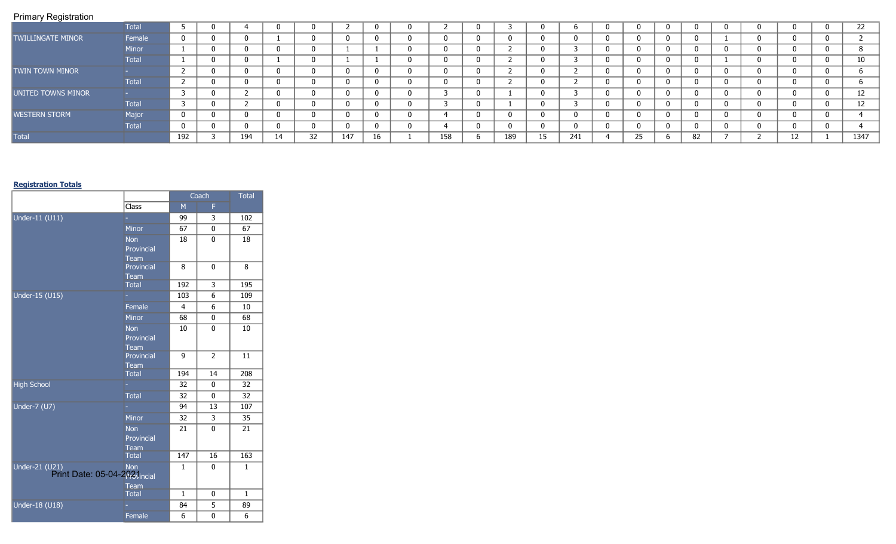Primary Registration

| | | | | | | | | | | | | | | | | | | | | | | |
|---|---|---|---|---|---|---|---|---|---|---|---|---|---|---|---|---|---|---|---|---|---|---|
| | Total | 5 | 0 | 4 | 0 | 0 | 2 | 0 | 0 | 2 | 0 | 3 | 0 | 6 | 0 | 0 | 0 | 0 | 0 | 0 | 0 | 0 | 22 |
| TWILLINGATE MINOR | Female | 0 | 0 | 0 | 1 | 0 | 0 | 0 | 0 | 0 | 0 | 0 | 0 | 0 | 0 | 0 | 0 | 0 | 1 | 0 | 0 | 0 | 2 |
| | Minor | 1 | 0 | 0 | 0 | 0 | 1 | 1 | 0 | 0 | 0 | 2 | 0 | 3 | 0 | 0 | 0 | 0 | 0 | 0 | 0 | 0 | 8 |
| | Total | 1 | 0 | 0 | 1 | 0 | 1 | 1 | 0 | 0 | 0 | 2 | 0 | 3 | 0 | 0 | 0 | 0 | 1 | 0 | 0 | 0 | 10 |
| TWIN TOWN MINOR | - | 2 | 0 | 0 | 0 | 0 | 0 | 0 | 0 | 0 | 0 | 2 | 0 | 2 | 0 | 0 | 0 | 0 | 0 | 0 | 0 | 0 | 6 |
| | Total | 2 | 0 | 0 | 0 | 0 | 0 | 0 | 0 | 0 | 0 | 2 | 0 | 2 | 0 | 0 | 0 | 0 | 0 | 0 | 0 | 0 | 6 |
| UNITED TOWNS MINOR | - | 3 | 0 | 2 | 0 | 0 | 0 | 0 | 0 | 3 | 0 | 1 | 0 | 3 | 0 | 0 | 0 | 0 | 0 | 0 | 0 | 0 | 12 |
| | Total | 3 | 0 | 2 | 0 | 0 | 0 | 0 | 0 | 3 | 0 | 1 | 0 | 3 | 0 | 0 | 0 | 0 | 0 | 0 | 0 | 0 | 12 |
| WESTERN STORM | Major | 0 | 0 | 0 | 0 | 0 | 0 | 0 | 0 | 4 | 0 | 0 | 0 | 0 | 0 | 0 | 0 | 0 | 0 | 0 | 0 | 0 | 4 |
| | Total | 0 | 0 | 0 | 0 | 0 | 0 | 0 | 0 | 4 | 0 | 0 | 0 | 0 | 0 | 0 | 0 | 0 | 0 | 0 | 0 | 0 | 4 |
| Total | | 192 | 3 | 194 | 14 | 32 | 147 | 16 | 1 | 158 | 6 | 189 | 15 | 241 | 4 | 25 | 6 | 82 | 7 | 2 | 12 | 1 | 1347 |

**Registration Totals**

| | | Coach | | Total |
|---|---|---|---|---|
| | Class | M | F | |
| Under-11 (U11) | - | 99 | 3 | 102 |
| | Minor | 67 | 0 | 67 |
| | Non Provincial Team | 18 | 0 | 18 |
| | Provincial Team | 8 | 0 | 8 |
| | Total | 192 | 3 | 195 |
| Under-15 (U15) | - | 103 | 6 | 109 |
| | Female | 4 | 6 | 10 |
| | Minor | 68 | 0 | 68 |
| | Non Provincial Team | 10 | 0 | 10 |
| | Provincial Team | 9 | 2 | 11 |
| | Total | 194 | 14 | 208 |
| High School | - | 32 | 0 | 32 |
| | Total | 32 | 0 | 32 |
| Under-7 (U7) | - | 94 | 13 | 107 |
| | Minor | 32 | 3 | 35 |
| | Non Provincial Team | 21 | 0 | 21 |
| | Total | 147 | 16 | 163 |
| Under-21 (U21) | Non Provincial Team | 1 | 0 | 1 |
| | Total | 1 | 0 | 1 |
| Under-18 (U18) | - | 84 | 5 | 89 |
| | Female | 6 | 0 | 6 |

Print Date: 05-04-2021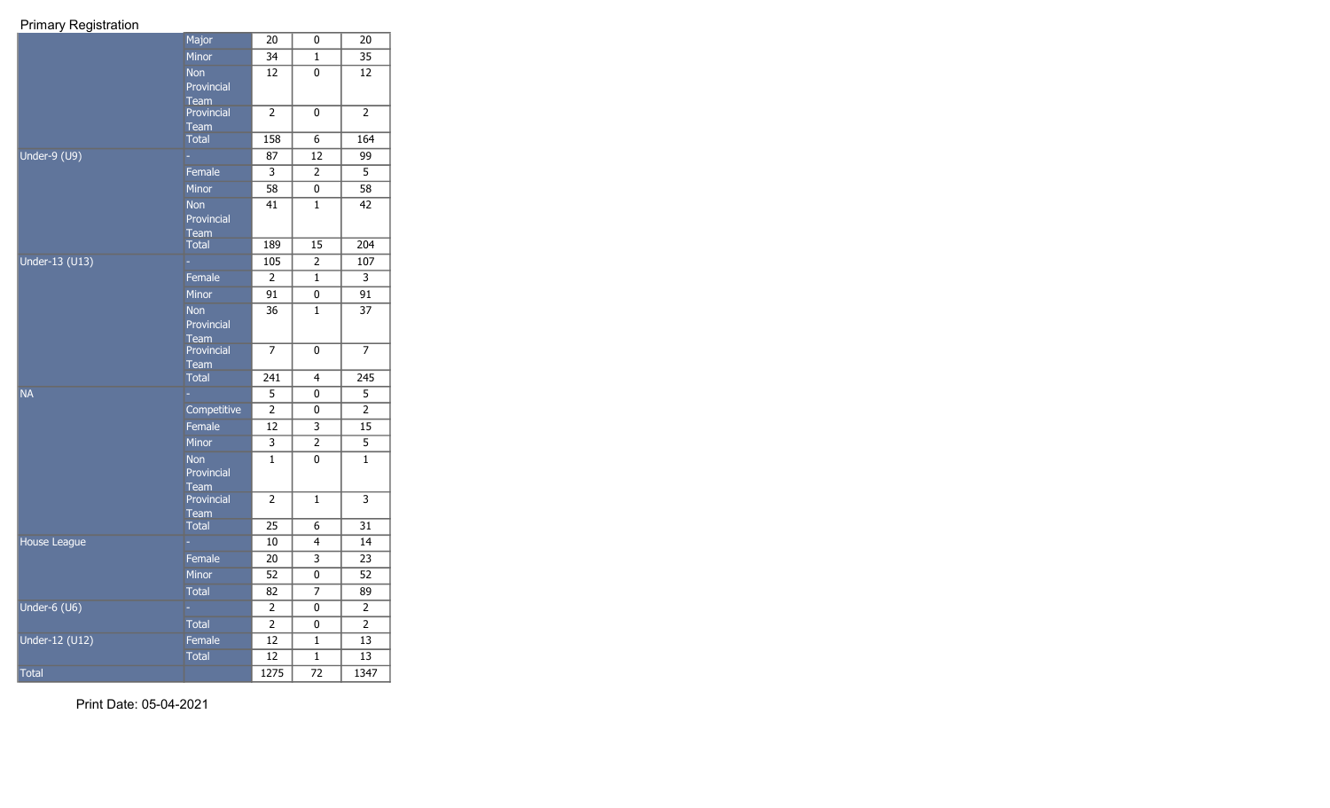Primary Registration

| | | | | |
|---|---|---|---|---|
| | Major | 20 | 0 | 20 |
| | Minor | 34 | 1 | 35 |
| | Non Provincial Team | 12 | 0 | 12 |
| | Provincial Team | 2 | 0 | 2 |
| | Total | 158 | 6 | 164 |
| Under-9 (U9) | - | 87 | 12 | 99 |
| | Female | 3 | 2 | 5 |
| | Minor | 58 | 0 | 58 |
| | Non Provincial Team | 41 | 1 | 42 |
| | Total | 189 | 15 | 204 |
| Under-13 (U13) | - | 105 | 2 | 107 |
| | Female | 2 | 1 | 3 |
| | Minor | 91 | 0 | 91 |
| | Non Provincial Team | 36 | 1 | 37 |
| | Provincial Team | 7 | 0 | 7 |
| | Total | 241 | 4 | 245 |
| NA | - | 5 | 0 | 5 |
| | Competitive | 2 | 0 | 2 |
| | Female | 12 | 3 | 15 |
| | Minor | 3 | 2 | 5 |
| | Non Provincial Team | 1 | 0 | 1 |
| | Provincial Team | 2 | 1 | 3 |
| | Total | 25 | 6 | 31 |
| House League | - | 10 | 4 | 14 |
| | Female | 20 | 3 | 23 |
| | Minor | 52 | 0 | 52 |
| | Total | 82 | 7 | 89 |
| Under-6 (U6) | - | 2 | 0 | 2 |
| | Total | 2 | 0 | 2 |
| Under-12 (U12) | Female | 12 | 1 | 13 |
| | Total | 12 | 1 | 13 |
| Total | | 1275 | 72 | 1347 |

Print Date: 05-04-2021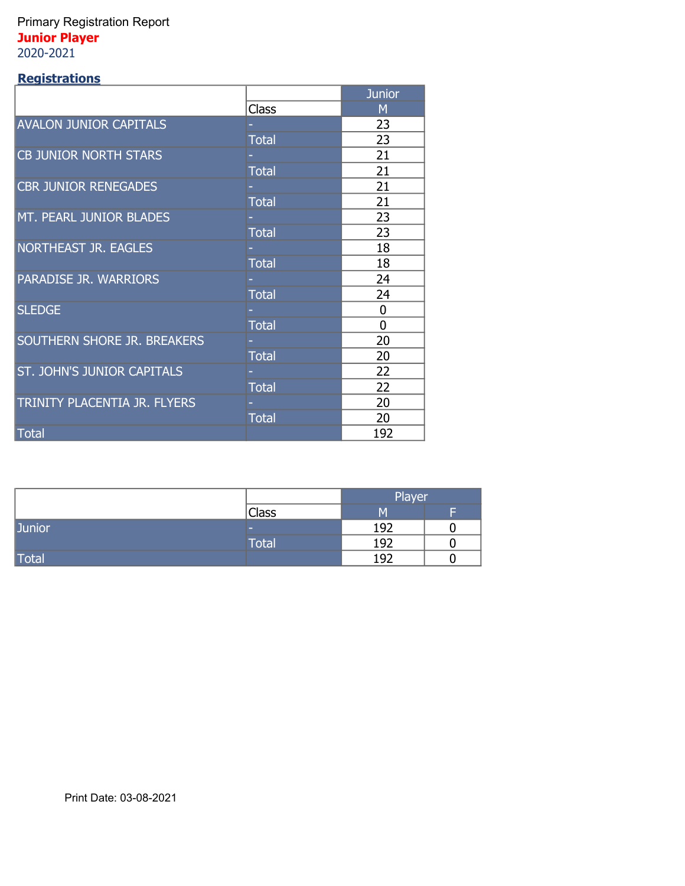Primary Registration Report

**Junior Player**

2020-2021

## Registrations

| | Class | Junior |
|---|---|---|
| | | M |
| AVALON JUNIOR CAPITALS | - | 23 |
| | Total | 23 |
| CB JUNIOR NORTH STARS | - | 21 |
| | Total | 21 |
| CBR JUNIOR RENEGADES | - | 21 |
| | Total | 21 |
| MT. PEARL JUNIOR BLADES | - | 23 |
| | Total | 23 |
| NORTHEAST JR. EAGLES | - | 18 |
| | Total | 18 |
| PARADISE JR. WARRIORS | - | 24 |
| | Total | 24 |
| SLEDGE | - | 0 |
| | Total | 0 |
| SOUTHERN SHORE JR. BREAKERS | - | 20 |
| | Total | 20 |
| ST. JOHN'S JUNIOR CAPITALS | - | 22 |
| | Total | 22 |
| TRINITY PLACENTIA JR. FLYERS | - | 20 |
| | Total | 20 |
| Total | | 192 |

| | Class | Player | |
|---|---|---|---|
| | | M | F |
| Junior | - | 192 | 0 |
| | Total | 192 | 0 |
| Total | | 192 | 0 |

Print Date: 03-08-2021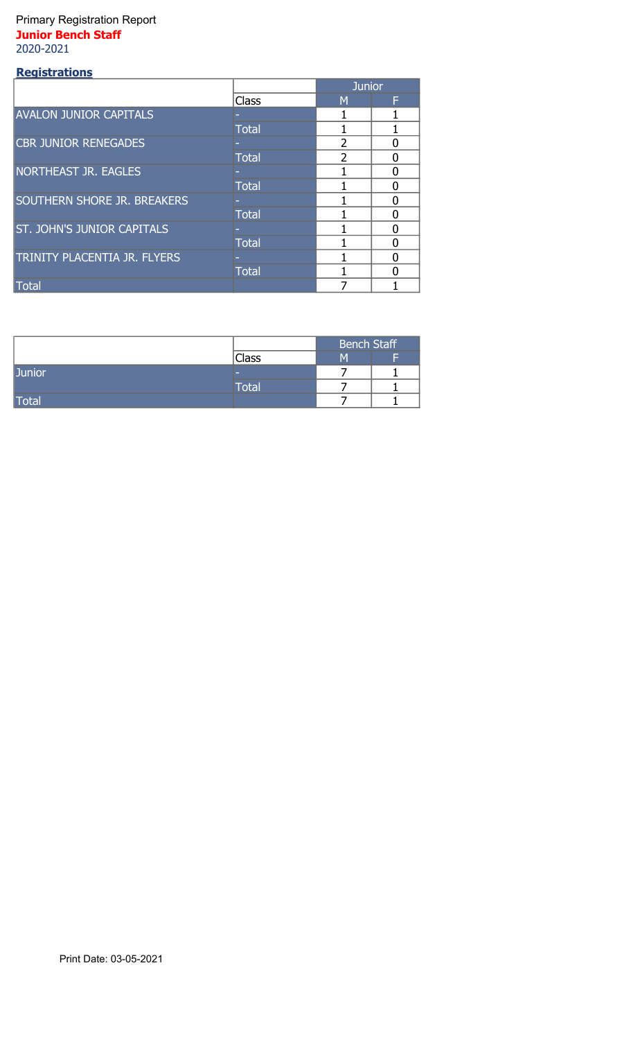Primary Registration Report

**Junior Bench Staff**

2020-2021

## Registrations

| | Class | Junior | |
|---|---|---|---|
| | | M | F |
| AVALON JUNIOR CAPITALS | - | 1 | 1 |
| | Total | 1 | 1 |
| CBR JUNIOR RENEGADES | - | 2 | 0 |
| | Total | 2 | 0 |
| NORTHEAST JR. EAGLES | - | 1 | 0 |
| | Total | 1 | 0 |
| SOUTHERN SHORE JR. BREAKERS | - | 1 | 0 |
| | Total | 1 | 0 |
| ST. JOHN'S JUNIOR CAPITALS | - | 1 | 0 |
| | Total | 1 | 0 |
| TRINITY PLACENTIA JR. FLYERS | - | 1 | 0 |
| | Total | 1 | 0 |
| Total | | 7 | 1 |

| | Class | Bench Staff | |
|---|---|---|---|
| | | M | F |
| Junior | - | 7 | 1 |
| | Total | 7 | 1 |
| Total | | 7 | 1 |

Print Date: 03-05-2021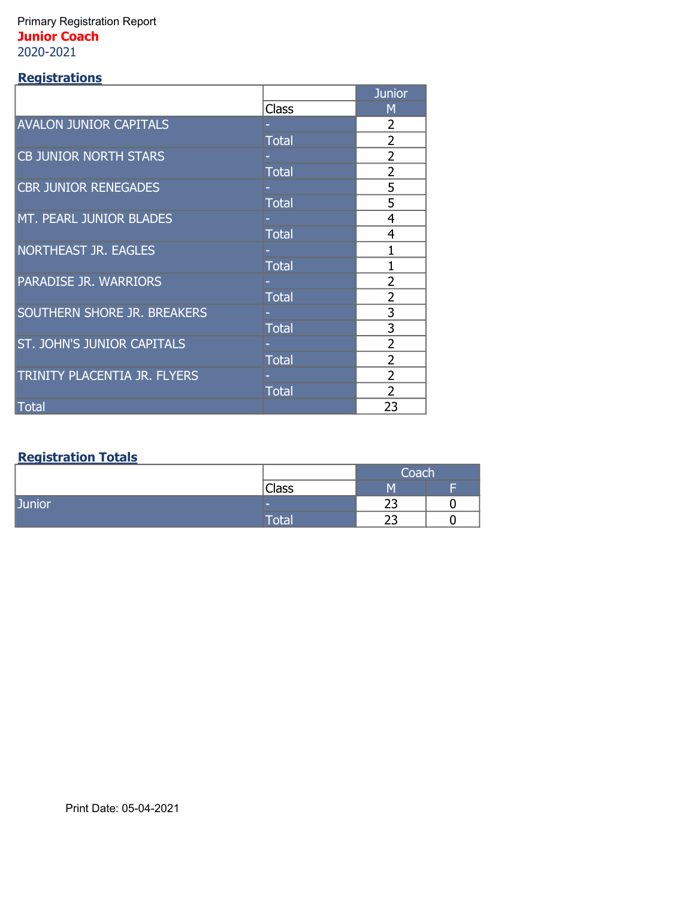Primary Registration Report

**Junior Coach**

2020-2021

## Registrations

| | | Junior |
|---|---|---|
| | Class | M |
| AVALON JUNIOR CAPITALS | - | 2 |
| | Total | 2 |
| CB JUNIOR NORTH STARS | - | 2 |
| | Total | 2 |
| CBR JUNIOR RENEGADES | - | 5 |
| | Total | 5 |
| MT. PEARL JUNIOR BLADES | - | 4 |
| | Total | 4 |
| NORTHEAST JR. EAGLES | - | 1 |
| | Total | 1 |
| PARADISE JR. WARRIORS | - | 2 |
| | Total | 2 |
| SOUTHERN SHORE JR. BREAKERS | - | 3 |
| | Total | 3 |
| ST. JOHN'S JUNIOR CAPITALS | - | 2 |
| | Total | 2 |
| TRINITY PLACENTIA JR. FLYERS | - | 2 |
| | Total | 2 |
| Total | | 23 |

## Registration Totals

| | | Coach | |
|---|---|---|---|
| | Class | M | F |
| Junior | - | 23 | 0 |
| | Total | 23 | 0 |

Print Date: 05-04-2021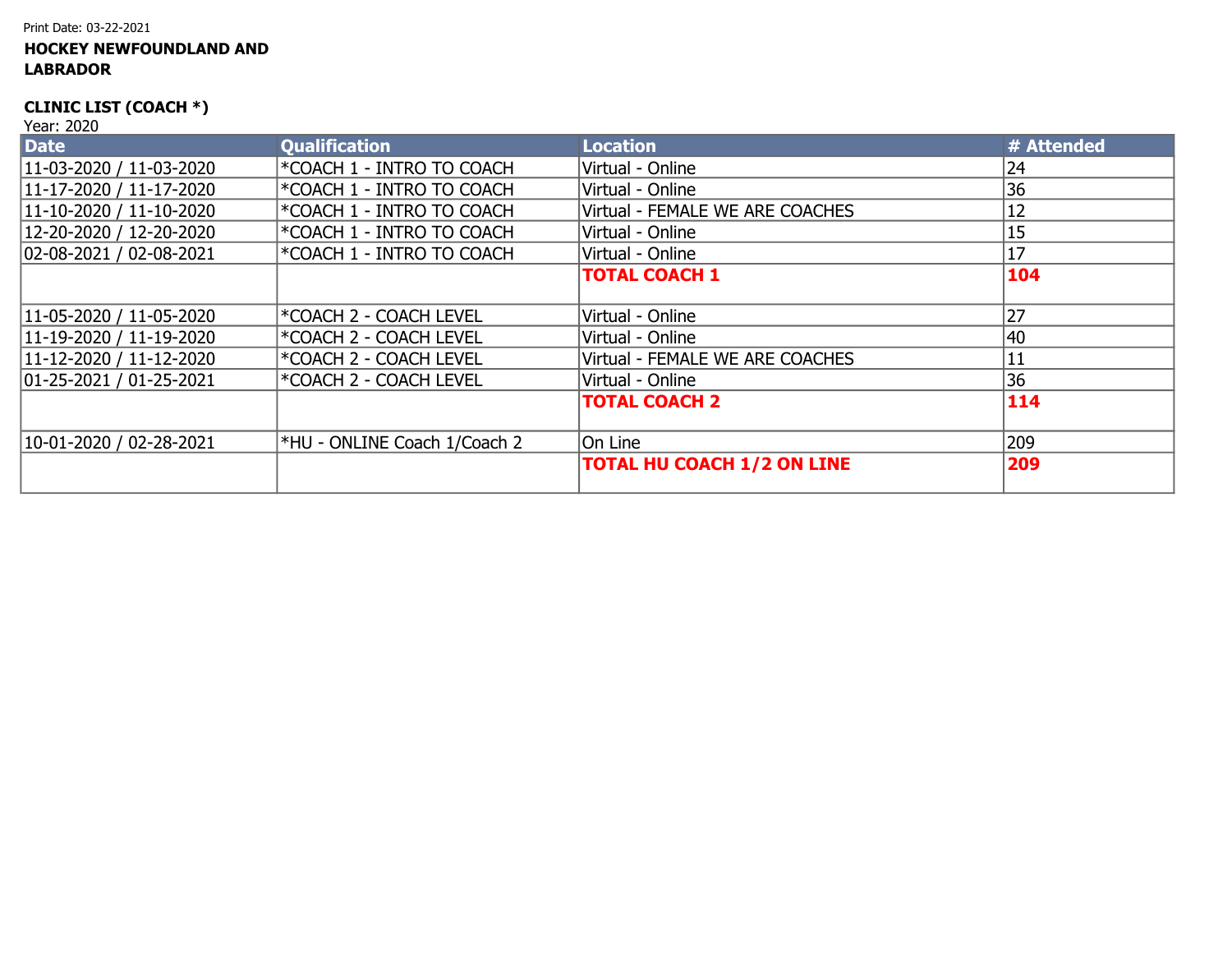Print Date: 03-22-2021

**HOCKEY NEWFOUNDLAND AND LABRADOR**

**CLINIC LIST (COACH *)**

Year: 2020

| Date | Qualification | Location | # Attended |
|---|---|---|---|
| 11-03-2020 / 11-03-2020 | *COACH 1 - INTRO TO COACH | Virtual - Online | 24 |
| 11-17-2020 / 11-17-2020 | *COACH 1 - INTRO TO COACH | Virtual - Online | 36 |
| 11-10-2020 / 11-10-2020 | *COACH 1 - INTRO TO COACH | Virtual - FEMALE WE ARE COACHES | 12 |
| 12-20-2020 / 12-20-2020 | *COACH 1 - INTRO TO COACH | Virtual - Online | 15 |
| 02-08-2021 / 02-08-2021 | *COACH 1 - INTRO TO COACH | Virtual - Online | 17 |
| | | **TOTAL COACH 1** | **104** |
| 11-05-2020 / 11-05-2020 | *COACH 2 - COACH LEVEL | Virtual - Online | 27 |
| 11-19-2020 / 11-19-2020 | *COACH 2 - COACH LEVEL | Virtual - Online | 40 |
| 11-12-2020 / 11-12-2020 | *COACH 2 - COACH LEVEL | Virtual - FEMALE WE ARE COACHES | 11 |
| 01-25-2021 / 01-25-2021 | *COACH 2 - COACH LEVEL | Virtual - Online | 36 |
| | | **TOTAL COACH 2** | **114** |
| 10-01-2020 / 02-28-2021 | *HU - ONLINE Coach 1/Coach 2 | On Line | 209 |
| | | **TOTAL HU COACH 1/2 ON LINE** | **209** |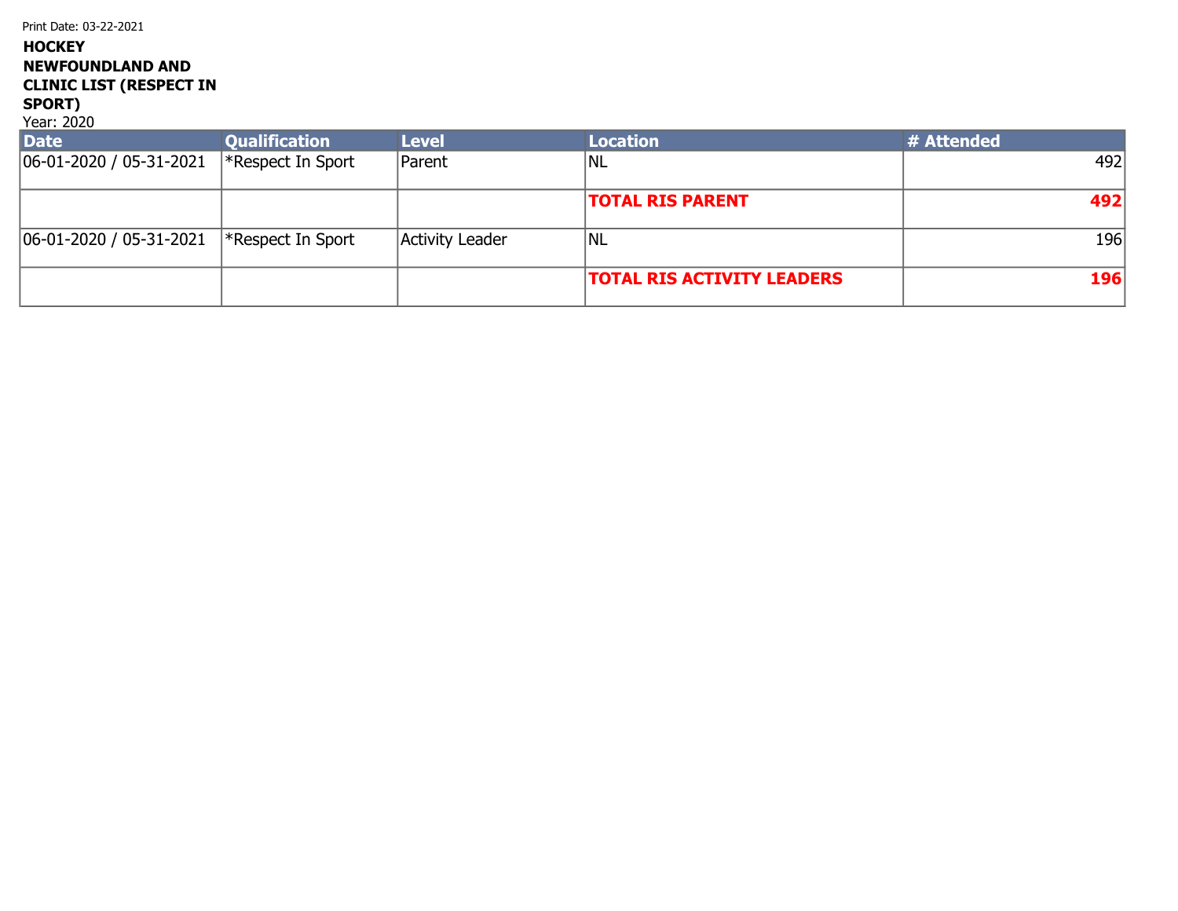Print Date: 03-22-2021

**HOCKEY NEWFOUNDLAND AND CLINIC LIST (RESPECT IN SPORT)**

Year: 2020

| Date | Qualification | Level | Location | # Attended |
|---|---|---|---|---|
| 06-01-2020 / 05-31-2021 | *Respect In Sport | Parent | NL | 492 |
| | | | **TOTAL RIS PARENT** | **492** |
| 06-01-2020 / 05-31-2021 | *Respect In Sport | Activity Leader | NL | 196 |
| | | | **TOTAL RIS ACTIVITY LEADERS** | **196** |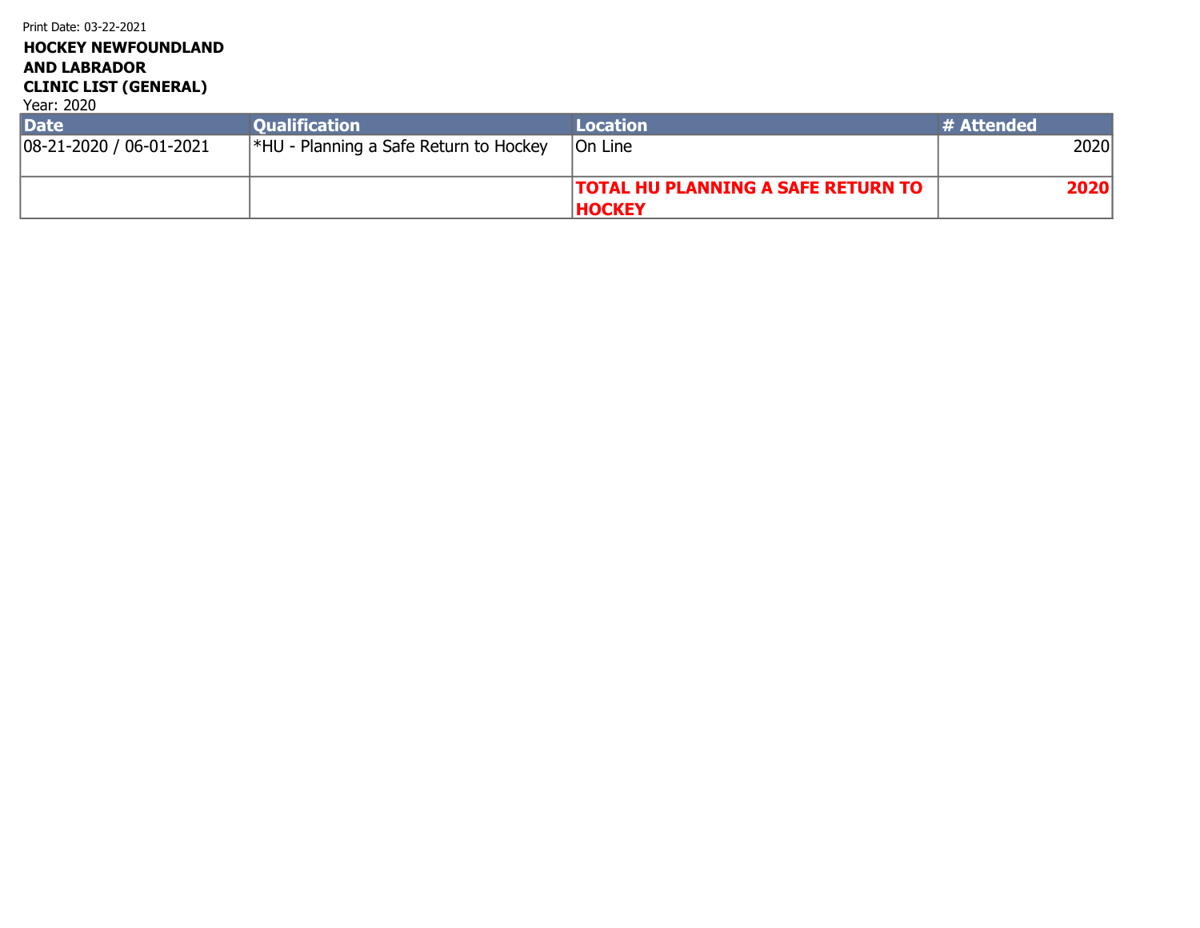Print Date: 03-22-2021

**HOCKEY NEWFOUNDLAND AND LABRADOR**

**CLINIC LIST (GENERAL)**

Year: 2020

| Date | Qualification | Location | # Attended |
|---|---|---|---|
| 08-21-2020 / 06-01-2021 | *HU - Planning a Safe Return to Hockey | On Line | 2020 |
| | | **TOTAL HU PLANNING A SAFE RETURN TO HOCKEY** | **2020** |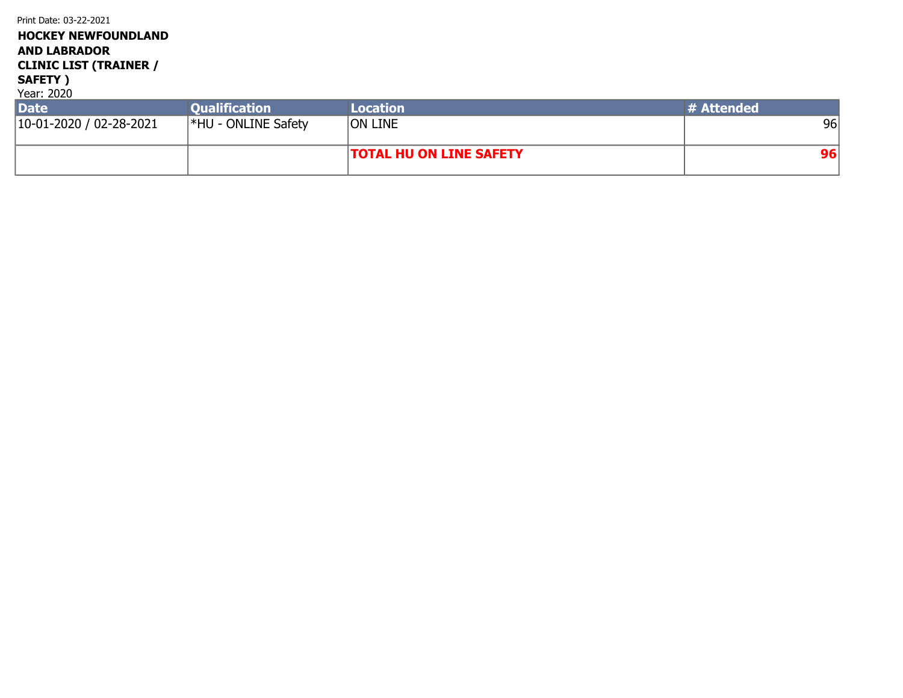Print Date: 03-22-2021

**HOCKEY NEWFOUNDLAND AND LABRADOR**
**CLINIC LIST (TRAINER / SAFETY )**

Year: 2020

| Date | Qualification | Location | # Attended |
|---|---|---|---|
| 10-01-2020 / 02-28-2021 | *HU - ONLINE Safety | ON LINE | 96 |
| | | **TOTAL HU ON LINE SAFETY** | **96** |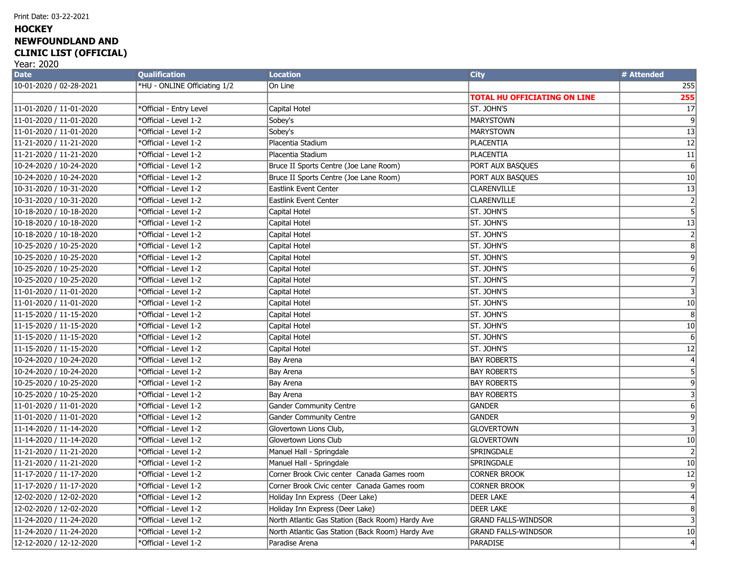Print Date: 03-22-2021

**HOCKEY NEWFOUNDLAND AND CLINIC LIST (OFFICIAL)**

Year: 2020

| Date | Qualification | Location | City | # Attended |
|---|---|---|---|---|
| 10-01-2020 / 02-28-2021 | *HU - ONLINE Officiating 1/2 | On Line | | 255 |
| | | | **TOTAL HU OFFICIATING ON LINE** | **255** |
| 11-01-2020 / 11-01-2020 | *Official - Entry Level | Capital Hotel | ST. JOHN'S | 17 |
| 11-01-2020 / 11-01-2020 | *Official - Level 1-2 | Sobey's | MARYSTOWN | 9 |
| 11-01-2020 / 11-01-2020 | *Official - Level 1-2 | Sobey's | MARYSTOWN | 13 |
| 11-21-2020 / 11-21-2020 | *Official - Level 1-2 | Placentia Stadium | PLACENTIA | 12 |
| 11-21-2020 / 11-21-2020 | *Official - Level 1-2 | Placentia Stadium | PLACENTIA | 11 |
| 10-24-2020 / 10-24-2020 | *Official - Level 1-2 | Bruce II Sports Centre (Joe Lane Room) | PORT AUX BASQUES | 6 |
| 10-24-2020 / 10-24-2020 | *Official - Level 1-2 | Bruce II Sports Centre (Joe Lane Room) | PORT AUX BASQUES | 10 |
| 10-31-2020 / 10-31-2020 | *Official - Level 1-2 | Eastlink Event Center | CLARENVILLE | 13 |
| 10-31-2020 / 10-31-2020 | *Official - Level 1-2 | Eastlink Event Center | CLARENVILLE | 2 |
| 10-18-2020 / 10-18-2020 | *Official - Level 1-2 | Capital Hotel | ST. JOHN'S | 5 |
| 10-18-2020 / 10-18-2020 | *Official - Level 1-2 | Capital Hotel | ST. JOHN'S | 13 |
| 10-18-2020 / 10-18-2020 | *Official - Level 1-2 | Capital Hotel | ST. JOHN'S | 2 |
| 10-25-2020 / 10-25-2020 | *Official - Level 1-2 | Capital Hotel | ST. JOHN'S | 8 |
| 10-25-2020 / 10-25-2020 | *Official - Level 1-2 | Capital Hotel | ST. JOHN'S | 9 |
| 10-25-2020 / 10-25-2020 | *Official - Level 1-2 | Capital Hotel | ST. JOHN'S | 6 |
| 10-25-2020 / 10-25-2020 | *Official - Level 1-2 | Capital Hotel | ST. JOHN'S | 7 |
| 11-01-2020 / 11-01-2020 | *Official - Level 1-2 | Capital Hotel | ST. JOHN'S | 3 |
| 11-01-2020 / 11-01-2020 | *Official - Level 1-2 | Capital Hotel | ST. JOHN'S | 10 |
| 11-15-2020 / 11-15-2020 | *Official - Level 1-2 | Capital Hotel | ST. JOHN'S | 8 |
| 11-15-2020 / 11-15-2020 | *Official - Level 1-2 | Capital Hotel | ST. JOHN'S | 10 |
| 11-15-2020 / 11-15-2020 | *Official - Level 1-2 | Capital Hotel | ST. JOHN'S | 6 |
| 11-15-2020 / 11-15-2020 | *Official - Level 1-2 | Capital Hotel | ST. JOHN'S | 12 |
| 10-24-2020 / 10-24-2020 | *Official - Level 1-2 | Bay Arena | BAY ROBERTS | 4 |
| 10-24-2020 / 10-24-2020 | *Official - Level 1-2 | Bay Arena | BAY ROBERTS | 5 |
| 10-25-2020 / 10-25-2020 | *Official - Level 1-2 | Bay Arena | BAY ROBERTS | 9 |
| 10-25-2020 / 10-25-2020 | *Official - Level 1-2 | Bay Arena | BAY ROBERTS | 3 |
| 11-01-2020 / 11-01-2020 | *Official - Level 1-2 | Gander Community Centre | GANDER | 6 |
| 11-01-2020 / 11-01-2020 | *Official - Level 1-2 | Gander Community Centre | GANDER | 9 |
| 11-14-2020 / 11-14-2020 | *Official - Level 1-2 | Glovertown Lions Club, | GLOVERTOWN | 3 |
| 11-14-2020 / 11-14-2020 | *Official - Level 1-2 | Glovertown Lions Club | GLOVERTOWN | 10 |
| 11-21-2020 / 11-21-2020 | *Official - Level 1-2 | Manuel Hall - Springdale | SPRINGDALE | 2 |
| 11-21-2020 / 11-21-2020 | *Official - Level 1-2 | Manuel Hall - Springdale | SPRINGDALE | 10 |
| 11-17-2020 / 11-17-2020 | *Official - Level 1-2 | Corner Brook Civic center Canada Games room | CORNER BROOK | 12 |
| 11-17-2020 / 11-17-2020 | *Official - Level 1-2 | Corner Brook Civic center Canada Games room | CORNER BROOK | 9 |
| 12-02-2020 / 12-02-2020 | *Official - Level 1-2 | Holiday Inn Express (Deer Lake) | DEER LAKE | 4 |
| 12-02-2020 / 12-02-2020 | *Official - Level 1-2 | Holiday Inn Express (Deer Lake) | DEER LAKE | 8 |
| 11-24-2020 / 11-24-2020 | *Official - Level 1-2 | North Atlantic Gas Station (Back Room) Hardy Ave | GRAND FALLS-WINDSOR | 3 |
| 11-24-2020 / 11-24-2020 | *Official - Level 1-2 | North Atlantic Gas Station (Back Room) Hardy Ave | GRAND FALLS-WINDSOR | 10 |
| 12-12-2020 / 12-12-2020 | *Official - Level 1-2 | Paradise Arena | PARADISE | 4 |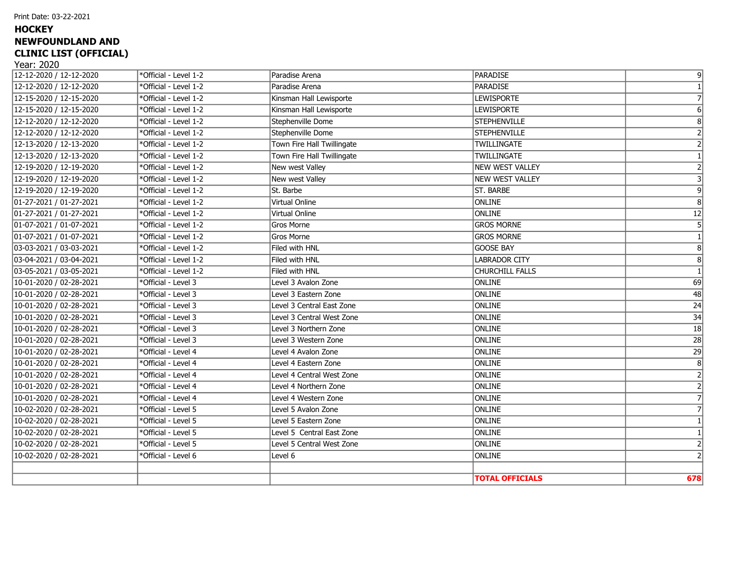Print Date: 03-22-2021

**HOCKEY NEWFOUNDLAND AND CLINIC LIST (OFFICIAL)**

Year: 2020

| | | | | |
|---|---|---|---|---|
| 12-12-2020 / 12-12-2020 | *Official - Level 1-2 | Paradise Arena | PARADISE | 9 |
| 12-12-2020 / 12-12-2020 | *Official - Level 1-2 | Paradise Arena | PARADISE | 1 |
| 12-15-2020 / 12-15-2020 | *Official - Level 1-2 | Kinsman Hall Lewisporte | LEWISPORTE | 7 |
| 12-15-2020 / 12-15-2020 | *Official - Level 1-2 | Kinsman Hall Lewisporte | LEWISPORTE | 6 |
| 12-12-2020 / 12-12-2020 | *Official - Level 1-2 | Stephenville Dome | STEPHENVILLE | 8 |
| 12-12-2020 / 12-12-2020 | *Official - Level 1-2 | Stephenville Dome | STEPHENVILLE | 2 |
| 12-13-2020 / 12-13-2020 | *Official - Level 1-2 | Town Fire Hall Twillingate | TWILLINGATE | 2 |
| 12-13-2020 / 12-13-2020 | *Official - Level 1-2 | Town Fire Hall Twillingate | TWILLINGATE | 1 |
| 12-19-2020 / 12-19-2020 | *Official - Level 1-2 | New west Valley | NEW WEST VALLEY | 2 |
| 12-19-2020 / 12-19-2020 | *Official - Level 1-2 | New west Valley | NEW WEST VALLEY | 3 |
| 12-19-2020 / 12-19-2020 | *Official - Level 1-2 | St. Barbe | ST. BARBE | 9 |
| 01-27-2021 / 01-27-2021 | *Official - Level 1-2 | Virtual Online | ONLINE | 8 |
| 01-27-2021 / 01-27-2021 | *Official - Level 1-2 | Virtual Online | ONLINE | 12 |
| 01-07-2021 / 01-07-2021 | *Official - Level 1-2 | Gros Morne | GROS MORNE | 5 |
| 01-07-2021 / 01-07-2021 | *Official - Level 1-2 | Gros Morne | GROS MORNE | 1 |
| 03-03-2021 / 03-03-2021 | *Official - Level 1-2 | Filed with HNL | GOOSE BAY | 8 |
| 03-04-2021 / 03-04-2021 | *Official - Level 1-2 | Filed with HNL | LABRADOR CITY | 8 |
| 03-05-2021 / 03-05-2021 | *Official - Level 1-2 | Filed with HNL | CHURCHILL FALLS | 1 |
| 10-01-2020 / 02-28-2021 | *Official - Level 3 | Level 3 Avalon Zone | ONLINE | 69 |
| 10-01-2020 / 02-28-2021 | *Official - Level 3 | Level 3 Eastern Zone | ONLINE | 48 |
| 10-01-2020 / 02-28-2021 | *Official - Level 3 | Level 3 Central East Zone | ONLINE | 24 |
| 10-01-2020 / 02-28-2021 | *Official - Level 3 | Level 3 Central West Zone | ONLINE | 34 |
| 10-01-2020 / 02-28-2021 | *Official - Level 3 | Level 3 Northern Zone | ONLINE | 18 |
| 10-01-2020 / 02-28-2021 | *Official - Level 3 | Level 3 Western Zone | ONLINE | 28 |
| 10-01-2020 / 02-28-2021 | *Official - Level 4 | Level 4 Avalon Zone | ONLINE | 29 |
| 10-01-2020 / 02-28-2021 | *Official - Level 4 | Level 4 Eastern Zone | ONLINE | 8 |
| 10-01-2020 / 02-28-2021 | *Official - Level 4 | Level 4 Central West Zone | ONLINE | 2 |
| 10-01-2020 / 02-28-2021 | *Official - Level 4 | Level 4 Northern Zone | ONLINE | 2 |
| 10-01-2020 / 02-28-2021 | *Official - Level 4 | Level 4 Western Zone | ONLINE | 7 |
| 10-02-2020 / 02-28-2021 | *Official - Level 5 | Level 5 Avalon Zone | ONLINE | 7 |
| 10-02-2020 / 02-28-2021 | *Official - Level 5 | Level 5 Eastern Zone | ONLINE | 1 |
| 10-02-2020 / 02-28-2021 | *Official - Level 5 | Level 5 Central East Zone | ONLINE | 1 |
| 10-02-2020 / 02-28-2021 | *Official - Level 5 | Level 5 Central West Zone | ONLINE | 2 |
| 10-02-2020 / 02-28-2021 | *Official - Level 6 | Level 6 | ONLINE | 2 |
| | | | | |
| | | | **TOTAL OFFICIALS** | **678** |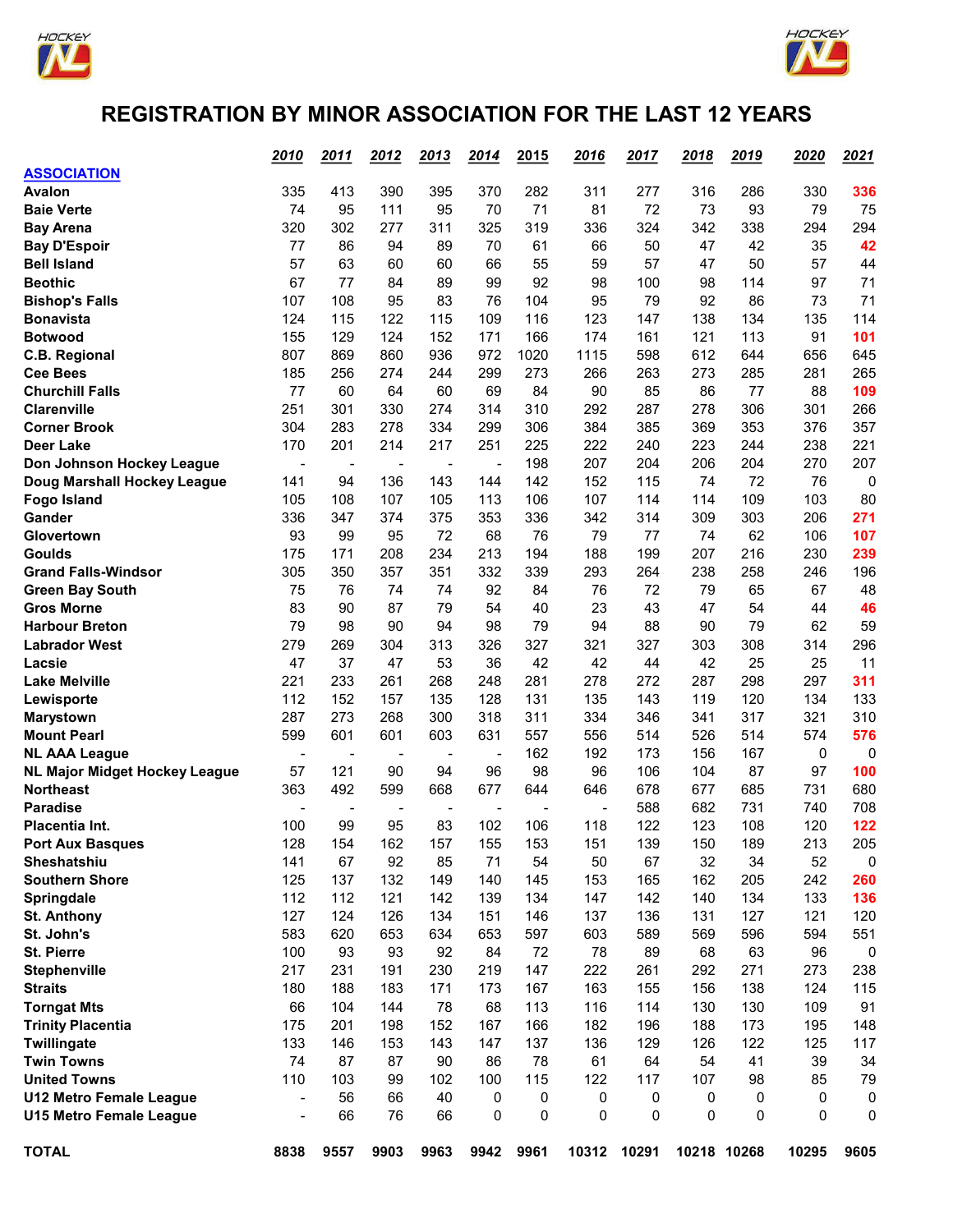# REGISTRATION BY MINOR ASSOCIATION FOR THE LAST 12 YEARS

| ASSOCIATION | 2010 | 2011 | 2012 | 2013 | 2014 | 2015 | 2016 | 2017 | 2018 | 2019 | 2020 | 2021 |
|---|---|---|---|---|---|---|---|---|---|---|---|---|
| Avalon | 335 | 413 | 390 | 395 | 370 | 282 | 311 | 277 | 316 | 286 | 330 | 336 |
| Baie Verte | 74 | 95 | 111 | 95 | 70 | 71 | 81 | 72 | 73 | 93 | 79 | 75 |
| Bay Arena | 320 | 302 | 277 | 311 | 325 | 319 | 336 | 324 | 342 | 338 | 294 | 294 |
| Bay D'Espoir | 77 | 86 | 94 | 89 | 70 | 61 | 66 | 50 | 47 | 42 | 35 | 42 |
| Bell Island | 57 | 63 | 60 | 60 | 66 | 55 | 59 | 57 | 47 | 50 | 57 | 44 |
| Beothic | 67 | 77 | 84 | 89 | 99 | 92 | 98 | 100 | 98 | 114 | 97 | 71 |
| Bishop's Falls | 107 | 108 | 95 | 83 | 76 | 104 | 95 | 79 | 92 | 86 | 73 | 71 |
| Bonavista | 124 | 115 | 122 | 115 | 109 | 116 | 123 | 147 | 138 | 134 | 135 | 114 |
| Botwood | 155 | 129 | 124 | 152 | 171 | 166 | 174 | 161 | 121 | 113 | 91 | 101 |
| C.B. Regional | 807 | 869 | 860 | 936 | 972 | 1020 | 1115 | 598 | 612 | 644 | 656 | 645 |
| Cee Bees | 185 | 256 | 274 | 244 | 299 | 273 | 266 | 263 | 273 | 285 | 281 | 265 |
| Churchill Falls | 77 | 60 | 64 | 60 | 69 | 84 | 90 | 85 | 86 | 77 | 88 | 109 |
| Clarenville | 251 | 301 | 330 | 274 | 314 | 310 | 292 | 287 | 278 | 306 | 301 | 266 |
| Corner Brook | 304 | 283 | 278 | 334 | 299 | 306 | 384 | 385 | 369 | 353 | 376 | 357 |
| Deer Lake | 170 | 201 | 214 | 217 | 251 | 225 | 222 | 240 | 223 | 244 | 238 | 221 |
| Don Johnson Hockey League | - | - | - | - | - | 198 | 207 | 204 | 206 | 204 | 270 | 207 |
| Doug Marshall Hockey League | 141 | 94 | 136 | 143 | 144 | 142 | 152 | 115 | 74 | 72 | 76 | 0 |
| Fogo Island | 105 | 108 | 107 | 105 | 113 | 106 | 107 | 114 | 114 | 109 | 103 | 80 |
| Gander | 336 | 347 | 374 | 375 | 353 | 336 | 342 | 314 | 309 | 303 | 206 | 271 |
| Glovertown | 93 | 99 | 95 | 72 | 68 | 76 | 79 | 77 | 74 | 62 | 106 | 107 |
| Goulds | 175 | 171 | 208 | 234 | 213 | 194 | 188 | 199 | 207 | 216 | 230 | 239 |
| Grand Falls-Windsor | 305 | 350 | 357 | 351 | 332 | 339 | 293 | 264 | 238 | 258 | 246 | 196 |
| Green Bay South | 75 | 76 | 74 | 74 | 92 | 84 | 76 | 72 | 79 | 65 | 67 | 48 |
| Gros Morne | 83 | 90 | 87 | 79 | 54 | 40 | 23 | 43 | 47 | 54 | 44 | 46 |
| Harbour Breton | 79 | 98 | 90 | 94 | 98 | 79 | 94 | 88 | 90 | 79 | 62 | 59 |
| Labrador West | 279 | 269 | 304 | 313 | 326 | 327 | 321 | 327 | 303 | 308 | 314 | 296 |
| Lacsie | 47 | 37 | 47 | 53 | 36 | 42 | 42 | 44 | 42 | 25 | 25 | 11 |
| Lake Melville | 221 | 233 | 261 | 268 | 248 | 281 | 278 | 272 | 287 | 298 | 297 | 311 |
| Lewisporte | 112 | 152 | 157 | 135 | 128 | 131 | 135 | 143 | 119 | 120 | 134 | 133 |
| Marystown | 287 | 273 | 268 | 300 | 318 | 311 | 334 | 346 | 341 | 317 | 321 | 310 |
| Mount Pearl | 599 | 601 | 601 | 603 | 631 | 557 | 556 | 514 | 526 | 514 | 574 | 576 |
| NL AAA League | - | - | - | - | - | 162 | 192 | 173 | 156 | 167 | 0 | 0 |
| NL Major Midget Hockey League | 57 | 121 | 90 | 94 | 96 | 98 | 96 | 106 | 104 | 87 | 97 | 100 |
| Northeast | 363 | 492 | 599 | 668 | 677 | 644 | 646 | 678 | 677 | 685 | 731 | 680 |
| Paradise | - | - | - | - | - | - | - | 588 | 682 | 731 | 740 | 708 |
| Placentia Int. | 100 | 99 | 95 | 83 | 102 | 106 | 118 | 122 | 123 | 108 | 120 | 122 |
| Port Aux Basques | 128 | 154 | 162 | 157 | 155 | 153 | 151 | 139 | 150 | 189 | 213 | 205 |
| Sheshatshiu | 141 | 67 | 92 | 85 | 71 | 54 | 50 | 67 | 32 | 34 | 52 | 0 |
| Southern Shore | 125 | 137 | 132 | 149 | 140 | 145 | 153 | 165 | 162 | 205 | 242 | 260 |
| Springdale | 112 | 112 | 121 | 142 | 139 | 134 | 147 | 142 | 140 | 134 | 133 | 136 |
| St. Anthony | 127 | 124 | 126 | 134 | 151 | 146 | 137 | 136 | 131 | 127 | 121 | 120 |
| St. John's | 583 | 620 | 653 | 634 | 653 | 597 | 603 | 589 | 569 | 596 | 594 | 551 |
| St. Pierre | 100 | 93 | 93 | 92 | 84 | 72 | 78 | 89 | 68 | 63 | 96 | 0 |
| Stephenville | 217 | 231 | 191 | 230 | 219 | 147 | 222 | 261 | 292 | 271 | 273 | 238 |
| Straits | 180 | 188 | 183 | 171 | 173 | 167 | 163 | 155 | 156 | 138 | 124 | 115 |
| Torngat Mts | 66 | 104 | 144 | 78 | 68 | 113 | 116 | 114 | 130 | 130 | 109 | 91 |
| Trinity Placentia | 175 | 201 | 198 | 152 | 167 | 166 | 182 | 196 | 188 | 173 | 195 | 148 |
| Twillingate | 133 | 146 | 153 | 143 | 147 | 137 | 136 | 129 | 126 | 122 | 125 | 117 |
| Twin Towns | 74 | 87 | 87 | 90 | 86 | 78 | 61 | 64 | 54 | 41 | 39 | 34 |
| United Towns | 110 | 103 | 99 | 102 | 100 | 115 | 122 | 117 | 107 | 98 | 85 | 79 |
| U12 Metro Female League | - | 56 | 66 | 40 | 0 | 0 | 0 | 0 | 0 | 0 | 0 | 0 |
| U15 Metro Female League | - | 66 | 76 | 66 | 0 | 0 | 0 | 0 | 0 | 0 | 0 | 0 |
| **TOTAL** | **8838** | **9557** | **9903** | **9963** | **9942** | **9961** | **10312** | **10291** | **10218** | **10268** | **10295** | **9605** |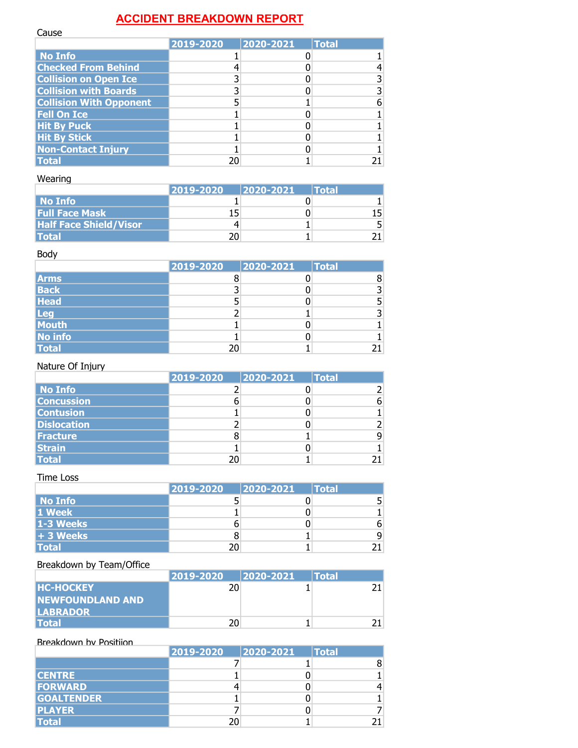# ACCIDENT BREAKDOWN REPORT

Cause

| | 2019-2020 | 2020-2021 | Total |
|---|---|---|---|
| No Info | 1 | 0 | 1 |
| Checked From Behind | 4 | 0 | 4 |
| Collision on Open Ice | 3 | 0 | 3 |
| Collision with Boards | 3 | 0 | 3 |
| Collision With Opponent | 5 | 1 | 6 |
| Fell On Ice | 1 | 0 | 1 |
| Hit By Puck | 1 | 0 | 1 |
| Hit By Stick | 1 | 0 | 1 |
| Non-Contact Injury | 1 | 0 | 1 |
| Total | 20 | 1 | 21 |

Wearing

| | 2019-2020 | 2020-2021 | Total |
|---|---|---|---|
| No Info | 1 | 0 | 1 |
| Full Face Mask | 15 | 0 | 15 |
| Half Face Shield/Visor | 4 | 1 | 5 |
| Total | 20 | 1 | 21 |

Body

| | 2019-2020 | 2020-2021 | Total |
|---|---|---|---|
| Arms | 8 | 0 | 8 |
| Back | 3 | 0 | 3 |
| Head | 5 | 0 | 5 |
| Leg | 2 | 1 | 3 |
| Mouth | 1 | 0 | 1 |
| No info | 1 | 0 | 1 |
| Total | 20 | 1 | 21 |

Nature Of Injury

| | 2019-2020 | 2020-2021 | Total |
|---|---|---|---|
| No Info | 2 | 0 | 2 |
| Concussion | 6 | 0 | 6 |
| Contusion | 1 | 0 | 1 |
| Dislocation | 2 | 0 | 2 |
| Fracture | 8 | 1 | 9 |
| Strain | 1 | 0 | 1 |
| Total | 20 | 1 | 21 |

Time Loss

| | 2019-2020 | 2020-2021 | Total |
|---|---|---|---|
| No Info | 5 | 0 | 5 |
| 1 Week | 1 | 0 | 1 |
| 1-3 Weeks | 6 | 0 | 6 |
| + 3 Weeks | 8 | 1 | 9 |
| Total | 20 | 1 | 21 |

Breakdown by Team/Office

| | 2019-2020 | 2020-2021 | Total |
|---|---|---|---|
| HC-HOCKEY NEWFOUNDLAND AND LABRADOR | 20 | 1 | 21 |
| Total | 20 | 1 | 21 |

Breakdown by Positiion

| | 2019-2020 | 2020-2021 | Total |
|---|---|---|---|
| | 7 | 1 | 8 |
| CENTRE | 1 | 0 | 1 |
| FORWARD | 4 | 0 | 4 |
| GOALTENDER | 1 | 0 | 1 |
| PLAYER | 7 | 0 | 7 |
| Total | 20 | 1 | 21 |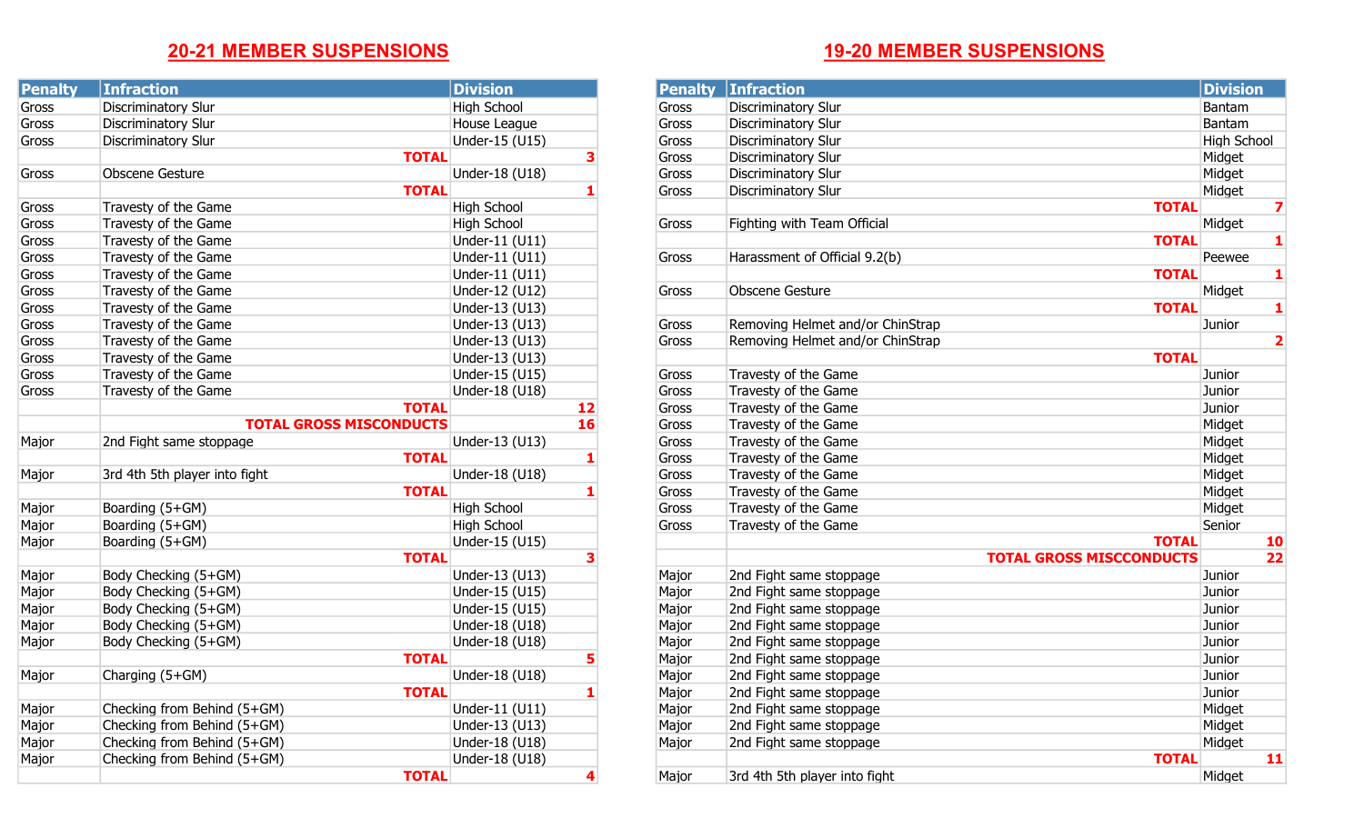## 20-21 MEMBER SUSPENSIONS

| Penalty | Infraction | Division |
|---|---|---|
| Gross | Discriminatory Slur | High School |
| Gross | Discriminatory Slur | House League |
| Gross | Discriminatory Slur | Under-15 (U15) |
| | **TOTAL** | **3** |
| Gross | Obscene Gesture | Under-18 (U18) |
| | **TOTAL** | **1** |
| Gross | Travesty of the Game | High School |
| Gross | Travesty of the Game | High School |
| Gross | Travesty of the Game | Under-11 (U11) |
| Gross | Travesty of the Game | Under-11 (U11) |
| Gross | Travesty of the Game | Under-11 (U11) |
| Gross | Travesty of the Game | Under-12 (U12) |
| Gross | Travesty of the Game | Under-13 (U13) |
| Gross | Travesty of the Game | Under-13 (U13) |
| Gross | Travesty of the Game | Under-13 (U13) |
| Gross | Travesty of the Game | Under-13 (U13) |
| Gross | Travesty of the Game | Under-15 (U15) |
| Gross | Travesty of the Game | Under-18 (U18) |
| | **TOTAL** | **12** |
| | **TOTAL GROSS MISCONDUCTS** | **16** |
| Major | 2nd Fight same stoppage | Under-13 (U13) |
| | **TOTAL** | **1** |
| Major | 3rd 4th 5th player into fight | Under-18 (U18) |
| | **TOTAL** | **1** |
| Major | Boarding (5+GM) | High School |
| Major | Boarding (5+GM) | High School |
| Major | Boarding (5+GM) | Under-15 (U15) |
| | **TOTAL** | **3** |
| Major | Body Checking (5+GM) | Under-13 (U13) |
| Major | Body Checking (5+GM) | Under-15 (U15) |
| Major | Body Checking (5+GM) | Under-15 (U15) |
| Major | Body Checking (5+GM) | Under-18 (U18) |
| Major | Body Checking (5+GM) | Under-18 (U18) |
| | **TOTAL** | **5** |
| Major | Charging (5+GM) | Under-18 (U18) |
| | **TOTAL** | **1** |
| Major | Checking from Behind (5+GM) | Under-11 (U11) |
| Major | Checking from Behind (5+GM) | Under-13 (U13) |
| Major | Checking from Behind (5+GM) | Under-18 (U18) |
| Major | Checking from Behind (5+GM) | Under-18 (U18) |
| | **TOTAL** | **4** |

## 19-20 MEMBER SUSPENSIONS

| Penalty | Infraction | Division |
|---|---|---|
| Gross | Discriminatory Slur | Bantam |
| Gross | Discriminatory Slur | Bantam |
| Gross | Discriminatory Slur | High School |
| Gross | Discriminatory Slur | Midget |
| Gross | Discriminatory Slur | Midget |
| Gross | Discriminatory Slur | Midget |
| | **TOTAL** | **7** |
| Gross | Fighting with Team Official | Midget |
| | **TOTAL** | **1** |
| Gross | Harassment of Official 9.2(b) | Peewee |
| | **TOTAL** | **1** |
| Gross | Obscene Gesture | Midget |
| | **TOTAL** | **1** |
| Gross | Removing Helmet and/or ChinStrap | Junior |
| Gross | Removing Helmet and/or ChinStrap | **2** |
| | **TOTAL** | |
| Gross | Travesty of the Game | Junior |
| Gross | Travesty of the Game | Junior |
| Gross | Travesty of the Game | Junior |
| Gross | Travesty of the Game | Midget |
| Gross | Travesty of the Game | Midget |
| Gross | Travesty of the Game | Midget |
| Gross | Travesty of the Game | Midget |
| Gross | Travesty of the Game | Midget |
| Gross | Travesty of the Game | Midget |
| Gross | Travesty of the Game | Senior |
| | **TOTAL** | **10** |
| | **TOTAL GROSS MISCCONDUCTS** | **22** |
| Major | 2nd Fight same stoppage | Junior |
| Major | 2nd Fight same stoppage | Junior |
| Major | 2nd Fight same stoppage | Junior |
| Major | 2nd Fight same stoppage | Junior |
| Major | 2nd Fight same stoppage | Junior |
| Major | 2nd Fight same stoppage | Junior |
| Major | 2nd Fight same stoppage | Junior |
| Major | 2nd Fight same stoppage | Junior |
| Major | 2nd Fight same stoppage | Midget |
| Major | 2nd Fight same stoppage | Midget |
| Major | 2nd Fight same stoppage | Midget |
| | **TOTAL** | **11** |
| Major | 3rd 4th 5th player into fight | Midget |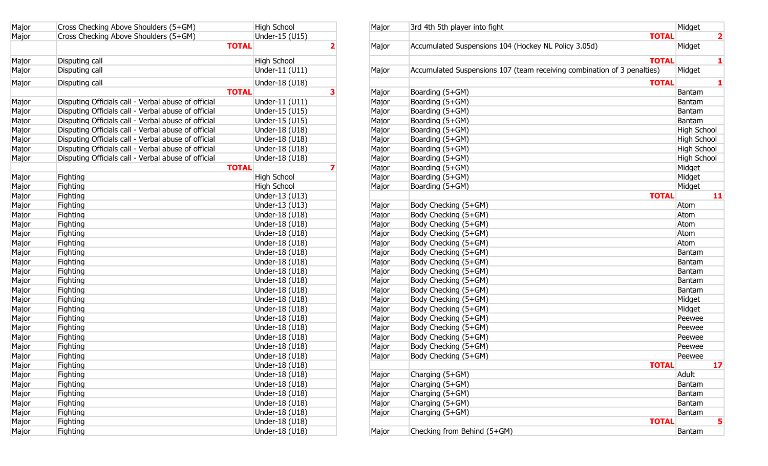| | | | |
|---|---|---|---|
| Major | Cross Checking Above Shoulders (5+GM) | High School | |
| Major | Cross Checking Above Shoulders (5+GM) | Under-15 (U15) | |
| | TOTAL | | 2 |
| Major | Disputing call | High School | |
| Major | Disputing call | Under-11 (U11) | |
| Major | Disputing call | Under-18 (U18) | |
| | TOTAL | | 3 |
| Major | Disputing Officials call - Verbal abuse of official | Under-11 (U11) | |
| Major | Disputing Officials call - Verbal abuse of official | Under-15 (U15) | |
| Major | Disputing Officials call - Verbal abuse of official | Under-15 (U15) | |
| Major | Disputing Officials call - Verbal abuse of official | Under-18 (U18) | |
| Major | Disputing Officials call - Verbal abuse of official | Under-18 (U18) | |
| Major | Disputing Officials call - Verbal abuse of official | Under-18 (U18) | |
| Major | Disputing Officials call - Verbal abuse of official | Under-18 (U18) | |
| | TOTAL | | 7 |
| Major | Fighting | High School | |
| Major | Fighting | High School | |
| Major | Fighting | Under-13 (U13) | |
| Major | Fighting | Under-13 (U13) | |
| Major | Fighting | Under-18 (U18) | |
| Major | Fighting | Under-18 (U18) | |
| Major | Fighting | Under-18 (U18) | |
| Major | Fighting | Under-18 (U18) | |
| Major | Fighting | Under-18 (U18) | |
| Major | Fighting | Under-18 (U18) | |
| Major | Fighting | Under-18 (U18) | |
| Major | Fighting | Under-18 (U18) | |
| Major | Fighting | Under-18 (U18) | |
| Major | Fighting | Under-18 (U18) | |
| Major | Fighting | Under-18 (U18) | |
| Major | Fighting | Under-18 (U18) | |
| Major | Fighting | Under-18 (U18) | |
| Major | Fighting | Under-18 (U18) | |
| Major | Fighting | Under-18 (U18) | |
| Major | Fighting | Under-18 (U18) | |
| Major | Fighting | Under-18 (U18) | |
| Major | Fighting | Under-18 (U18) | |
| Major | Fighting | Under-18 (U18) | |
| Major | Fighting | Under-18 (U18) | |
| Major | Fighting | Under-18 (U18) | |
| Major | Fighting | Under-18 (U18) | |

| | | | |
|---|---|---|---|
| Major | 3rd 4th 5th player into fight | Midget | |
| | TOTAL | | 2 |
| Major | Accumulated Suspensions 104 (Hockey NL Policy 3.05d) | Midget | |
| | TOTAL | | 1 |
| Major | Accumulated Suspensions 107 (team receiving combination of 3 penalties) | Midget | |
| | TOTAL | | 1 |
| Major | Boarding (5+GM) | Bantam | |
| Major | Boarding (5+GM) | Bantam | |
| Major | Boarding (5+GM) | Bantam | |
| Major | Boarding (5+GM) | Bantam | |
| Major | Boarding (5+GM) | High School | |
| Major | Boarding (5+GM) | High School | |
| Major | Boarding (5+GM) | High School | |
| Major | Boarding (5+GM) | High School | |
| Major | Boarding (5+GM) | Midget | |
| Major | Boarding (5+GM) | Midget | |
| Major | Boarding (5+GM) | Midget | |
| | TOTAL | | 11 |
| Major | Body Checking (5+GM) | Atom | |
| Major | Body Checking (5+GM) | Atom | |
| Major | Body Checking (5+GM) | Atom | |
| Major | Body Checking (5+GM) | Atom | |
| Major | Body Checking (5+GM) | Atom | |
| Major | Body Checking (5+GM) | Bantam | |
| Major | Body Checking (5+GM) | Bantam | |
| Major | Body Checking (5+GM) | Bantam | |
| Major | Body Checking (5+GM) | Bantam | |
| Major | Body Checking (5+GM) | Bantam | |
| Major | Body Checking (5+GM) | Midget | |
| Major | Body Checking (5+GM) | Midget | |
| Major | Body Checking (5+GM) | Peewee | |
| Major | Body Checking (5+GM) | Peewee | |
| Major | Body Checking (5+GM) | Peewee | |
| Major | Body Checking (5+GM) | Peewee | |
| Major | Body Checking (5+GM) | Peewee | |
| | TOTAL | | 17 |
| Major | Charging (5+GM) | Adult | |
| Major | Charging (5+GM) | Bantam | |
| Major | Charging (5+GM) | Bantam | |
| Major | Charging (5+GM) | Bantam | |
| Major | Charging (5+GM) | Bantam | |
| | TOTAL | | 5 |
| Major | Checking from Behind (5+GM) | Bantam | |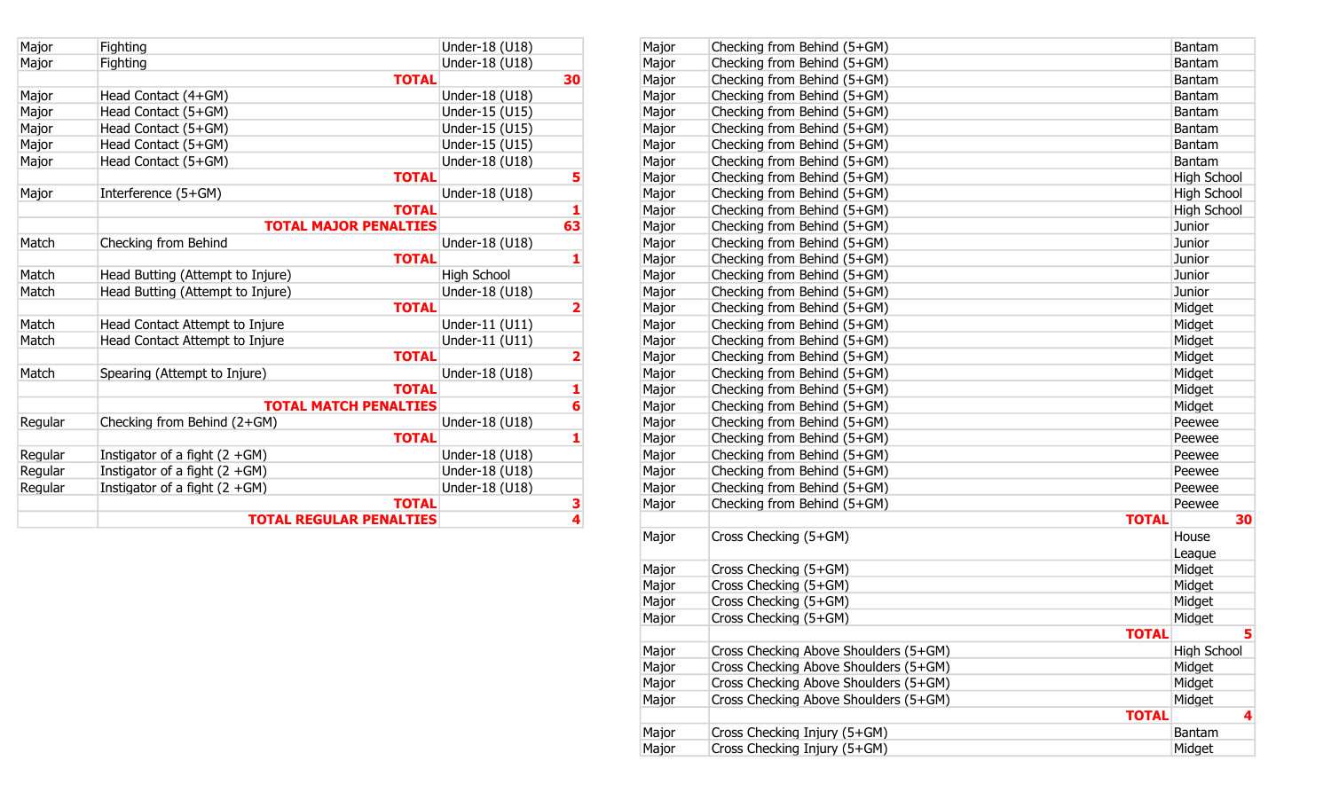| | | | |
|---|---|---|---|
| Major | Fighting | Under-18 (U18) | |
| Major | Fighting | Under-18 (U18) | |
| | **TOTAL** | | **30** |
| Major | Head Contact (4+GM) | Under-18 (U18) | |
| Major | Head Contact (5+GM) | Under-15 (U15) | |
| Major | Head Contact (5+GM) | Under-15 (U15) | |
| Major | Head Contact (5+GM) | Under-15 (U15) | |
| Major | Head Contact (5+GM) | Under-18 (U18) | |
| | **TOTAL** | | **5** |
| Major | Interference (5+GM) | Under-18 (U18) | |
| | **TOTAL** | | **1** |
| | **TOTAL MAJOR PENALTIES** | | **63** |
| Match | Checking from Behind | Under-18 (U18) | |
| | **TOTAL** | | **1** |
| Match | Head Butting (Attempt to Injure) | High School | |
| Match | Head Butting (Attempt to Injure) | Under-18 (U18) | |
| | **TOTAL** | | **2** |
| Match | Head Contact Attempt to Injure | Under-11 (U11) | |
| Match | Head Contact Attempt to Injure | Under-11 (U11) | |
| | **TOTAL** | | **2** |
| Match | Spearing (Attempt to Injure) | Under-18 (U18) | |
| | **TOTAL** | | **1** |
| | **TOTAL MATCH PENALTIES** | | **6** |
| Regular | Checking from Behind (2+GM) | Under-18 (U18) | |
| | **TOTAL** | | **1** |
| Regular | Instigator of a fight (2 +GM) | Under-18 (U18) | |
| Regular | Instigator of a fight (2 +GM) | Under-18 (U18) | |
| Regular | Instigator of a fight (2 +GM) | Under-18 (U18) | |
| | **TOTAL** | | **3** |
| | **TOTAL REGULAR PENALTIES** | | **4** |

| | | | |
|---|---|---|---|
| Major | Checking from Behind (5+GM) | Bantam | |
| Major | Checking from Behind (5+GM) | Bantam | |
| Major | Checking from Behind (5+GM) | Bantam | |
| Major | Checking from Behind (5+GM) | Bantam | |
| Major | Checking from Behind (5+GM) | Bantam | |
| Major | Checking from Behind (5+GM) | Bantam | |
| Major | Checking from Behind (5+GM) | Bantam | |
| Major | Checking from Behind (5+GM) | Bantam | |
| Major | Checking from Behind (5+GM) | High School | |
| Major | Checking from Behind (5+GM) | High School | |
| Major | Checking from Behind (5+GM) | High School | |
| Major | Checking from Behind (5+GM) | Junior | |
| Major | Checking from Behind (5+GM) | Junior | |
| Major | Checking from Behind (5+GM) | Junior | |
| Major | Checking from Behind (5+GM) | Junior | |
| Major | Checking from Behind (5+GM) | Junior | |
| Major | Checking from Behind (5+GM) | Midget | |
| Major | Checking from Behind (5+GM) | Midget | |
| Major | Checking from Behind (5+GM) | Midget | |
| Major | Checking from Behind (5+GM) | Midget | |
| Major | Checking from Behind (5+GM) | Midget | |
| Major | Checking from Behind (5+GM) | Midget | |
| Major | Checking from Behind (5+GM) | Midget | |
| Major | Checking from Behind (5+GM) | Peewee | |
| Major | Checking from Behind (5+GM) | Peewee | |
| Major | Checking from Behind (5+GM) | Peewee | |
| Major | Checking from Behind (5+GM) | Peewee | |
| Major | Checking from Behind (5+GM) | Peewee | |
| Major | Checking from Behind (5+GM) | Peewee | |
| | | **TOTAL** | **30** |
| Major | Cross Checking (5+GM) | House League | |
| Major | Cross Checking (5+GM) | Midget | |
| Major | Cross Checking (5+GM) | Midget | |
| Major | Cross Checking (5+GM) | Midget | |
| Major | Cross Checking (5+GM) | Midget | |
| | | **TOTAL** | **5** |
| Major | Cross Checking Above Shoulders (5+GM) | High School | |
| Major | Cross Checking Above Shoulders (5+GM) | Midget | |
| Major | Cross Checking Above Shoulders (5+GM) | Midget | |
| Major | Cross Checking Above Shoulders (5+GM) | Midget | |
| | | **TOTAL** | **4** |
| Major | Cross Checking Injury (5+GM) | Bantam | |
| Major | Cross Checking Injury (5+GM) | Midget | |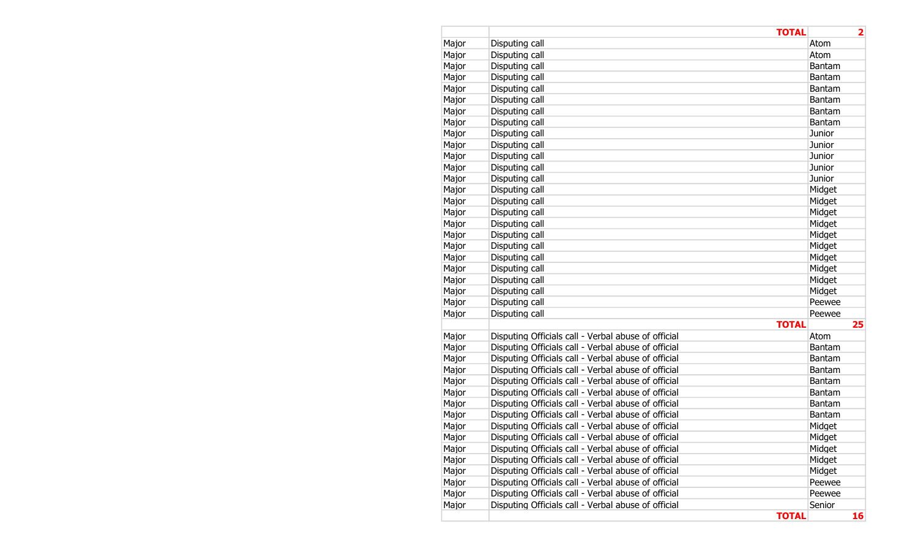| | | |
|---|---|---|
| | **TOTAL** | **2** |
| Major | Disputing call | Atom |
| Major | Disputing call | Atom |
| Major | Disputing call | Bantam |
| Major | Disputing call | Bantam |
| Major | Disputing call | Bantam |
| Major | Disputing call | Bantam |
| Major | Disputing call | Bantam |
| Major | Disputing call | Bantam |
| Major | Disputing call | Junior |
| Major | Disputing call | Junior |
| Major | Disputing call | Junior |
| Major | Disputing call | Junior |
| Major | Disputing call | Junior |
| Major | Disputing call | Midget |
| Major | Disputing call | Midget |
| Major | Disputing call | Midget |
| Major | Disputing call | Midget |
| Major | Disputing call | Midget |
| Major | Disputing call | Midget |
| Major | Disputing call | Midget |
| Major | Disputing call | Midget |
| Major | Disputing call | Midget |
| Major | Disputing call | Midget |
| Major | Disputing call | Peewee |
| Major | Disputing call | Peewee |
| | **TOTAL** | **25** |
| Major | Disputing Officials call - Verbal abuse of official | Atom |
| Major | Disputing Officials call - Verbal abuse of official | Bantam |
| Major | Disputing Officials call - Verbal abuse of official | Bantam |
| Major | Disputing Officials call - Verbal abuse of official | Bantam |
| Major | Disputing Officials call - Verbal abuse of official | Bantam |
| Major | Disputing Officials call - Verbal abuse of official | Bantam |
| Major | Disputing Officials call - Verbal abuse of official | Bantam |
| Major | Disputing Officials call - Verbal abuse of official | Bantam |
| Major | Disputing Officials call - Verbal abuse of official | Midget |
| Major | Disputing Officials call - Verbal abuse of official | Midget |
| Major | Disputing Officials call - Verbal abuse of official | Midget |
| Major | Disputing Officials call - Verbal abuse of official | Midget |
| Major | Disputing Officials call - Verbal abuse of official | Midget |
| Major | Disputing Officials call - Verbal abuse of official | Peewee |
| Major | Disputing Officials call - Verbal abuse of official | Peewee |
| Major | Disputing Officials call - Verbal abuse of official | Senior |
| | **TOTAL** | **16** |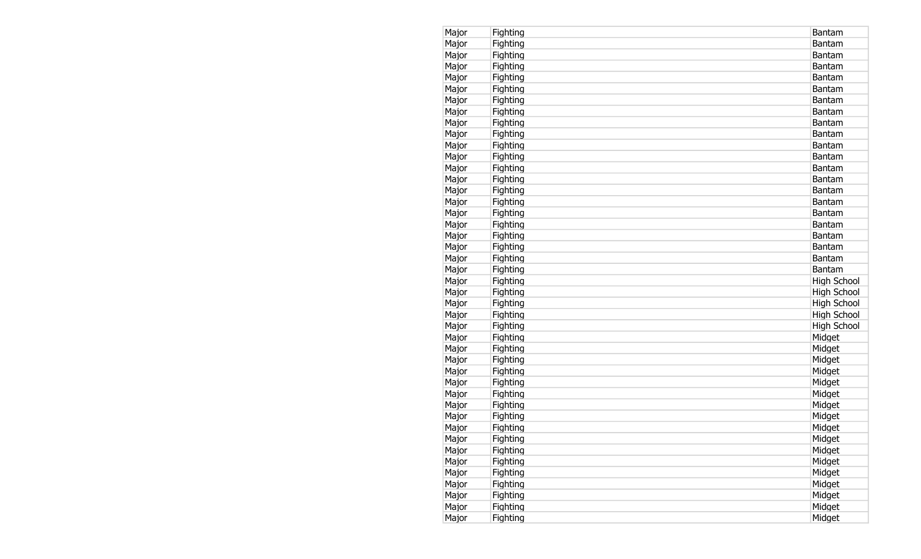| | | |
|---|---|---|
| Major | Fighting | Bantam |
| Major | Fighting | Bantam |
| Major | Fighting | Bantam |
| Major | Fighting | Bantam |
| Major | Fighting | Bantam |
| Major | Fighting | Bantam |
| Major | Fighting | Bantam |
| Major | Fighting | Bantam |
| Major | Fighting | Bantam |
| Major | Fighting | Bantam |
| Major | Fighting | Bantam |
| Major | Fighting | Bantam |
| Major | Fighting | Bantam |
| Major | Fighting | Bantam |
| Major | Fighting | Bantam |
| Major | Fighting | Bantam |
| Major | Fighting | Bantam |
| Major | Fighting | Bantam |
| Major | Fighting | Bantam |
| Major | Fighting | Bantam |
| Major | Fighting | Bantam |
| Major | Fighting | Bantam |
| Major | Fighting | High School |
| Major | Fighting | High School |
| Major | Fighting | High School |
| Major | Fighting | High School |
| Major | Fighting | High School |
| Major | Fighting | Midget |
| Major | Fighting | Midget |
| Major | Fighting | Midget |
| Major | Fighting | Midget |
| Major | Fighting | Midget |
| Major | Fighting | Midget |
| Major | Fighting | Midget |
| Major | Fighting | Midget |
| Major | Fighting | Midget |
| Major | Fighting | Midget |
| Major | Fighting | Midget |
| Major | Fighting | Midget |
| Major | Fighting | Midget |
| Major | Fighting | Midget |
| Major | Fighting | Midget |
| Major | Fighting | Midget |
| Major | Fighting | Midget |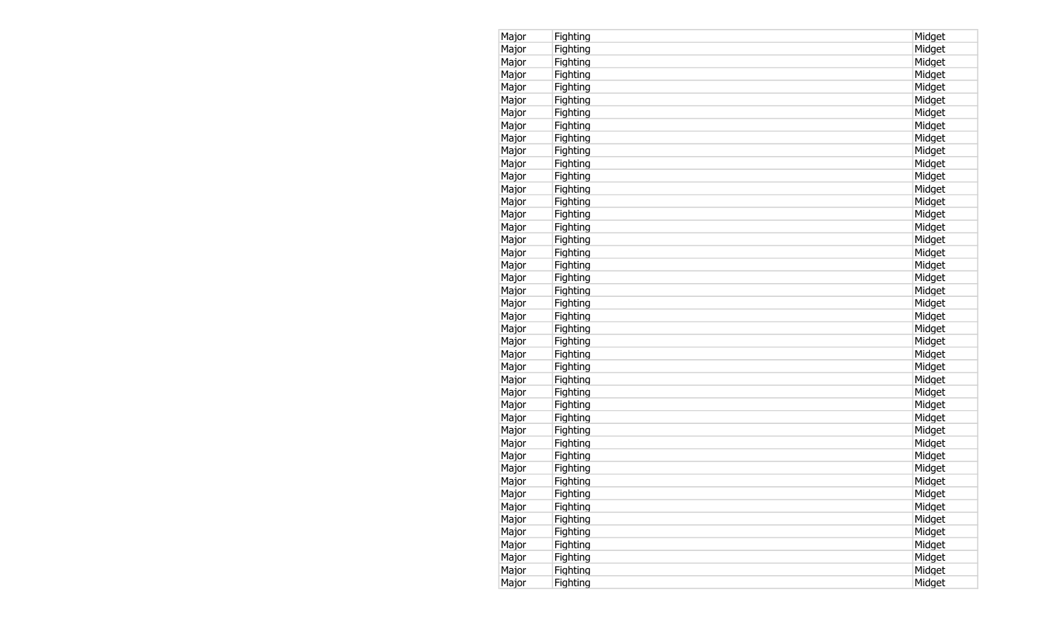| Major | Fighting | Midget |
|---|---|---|
| Major | Fighting | Midget |
| Major | Fighting | Midget |
| Major | Fighting | Midget |
| Major | Fighting | Midget |
| Major | Fighting | Midget |
| Major | Fighting | Midget |
| Major | Fighting | Midget |
| Major | Fighting | Midget |
| Major | Fighting | Midget |
| Major | Fighting | Midget |
| Major | Fighting | Midget |
| Major | Fighting | Midget |
| Major | Fighting | Midget |
| Major | Fighting | Midget |
| Major | Fighting | Midget |
| Major | Fighting | Midget |
| Major | Fighting | Midget |
| Major | Fighting | Midget |
| Major | Fighting | Midget |
| Major | Fighting | Midget |
| Major | Fighting | Midget |
| Major | Fighting | Midget |
| Major | Fighting | Midget |
| Major | Fighting | Midget |
| Major | Fighting | Midget |
| Major | Fighting | Midget |
| Major | Fighting | Midget |
| Major | Fighting | Midget |
| Major | Fighting | Midget |
| Major | Fighting | Midget |
| Major | Fighting | Midget |
| Major | Fighting | Midget |
| Major | Fighting | Midget |
| Major | Fighting | Midget |
| Major | Fighting | Midget |
| Major | Fighting | Midget |
| Major | Fighting | Midget |
| Major | Fighting | Midget |
| Major | Fighting | Midget |
| Major | Fighting | Midget |
| Major | Fighting | Midget |
| Major | Fighting | Midget |
| Major | Fighting | Midget |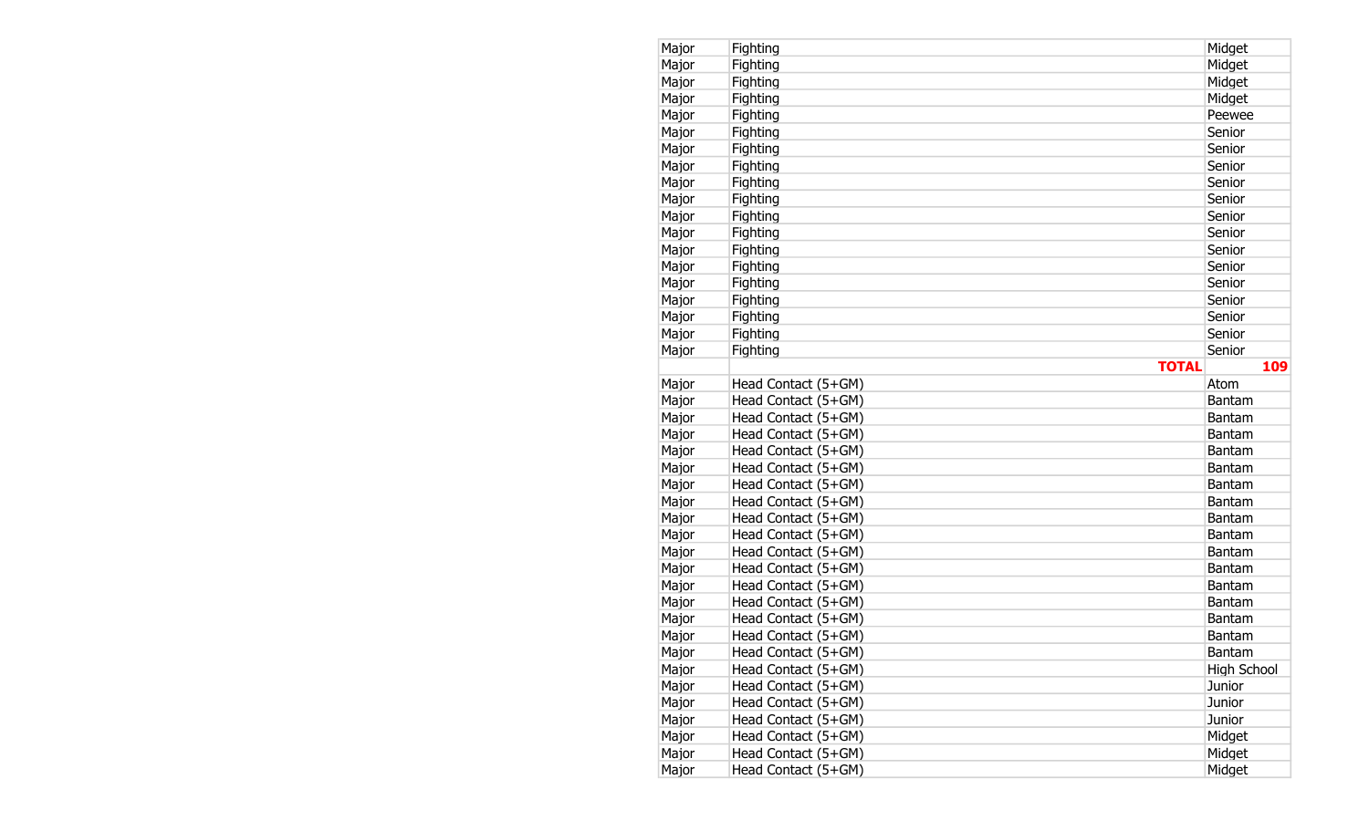| Major | Fighting | Midget |
|---|---|---|
| Major | Fighting | Midget |
| Major | Fighting | Midget |
| Major | Fighting | Midget |
| Major | Fighting | Peewee |
| Major | Fighting | Senior |
| Major | Fighting | Senior |
| Major | Fighting | Senior |
| Major | Fighting | Senior |
| Major | Fighting | Senior |
| Major | Fighting | Senior |
| Major | Fighting | Senior |
| Major | Fighting | Senior |
| Major | Fighting | Senior |
| Major | Fighting | Senior |
| Major | Fighting | Senior |
| Major | Fighting | Senior |
| Major | Fighting | Senior |
| Major | Fighting | Senior |
| | **TOTAL** | **109** |
| Major | Head Contact (5+GM) | Atom |
| Major | Head Contact (5+GM) | Bantam |
| Major | Head Contact (5+GM) | Bantam |
| Major | Head Contact (5+GM) | Bantam |
| Major | Head Contact (5+GM) | Bantam |
| Major | Head Contact (5+GM) | Bantam |
| Major | Head Contact (5+GM) | Bantam |
| Major | Head Contact (5+GM) | Bantam |
| Major | Head Contact (5+GM) | Bantam |
| Major | Head Contact (5+GM) | Bantam |
| Major | Head Contact (5+GM) | Bantam |
| Major | Head Contact (5+GM) | Bantam |
| Major | Head Contact (5+GM) | Bantam |
| Major | Head Contact (5+GM) | Bantam |
| Major | Head Contact (5+GM) | Bantam |
| Major | Head Contact (5+GM) | Bantam |
| Major | Head Contact (5+GM) | Bantam |
| Major | Head Contact (5+GM) | High School |
| Major | Head Contact (5+GM) | Junior |
| Major | Head Contact (5+GM) | Junior |
| Major | Head Contact (5+GM) | Junior |
| Major | Head Contact (5+GM) | Midget |
| Major | Head Contact (5+GM) | Midget |
| Major | Head Contact (5+GM) | Midget |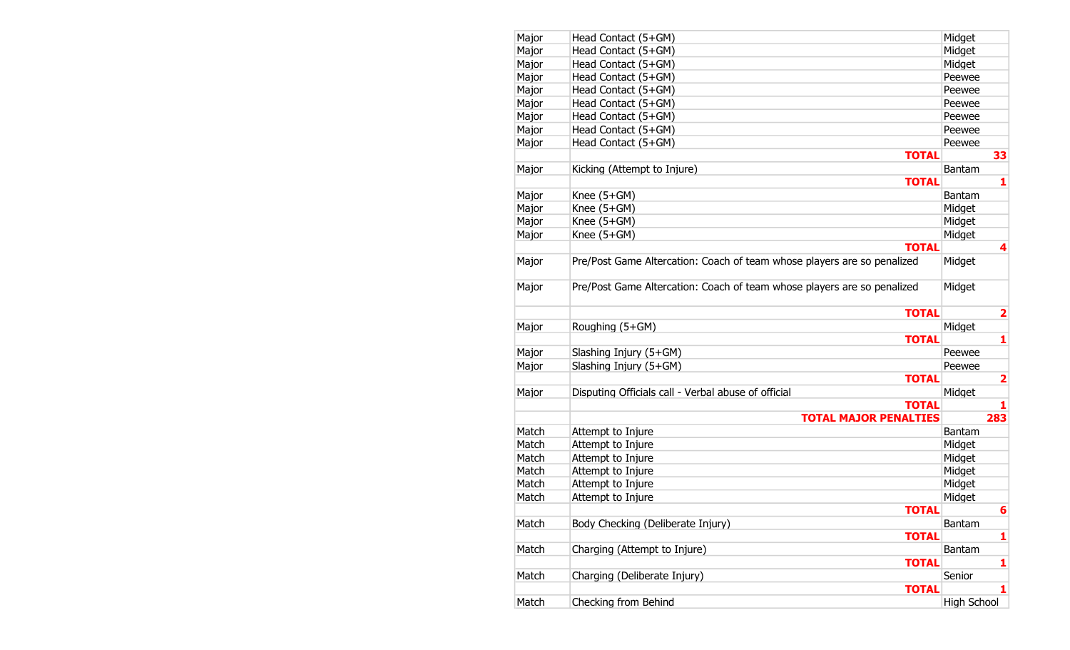| Major | Head Contact (5+GM) | Midget |
|---|---|---|
| Major | Head Contact (5+GM) | Midget |
| Major | Head Contact (5+GM) | Midget |
| Major | Head Contact (5+GM) | Peewee |
| Major | Head Contact (5+GM) | Peewee |
| Major | Head Contact (5+GM) | Peewee |
| Major | Head Contact (5+GM) | Peewee |
| Major | Head Contact (5+GM) | Peewee |
| Major | Head Contact (5+GM) | Peewee |
| | **TOTAL** | **33** |
| Major | Kicking (Attempt to Injure) | Bantam |
| | **TOTAL** | **1** |
| Major | Knee (5+GM) | Bantam |
| Major | Knee (5+GM) | Midget |
| Major | Knee (5+GM) | Midget |
| Major | Knee (5+GM) | Midget |
| | **TOTAL** | **4** |
| Major | Pre/Post Game Altercation: Coach of team whose players are so penalized | Midget |
| Major | Pre/Post Game Altercation: Coach of team whose players are so penalized | Midget |
| | **TOTAL** | **2** |
| Major | Roughing (5+GM) | Midget |
| | **TOTAL** | **1** |
| Major | Slashing Injury (5+GM) | Peewee |
| Major | Slashing Injury (5+GM) | Peewee |
| | **TOTAL** | **2** |
| Major | Disputing Officials call - Verbal abuse of official | Midget |
| | **TOTAL** | **1** |
| | **TOTAL MAJOR PENALTIES** | **283** |
| Match | Attempt to Injure | Bantam |
| Match | Attempt to Injure | Midget |
| Match | Attempt to Injure | Midget |
| Match | Attempt to Injure | Midget |
| Match | Attempt to Injure | Midget |
| Match | Attempt to Injure | Midget |
| | **TOTAL** | **6** |
| Match | Body Checking (Deliberate Injury) | Bantam |
| | **TOTAL** | **1** |
| Match | Charging (Attempt to Injure) | Bantam |
| | **TOTAL** | **1** |
| Match | Charging (Deliberate Injury) | Senior |
| | **TOTAL** | **1** |
| Match | Checking from Behind | High School |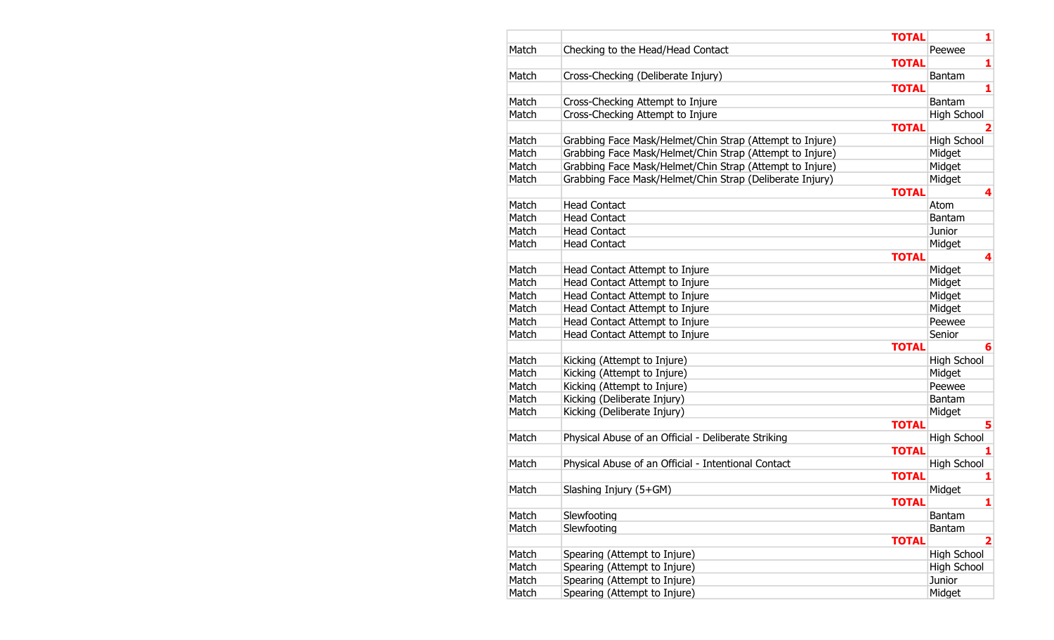| | | |
|---|---|---|
| | **TOTAL** | **1** |
| Match | Checking to the Head/Head Contact | Peewee |
| | **TOTAL** | **1** |
| Match | Cross-Checking (Deliberate Injury) | Bantam |
| | **TOTAL** | **1** |
| Match | Cross-Checking Attempt to Injure | Bantam |
| Match | Cross-Checking Attempt to Injure | High School |
| | **TOTAL** | **2** |
| Match | Grabbing Face Mask/Helmet/Chin Strap (Attempt to Injure) | High School |
| Match | Grabbing Face Mask/Helmet/Chin Strap (Attempt to Injure) | Midget |
| Match | Grabbing Face Mask/Helmet/Chin Strap (Attempt to Injure) | Midget |
| Match | Grabbing Face Mask/Helmet/Chin Strap (Deliberate Injury) | Midget |
| | **TOTAL** | **4** |
| Match | Head Contact | Atom |
| Match | Head Contact | Bantam |
| Match | Head Contact | Junior |
| Match | Head Contact | Midget |
| | **TOTAL** | **4** |
| Match | Head Contact Attempt to Injure | Midget |
| Match | Head Contact Attempt to Injure | Midget |
| Match | Head Contact Attempt to Injure | Midget |
| Match | Head Contact Attempt to Injure | Midget |
| Match | Head Contact Attempt to Injure | Peewee |
| Match | Head Contact Attempt to Injure | Senior |
| | **TOTAL** | **6** |
| Match | Kicking (Attempt to Injure) | High School |
| Match | Kicking (Attempt to Injure) | Midget |
| Match | Kicking (Attempt to Injure) | Peewee |
| Match | Kicking (Deliberate Injury) | Bantam |
| Match | Kicking (Deliberate Injury) | Midget |
| | **TOTAL** | **5** |
| Match | Physical Abuse of an Official - Deliberate Striking | High School |
| | **TOTAL** | **1** |
| Match | Physical Abuse of an Official - Intentional Contact | High School |
| | **TOTAL** | **1** |
| Match | Slashing Injury (5+GM) | Midget |
| | **TOTAL** | **1** |
| Match | Slewfooting | Bantam |
| Match | Slewfooting | Bantam |
| | **TOTAL** | **2** |
| Match | Spearing (Attempt to Injure) | High School |
| Match | Spearing (Attempt to Injure) | High School |
| Match | Spearing (Attempt to Injure) | Junior |
| Match | Spearing (Attempt to Injure) | Midget |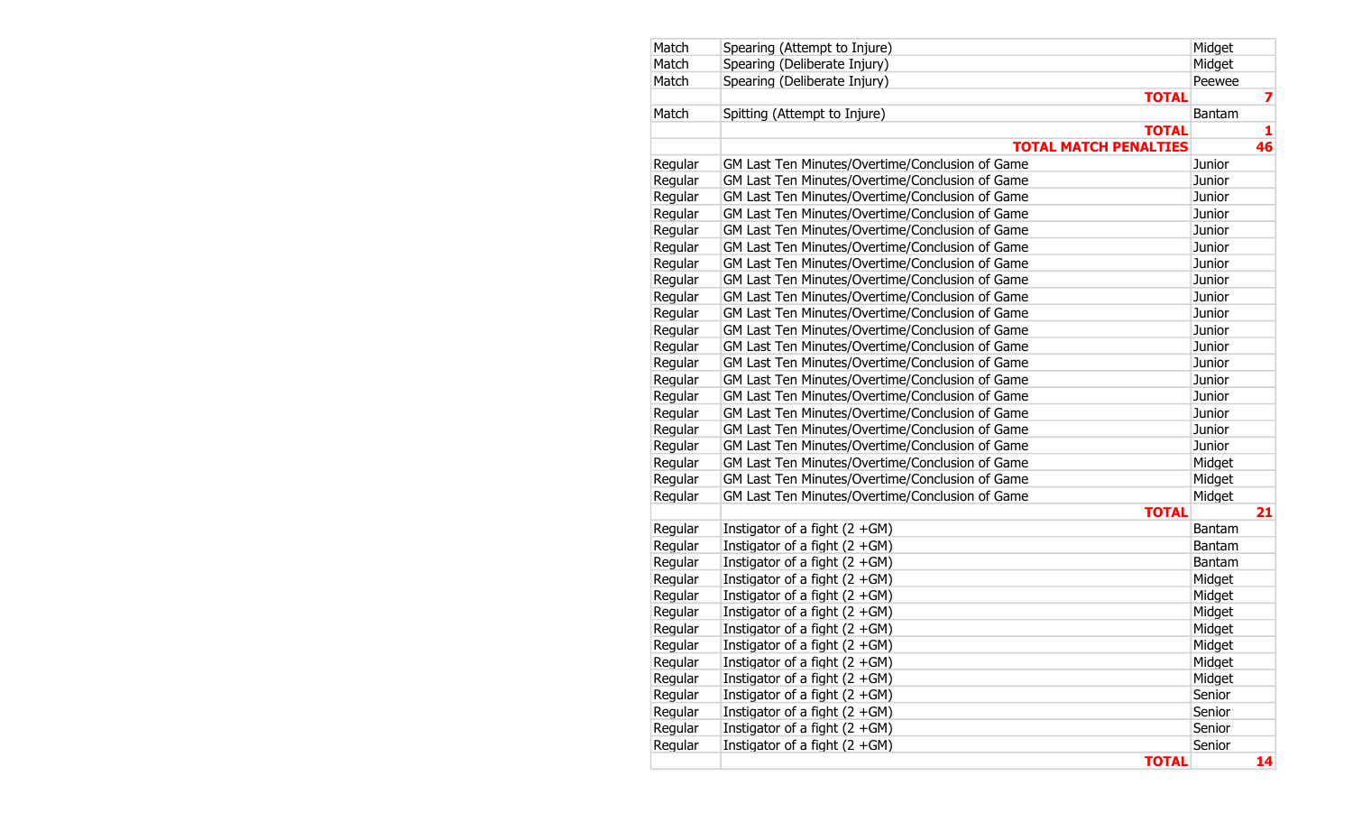| | | |
|---|---|---|
| Match | Spearing (Attempt to Injure) | Midget |
| Match | Spearing (Deliberate Injury) | Midget |
| Match | Spearing (Deliberate Injury) | Peewee |
| | **TOTAL** | **7** |
| Match | Spitting (Attempt to Injure) | Bantam |
| | **TOTAL** | **1** |
| | **TOTAL MATCH PENALTIES** | **46** |
| Regular | GM Last Ten Minutes/Overtime/Conclusion of Game | Junior |
| Regular | GM Last Ten Minutes/Overtime/Conclusion of Game | Junior |
| Regular | GM Last Ten Minutes/Overtime/Conclusion of Game | Junior |
| Regular | GM Last Ten Minutes/Overtime/Conclusion of Game | Junior |
| Regular | GM Last Ten Minutes/Overtime/Conclusion of Game | Junior |
| Regular | GM Last Ten Minutes/Overtime/Conclusion of Game | Junior |
| Regular | GM Last Ten Minutes/Overtime/Conclusion of Game | Junior |
| Regular | GM Last Ten Minutes/Overtime/Conclusion of Game | Junior |
| Regular | GM Last Ten Minutes/Overtime/Conclusion of Game | Junior |
| Regular | GM Last Ten Minutes/Overtime/Conclusion of Game | Junior |
| Regular | GM Last Ten Minutes/Overtime/Conclusion of Game | Junior |
| Regular | GM Last Ten Minutes/Overtime/Conclusion of Game | Junior |
| Regular | GM Last Ten Minutes/Overtime/Conclusion of Game | Junior |
| Regular | GM Last Ten Minutes/Overtime/Conclusion of Game | Junior |
| Regular | GM Last Ten Minutes/Overtime/Conclusion of Game | Junior |
| Regular | GM Last Ten Minutes/Overtime/Conclusion of Game | Junior |
| Regular | GM Last Ten Minutes/Overtime/Conclusion of Game | Junior |
| Regular | GM Last Ten Minutes/Overtime/Conclusion of Game | Junior |
| Regular | GM Last Ten Minutes/Overtime/Conclusion of Game | Midget |
| Regular | GM Last Ten Minutes/Overtime/Conclusion of Game | Midget |
| Regular | GM Last Ten Minutes/Overtime/Conclusion of Game | Midget |
| | **TOTAL** | **21** |
| Regular | Instigator of a fight (2 +GM) | Bantam |
| Regular | Instigator of a fight (2 +GM) | Bantam |
| Regular | Instigator of a fight (2 +GM) | Bantam |
| Regular | Instigator of a fight (2 +GM) | Midget |
| Regular | Instigator of a fight (2 +GM) | Midget |
| Regular | Instigator of a fight (2 +GM) | Midget |
| Regular | Instigator of a fight (2 +GM) | Midget |
| Regular | Instigator of a fight (2 +GM) | Midget |
| Regular | Instigator of a fight (2 +GM) | Midget |
| Regular | Instigator of a fight (2 +GM) | Midget |
| Regular | Instigator of a fight (2 +GM) | Senior |
| Regular | Instigator of a fight (2 +GM) | Senior |
| Regular | Instigator of a fight (2 +GM) | Senior |
| Regular | Instigator of a fight (2 +GM) | Senior |
| | **TOTAL** | **14** |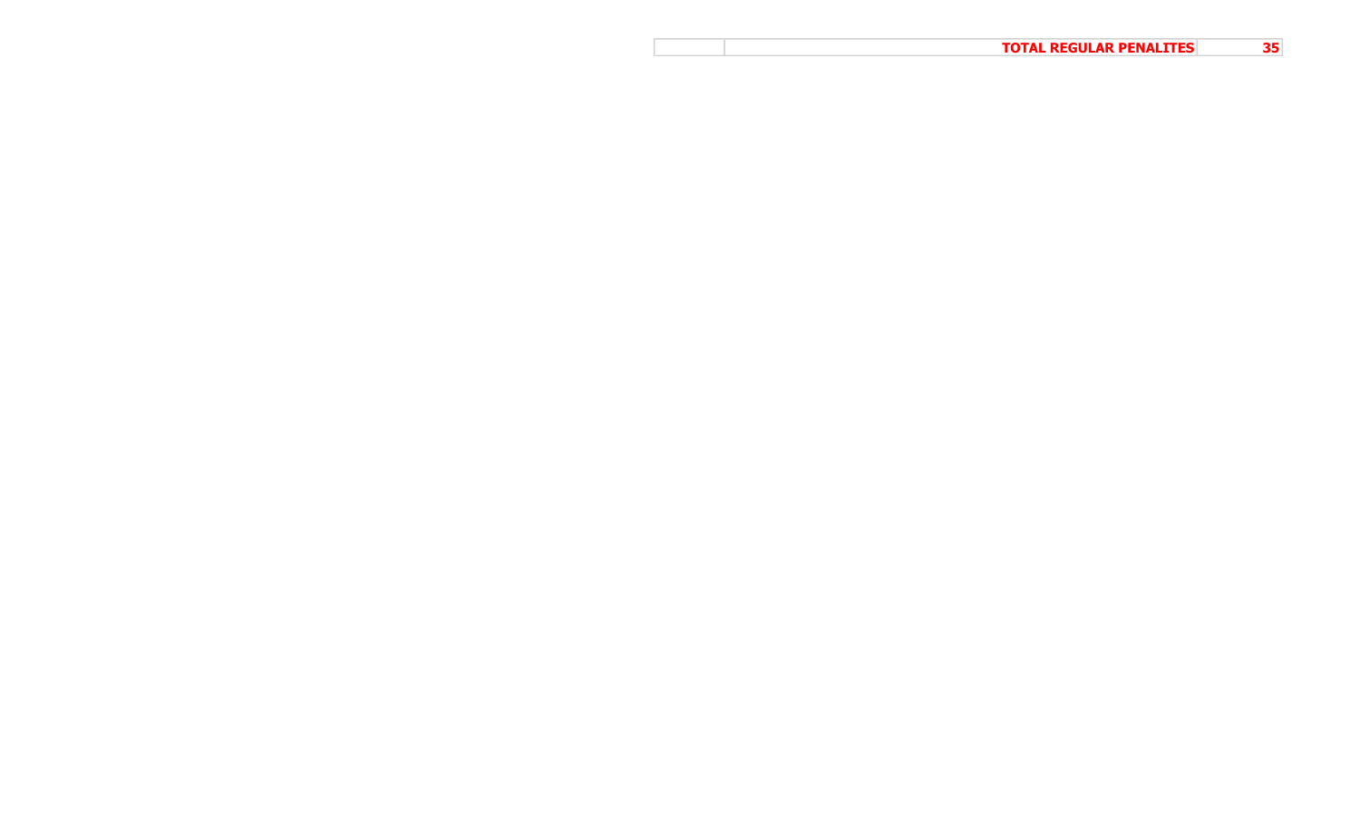| | | | |
|---|---|---|---|
| | | **TOTAL REGULAR PENALITES** | **35** |